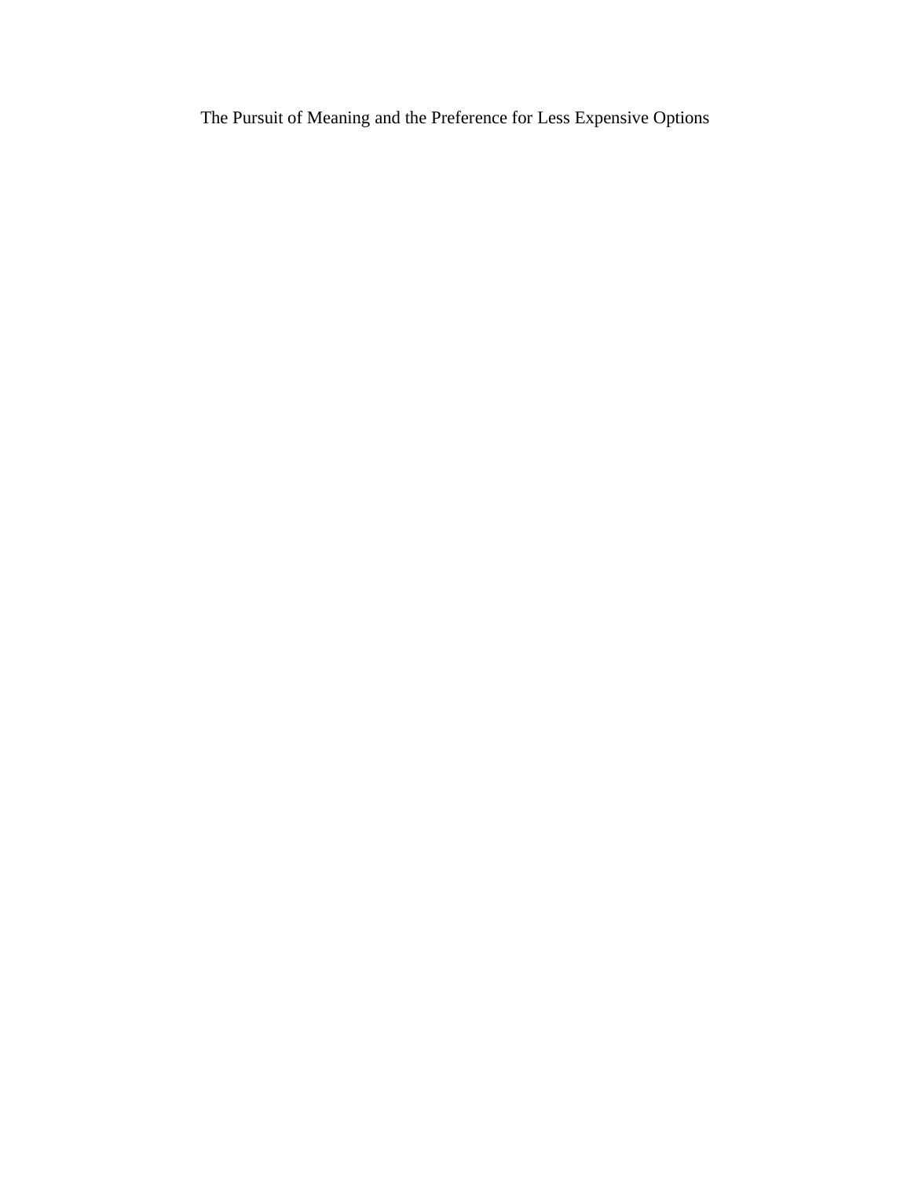# The Pursuit of Meaning and the Preference for Less Expensive Options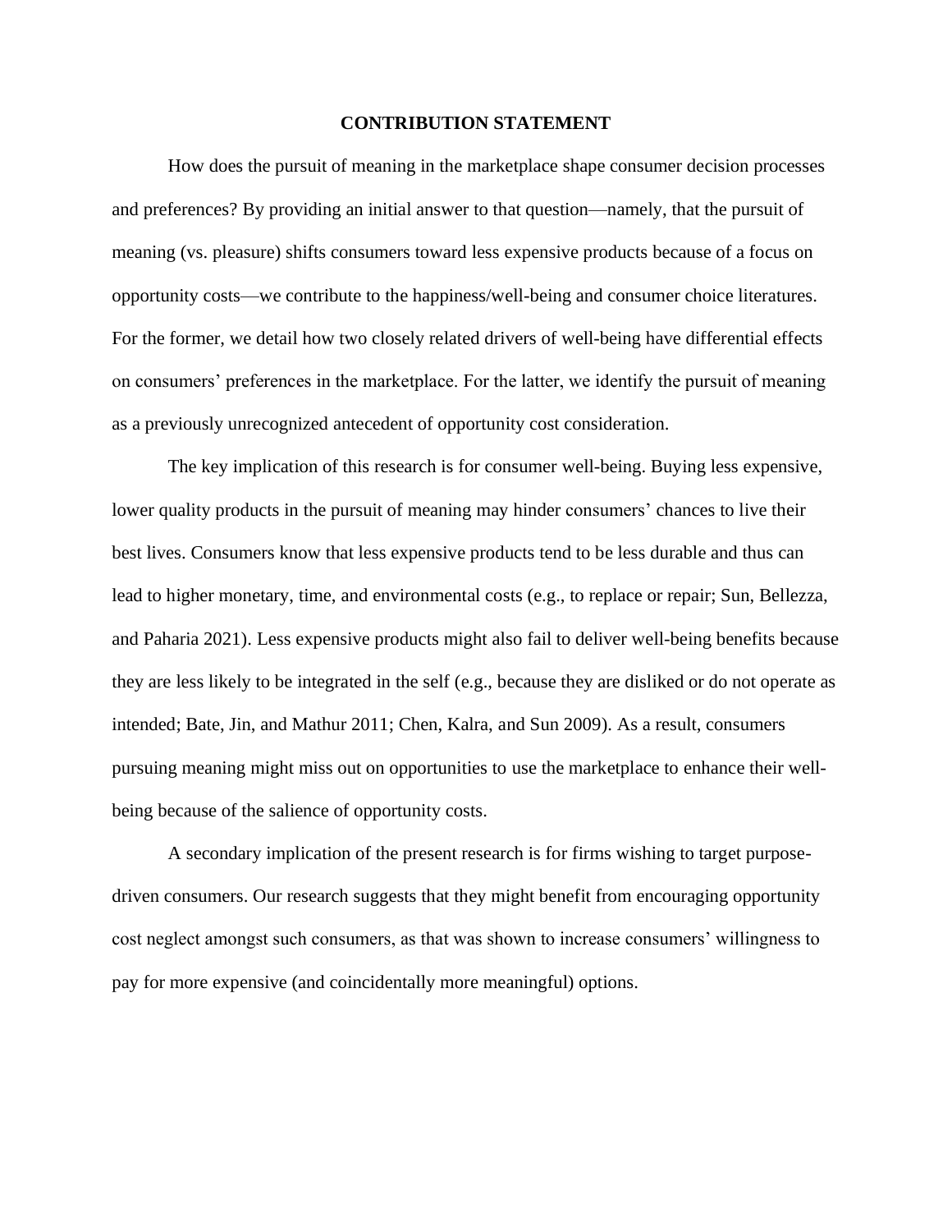# CONTRIBUTION STATEMENT

How does the pursuit of meaning in the marketplace shape consumer decision processes and preferences? By providing an initial answer to that question—namely, that the pursuit of meaning (vs. pleasure) shifts consumers toward less expensive products because of a focus on opportunity costs—we contribute to the happiness/well-being and consumer choice literatures. For the former, we detail how two closely related drivers of well-being have differential effects on consumers' preferences in the marketplace. For the latter, we identify the pursuit of meaning as a previously unrecognized antecedent of opportunity cost consideration.

The key implication of this research is for consumer well-being. Buying less expensive, lower quality products in the pursuit of meaning may hinder consumers' chances to live their best lives. Consumers know that less expensive products tend to be less durable and thus can lead to higher monetary, time, and environmental costs (e.g., to replace or repair; Sun, Bellezza, and Paharia 2021). Less expensive products might also fail to deliver well-being benefits because they are less likely to be integrated in the self (e.g., because they are disliked or do not operate as intended; Bate, Jin, and Mathur 2011; Chen, Kalra, and Sun 2009). As a result, consumers pursuing meaning might miss out on opportunities to use the marketplace to enhance their well-being because of the salience of opportunity costs.

A secondary implication of the present research is for firms wishing to target purpose-driven consumers. Our research suggests that they might benefit from encouraging opportunity cost neglect amongst such consumers, as that was shown to increase consumers' willingness to pay for more expensive (and coincidentally more meaningful) options.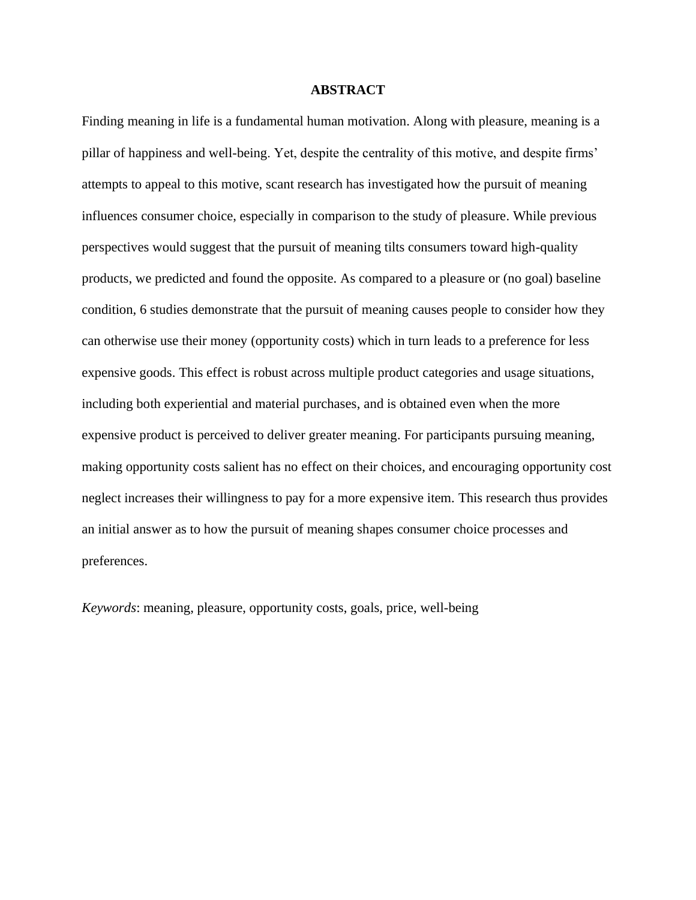# ABSTRACT

Finding meaning in life is a fundamental human motivation. Along with pleasure, meaning is a pillar of happiness and well-being. Yet, despite the centrality of this motive, and despite firms' attempts to appeal to this motive, scant research has investigated how the pursuit of meaning influences consumer choice, especially in comparison to the study of pleasure. While previous perspectives would suggest that the pursuit of meaning tilts consumers toward high-quality products, we predicted and found the opposite. As compared to a pleasure or (no goal) baseline condition, 6 studies demonstrate that the pursuit of meaning causes people to consider how they can otherwise use their money (opportunity costs) which in turn leads to a preference for less expensive goods. This effect is robust across multiple product categories and usage situations, including both experiential and material purchases, and is obtained even when the more expensive product is perceived to deliver greater meaning. For participants pursuing meaning, making opportunity costs salient has no effect on their choices, and encouraging opportunity cost neglect increases their willingness to pay for a more expensive item. This research thus provides an initial answer as to how the pursuit of meaning shapes consumer choice processes and preferences.

*Keywords*: meaning, pleasure, opportunity costs, goals, price, well-being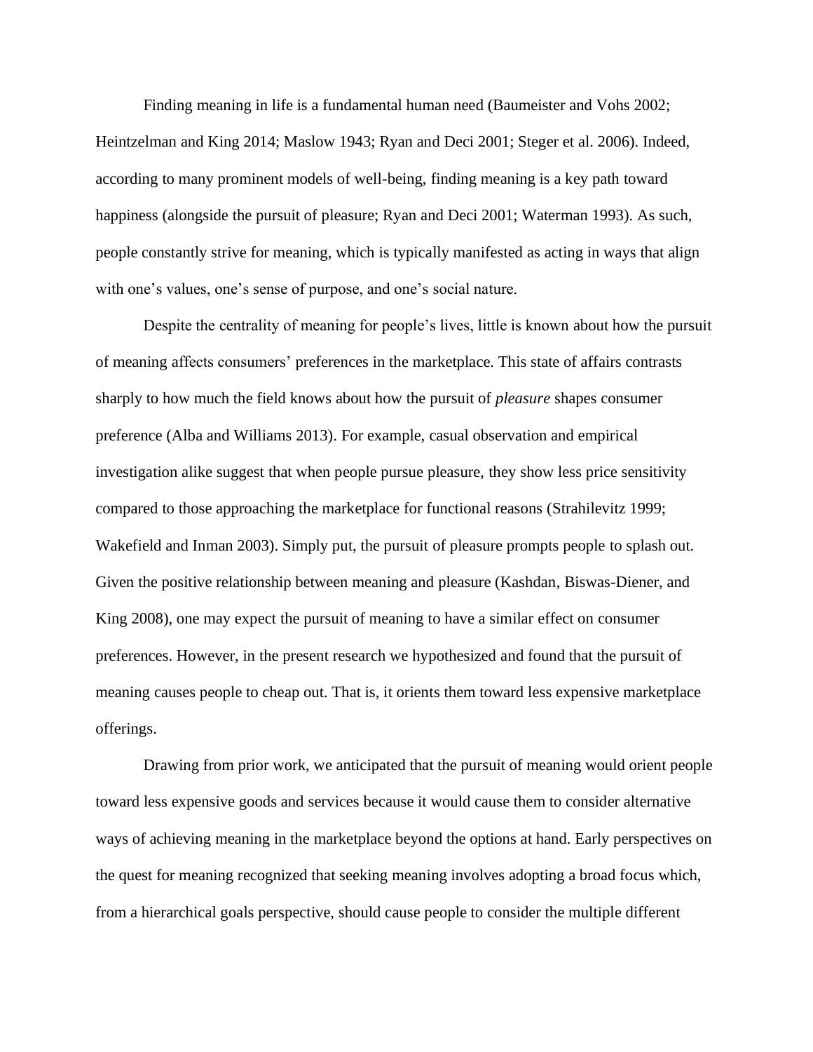Finding meaning in life is a fundamental human need (Baumeister and Vohs 2002; Heintzelman and King 2014; Maslow 1943; Ryan and Deci 2001; Steger et al. 2006). Indeed, according to many prominent models of well-being, finding meaning is a key path toward happiness (alongside the pursuit of pleasure; Ryan and Deci 2001; Waterman 1993). As such, people constantly strive for meaning, which is typically manifested as acting in ways that align with one's values, one's sense of purpose, and one's social nature.

Despite the centrality of meaning for people's lives, little is known about how the pursuit of meaning affects consumers' preferences in the marketplace. This state of affairs contrasts sharply to how much the field knows about how the pursuit of *pleasure* shapes consumer preference (Alba and Williams 2013). For example, casual observation and empirical investigation alike suggest that when people pursue pleasure, they show less price sensitivity compared to those approaching the marketplace for functional reasons (Strahilevitz 1999; Wakefield and Inman 2003). Simply put, the pursuit of pleasure prompts people to splash out. Given the positive relationship between meaning and pleasure (Kashdan, Biswas-Diener, and King 2008), one may expect the pursuit of meaning to have a similar effect on consumer preferences. However, in the present research we hypothesized and found that the pursuit of meaning causes people to cheap out. That is, it orients them toward less expensive marketplace offerings.

Drawing from prior work, we anticipated that the pursuit of meaning would orient people toward less expensive goods and services because it would cause them to consider alternative ways of achieving meaning in the marketplace beyond the options at hand. Early perspectives on the quest for meaning recognized that seeking meaning involves adopting a broad focus which, from a hierarchical goals perspective, should cause people to consider the multiple different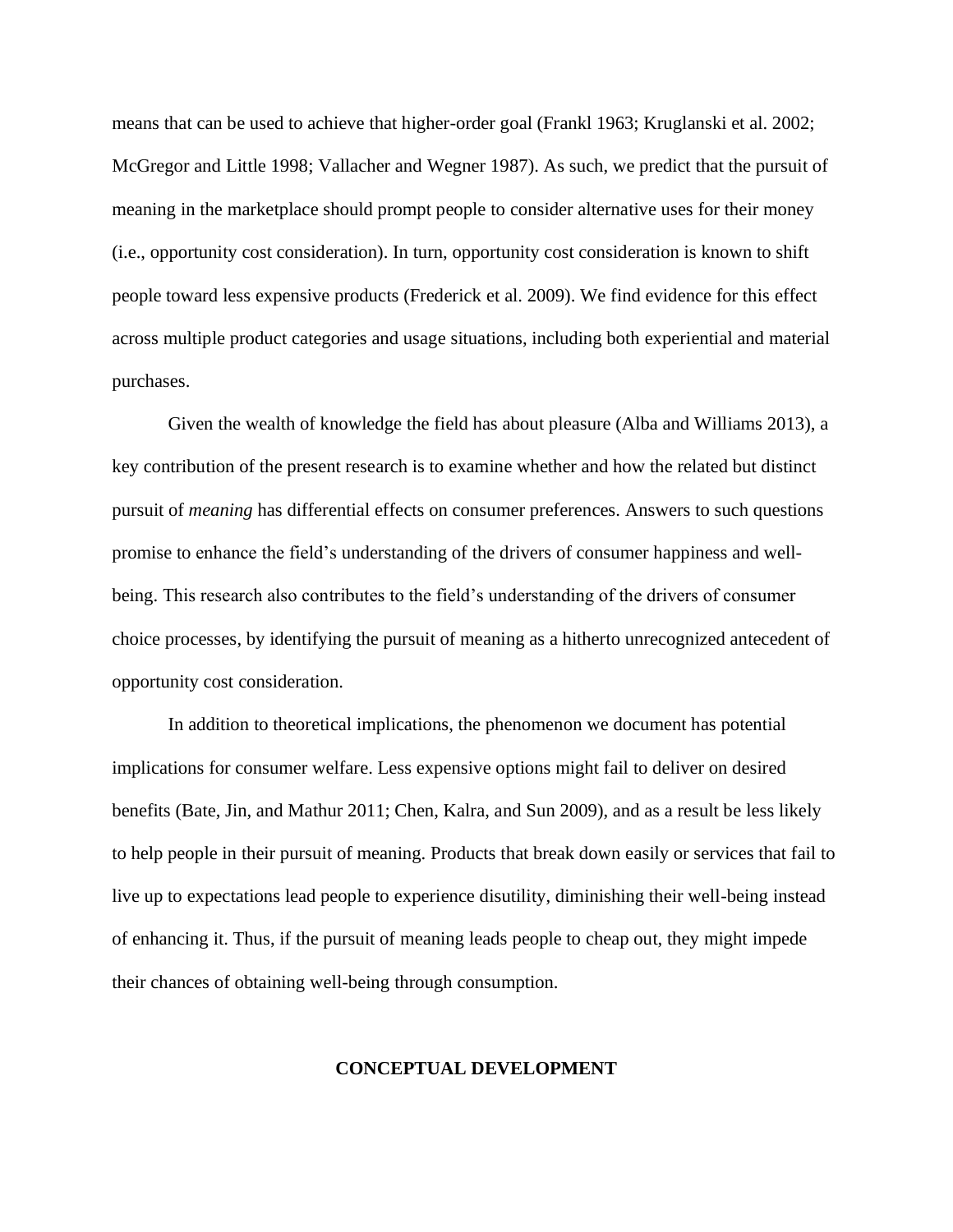means that can be used to achieve that higher-order goal (Frankl 1963; Kruglanski et al. 2002; McGregor and Little 1998; Vallacher and Wegner 1987). As such, we predict that the pursuit of meaning in the marketplace should prompt people to consider alternative uses for their money (i.e., opportunity cost consideration). In turn, opportunity cost consideration is known to shift people toward less expensive products (Frederick et al. 2009). We find evidence for this effect across multiple product categories and usage situations, including both experiential and material purchases.

Given the wealth of knowledge the field has about pleasure (Alba and Williams 2013), a key contribution of the present research is to examine whether and how the related but distinct pursuit of *meaning* has differential effects on consumer preferences. Answers to such questions promise to enhance the field's understanding of the drivers of consumer happiness and well-being. This research also contributes to the field's understanding of the drivers of consumer choice processes, by identifying the pursuit of meaning as a hitherto unrecognized antecedent of opportunity cost consideration.

In addition to theoretical implications, the phenomenon we document has potential implications for consumer welfare. Less expensive options might fail to deliver on desired benefits (Bate, Jin, and Mathur 2011; Chen, Kalra, and Sun 2009), and as a result be less likely to help people in their pursuit of meaning. Products that break down easily or services that fail to live up to expectations lead people to experience disutility, diminishing their well-being instead of enhancing it. Thus, if the pursuit of meaning leads people to cheap out, they might impede their chances of obtaining well-being through consumption.

## CONCEPTUAL DEVELOPMENT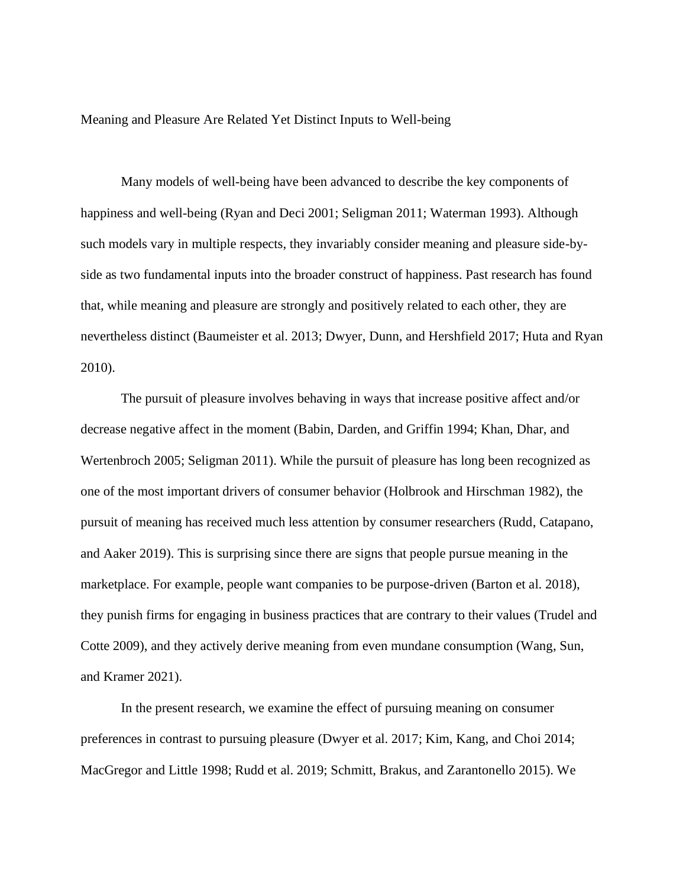## Meaning and Pleasure Are Related Yet Distinct Inputs to Well-being

Many models of well-being have been advanced to describe the key components of happiness and well-being (Ryan and Deci 2001; Seligman 2011; Waterman 1993). Although such models vary in multiple respects, they invariably consider meaning and pleasure side-by-side as two fundamental inputs into the broader construct of happiness. Past research has found that, while meaning and pleasure are strongly and positively related to each other, they are nevertheless distinct (Baumeister et al. 2013; Dwyer, Dunn, and Hershfield 2017; Huta and Ryan 2010).

The pursuit of pleasure involves behaving in ways that increase positive affect and/or decrease negative affect in the moment (Babin, Darden, and Griffin 1994; Khan, Dhar, and Wertenbroch 2005; Seligman 2011). While the pursuit of pleasure has long been recognized as one of the most important drivers of consumer behavior (Holbrook and Hirschman 1982), the pursuit of meaning has received much less attention by consumer researchers (Rudd, Catapano, and Aaker 2019). This is surprising since there are signs that people pursue meaning in the marketplace. For example, people want companies to be purpose-driven (Barton et al. 2018), they punish firms for engaging in business practices that are contrary to their values (Trudel and Cotte 2009), and they actively derive meaning from even mundane consumption (Wang, Sun, and Kramer 2021).

In the present research, we examine the effect of pursuing meaning on consumer preferences in contrast to pursuing pleasure (Dwyer et al. 2017; Kim, Kang, and Choi 2014; MacGregor and Little 1998; Rudd et al. 2019; Schmitt, Brakus, and Zarantonello 2015). We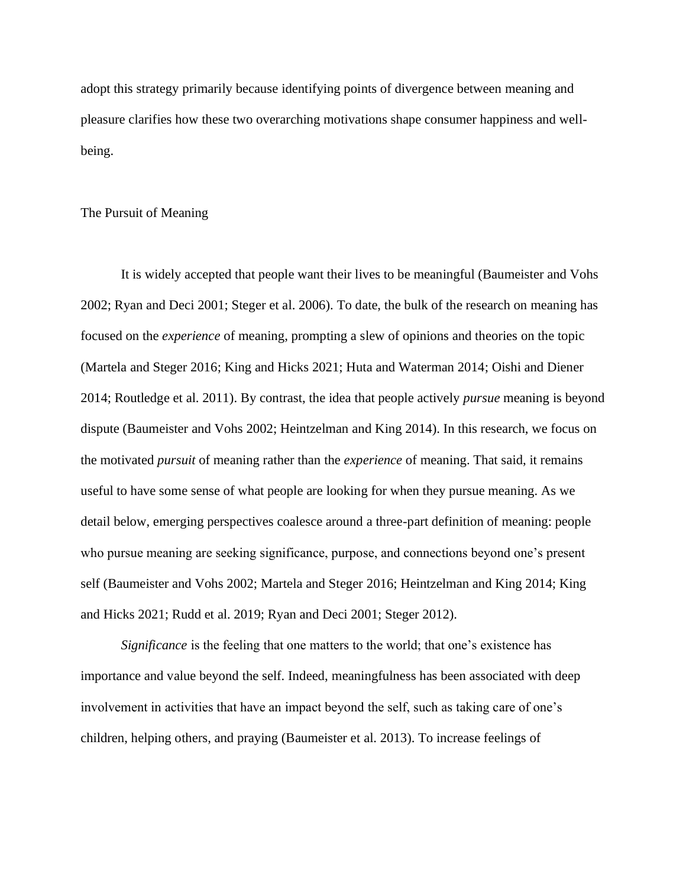adopt this strategy primarily because identifying points of divergence between meaning and pleasure clarifies how these two overarching motivations shape consumer happiness and well-being.

## The Pursuit of Meaning

It is widely accepted that people want their lives to be meaningful (Baumeister and Vohs 2002; Ryan and Deci 2001; Steger et al. 2006). To date, the bulk of the research on meaning has focused on the *experience* of meaning, prompting a slew of opinions and theories on the topic (Martela and Steger 2016; King and Hicks 2021; Huta and Waterman 2014; Oishi and Diener 2014; Routledge et al. 2011). By contrast, the idea that people actively *pursue* meaning is beyond dispute (Baumeister and Vohs 2002; Heintzelman and King 2014). In this research, we focus on the motivated *pursuit* of meaning rather than the *experience* of meaning. That said, it remains useful to have some sense of what people are looking for when they pursue meaning. As we detail below, emerging perspectives coalesce around a three-part definition of meaning: people who pursue meaning are seeking significance, purpose, and connections beyond one's present self (Baumeister and Vohs 2002; Martela and Steger 2016; Heintzelman and King 2014; King and Hicks 2021; Rudd et al. 2019; Ryan and Deci 2001; Steger 2012).

*Significance* is the feeling that one matters to the world; that one's existence has importance and value beyond the self. Indeed, meaningfulness has been associated with deep involvement in activities that have an impact beyond the self, such as taking care of one's children, helping others, and praying (Baumeister et al. 2013). To increase feelings of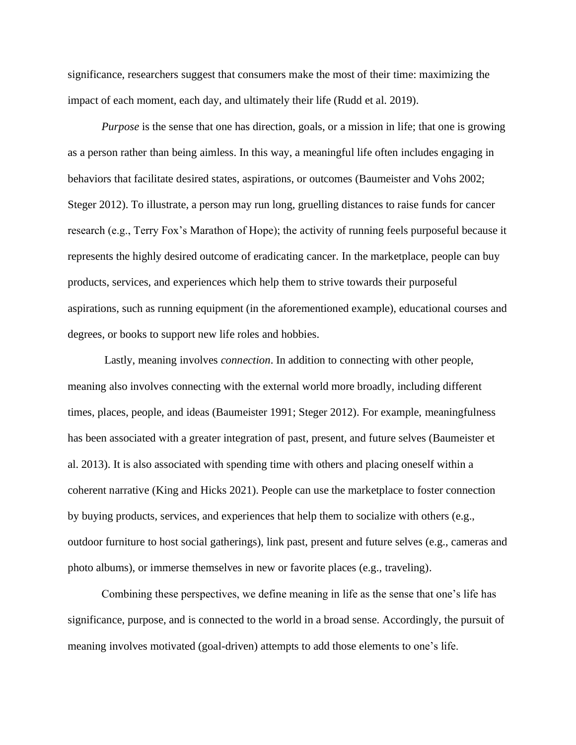significance, researchers suggest that consumers make the most of their time: maximizing the impact of each moment, each day, and ultimately their life (Rudd et al. 2019).

*Purpose* is the sense that one has direction, goals, or a mission in life; that one is growing as a person rather than being aimless. In this way, a meaningful life often includes engaging in behaviors that facilitate desired states, aspirations, or outcomes (Baumeister and Vohs 2002; Steger 2012). To illustrate, a person may run long, gruelling distances to raise funds for cancer research (e.g., Terry Fox's Marathon of Hope); the activity of running feels purposeful because it represents the highly desired outcome of eradicating cancer. In the marketplace, people can buy products, services, and experiences which help them to strive towards their purposeful aspirations, such as running equipment (in the aforementioned example), educational courses and degrees, or books to support new life roles and hobbies.

Lastly, meaning involves *connection*. In addition to connecting with other people, meaning also involves connecting with the external world more broadly, including different times, places, people, and ideas (Baumeister 1991; Steger 2012). For example, meaningfulness has been associated with a greater integration of past, present, and future selves (Baumeister et al. 2013). It is also associated with spending time with others and placing oneself within a coherent narrative (King and Hicks 2021). People can use the marketplace to foster connection by buying products, services, and experiences that help them to socialize with others (e.g., outdoor furniture to host social gatherings), link past, present and future selves (e.g., cameras and photo albums), or immerse themselves in new or favorite places (e.g., traveling).

Combining these perspectives, we define meaning in life as the sense that one's life has significance, purpose, and is connected to the world in a broad sense. Accordingly, the pursuit of meaning involves motivated (goal-driven) attempts to add those elements to one's life.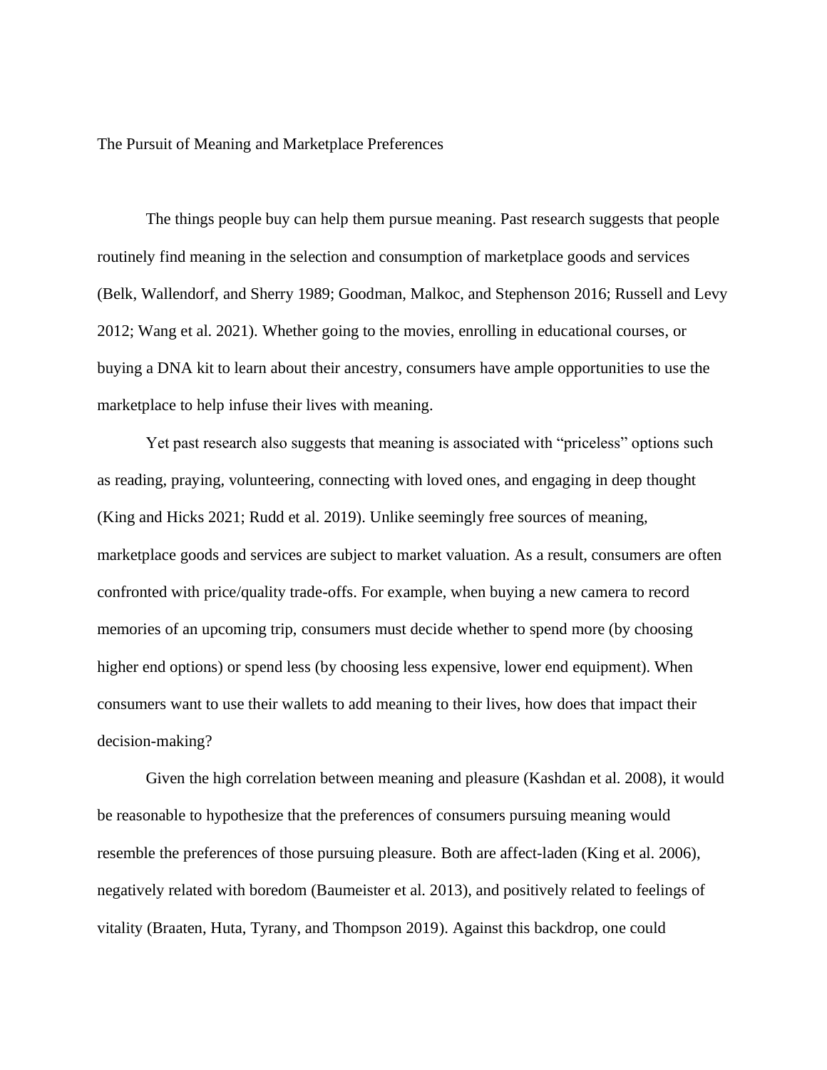# The Pursuit of Meaning and Marketplace Preferences

The things people buy can help them pursue meaning. Past research suggests that people routinely find meaning in the selection and consumption of marketplace goods and services (Belk, Wallendorf, and Sherry 1989; Goodman, Malkoc, and Stephenson 2016; Russell and Levy 2012; Wang et al. 2021). Whether going to the movies, enrolling in educational courses, or buying a DNA kit to learn about their ancestry, consumers have ample opportunities to use the marketplace to help infuse their lives with meaning.

Yet past research also suggests that meaning is associated with "priceless" options such as reading, praying, volunteering, connecting with loved ones, and engaging in deep thought (King and Hicks 2021; Rudd et al. 2019). Unlike seemingly free sources of meaning, marketplace goods and services are subject to market valuation. As a result, consumers are often confronted with price/quality trade-offs. For example, when buying a new camera to record memories of an upcoming trip, consumers must decide whether to spend more (by choosing higher end options) or spend less (by choosing less expensive, lower end equipment). When consumers want to use their wallets to add meaning to their lives, how does that impact their decision-making?

Given the high correlation between meaning and pleasure (Kashdan et al. 2008), it would be reasonable to hypothesize that the preferences of consumers pursuing meaning would resemble the preferences of those pursuing pleasure. Both are affect-laden (King et al. 2006), negatively related with boredom (Baumeister et al. 2013), and positively related to feelings of vitality (Braaten, Huta, Tyrany, and Thompson 2019). Against this backdrop, one could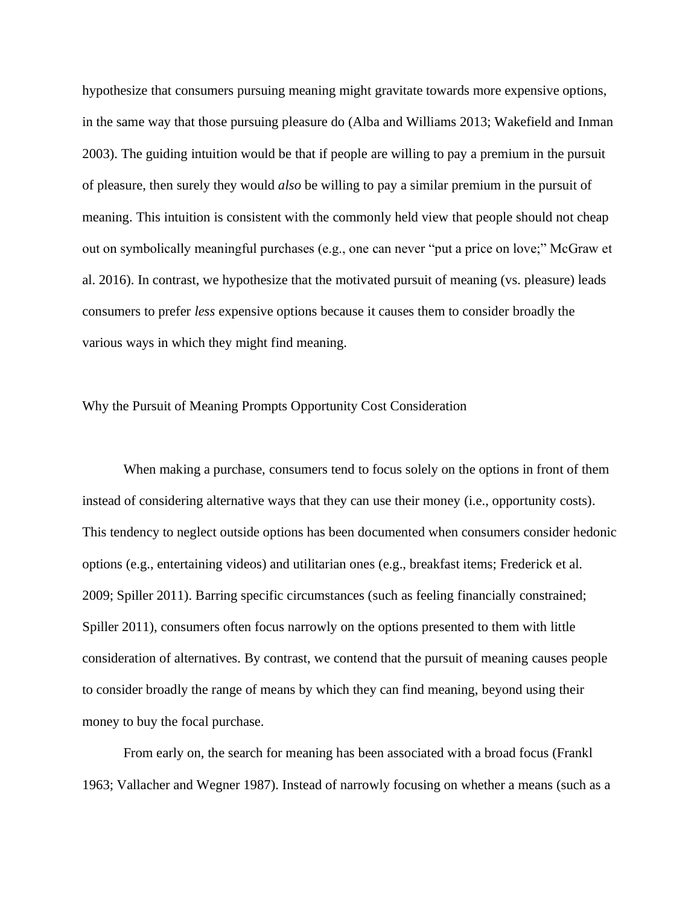hypothesize that consumers pursuing meaning might gravitate towards more expensive options, in the same way that those pursuing pleasure do (Alba and Williams 2013; Wakefield and Inman 2003). The guiding intuition would be that if people are willing to pay a premium in the pursuit of pleasure, then surely they would *also* be willing to pay a similar premium in the pursuit of meaning. This intuition is consistent with the commonly held view that people should not cheap out on symbolically meaningful purchases (e.g., one can never "put a price on love;" McGraw et al. 2016). In contrast, we hypothesize that the motivated pursuit of meaning (vs. pleasure) leads consumers to prefer *less* expensive options because it causes them to consider broadly the various ways in which they might find meaning.

## Why the Pursuit of Meaning Prompts Opportunity Cost Consideration

When making a purchase, consumers tend to focus solely on the options in front of them instead of considering alternative ways that they can use their money (i.e., opportunity costs). This tendency to neglect outside options has been documented when consumers consider hedonic options (e.g., entertaining videos) and utilitarian ones (e.g., breakfast items; Frederick et al. 2009; Spiller 2011). Barring specific circumstances (such as feeling financially constrained; Spiller 2011), consumers often focus narrowly on the options presented to them with little consideration of alternatives. By contrast, we contend that the pursuit of meaning causes people to consider broadly the range of means by which they can find meaning, beyond using their money to buy the focal purchase.

From early on, the search for meaning has been associated with a broad focus (Frankl 1963; Vallacher and Wegner 1987). Instead of narrowly focusing on whether a means (such as a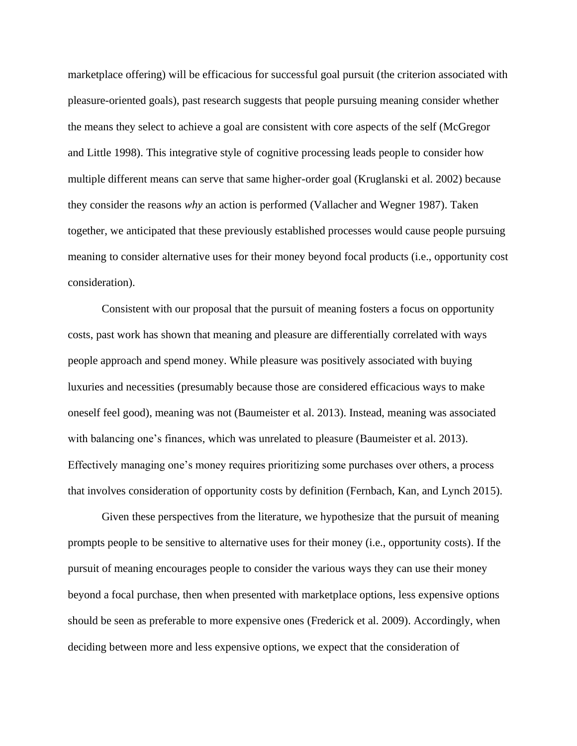marketplace offering) will be efficacious for successful goal pursuit (the criterion associated with pleasure-oriented goals), past research suggests that people pursuing meaning consider whether the means they select to achieve a goal are consistent with core aspects of the self (McGregor and Little 1998). This integrative style of cognitive processing leads people to consider how multiple different means can serve that same higher-order goal (Kruglanski et al. 2002) because they consider the reasons *why* an action is performed (Vallacher and Wegner 1987). Taken together, we anticipated that these previously established processes would cause people pursuing meaning to consider alternative uses for their money beyond focal products (i.e., opportunity cost consideration).

Consistent with our proposal that the pursuit of meaning fosters a focus on opportunity costs, past work has shown that meaning and pleasure are differentially correlated with ways people approach and spend money. While pleasure was positively associated with buying luxuries and necessities (presumably because those are considered efficacious ways to make oneself feel good), meaning was not (Baumeister et al. 2013). Instead, meaning was associated with balancing one's finances, which was unrelated to pleasure (Baumeister et al. 2013). Effectively managing one's money requires prioritizing some purchases over others, a process that involves consideration of opportunity costs by definition (Fernbach, Kan, and Lynch 2015).

Given these perspectives from the literature, we hypothesize that the pursuit of meaning prompts people to be sensitive to alternative uses for their money (i.e., opportunity costs). If the pursuit of meaning encourages people to consider the various ways they can use their money beyond a focal purchase, then when presented with marketplace options, less expensive options should be seen as preferable to more expensive ones (Frederick et al. 2009). Accordingly, when deciding between more and less expensive options, we expect that the consideration of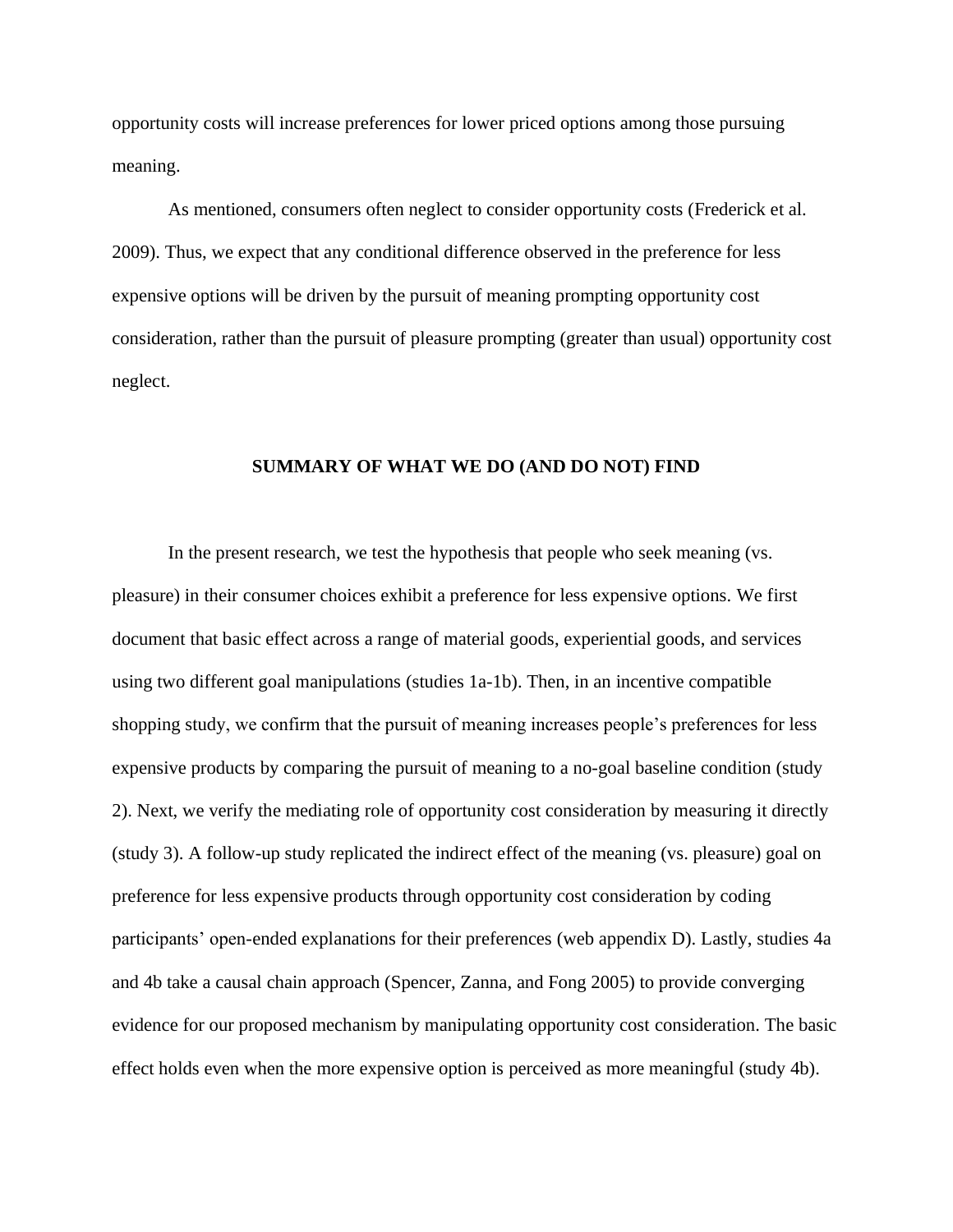opportunity costs will increase preferences for lower priced options among those pursuing meaning.

As mentioned, consumers often neglect to consider opportunity costs (Frederick et al. 2009). Thus, we expect that any conditional difference observed in the preference for less expensive options will be driven by the pursuit of meaning prompting opportunity cost consideration, rather than the pursuit of pleasure prompting (greater than usual) opportunity cost neglect.

## SUMMARY OF WHAT WE DO (AND DO NOT) FIND

In the present research, we test the hypothesis that people who seek meaning (vs. pleasure) in their consumer choices exhibit a preference for less expensive options. We first document that basic effect across a range of material goods, experiential goods, and services using two different goal manipulations (studies 1a-1b). Then, in an incentive compatible shopping study, we confirm that the pursuit of meaning increases people's preferences for less expensive products by comparing the pursuit of meaning to a no-goal baseline condition (study 2). Next, we verify the mediating role of opportunity cost consideration by measuring it directly (study 3). A follow-up study replicated the indirect effect of the meaning (vs. pleasure) goal on preference for less expensive products through opportunity cost consideration by coding participants' open-ended explanations for their preferences (web appendix D). Lastly, studies 4a and 4b take a causal chain approach (Spencer, Zanna, and Fong 2005) to provide converging evidence for our proposed mechanism by manipulating opportunity cost consideration. The basic effect holds even when the more expensive option is perceived as more meaningful (study 4b).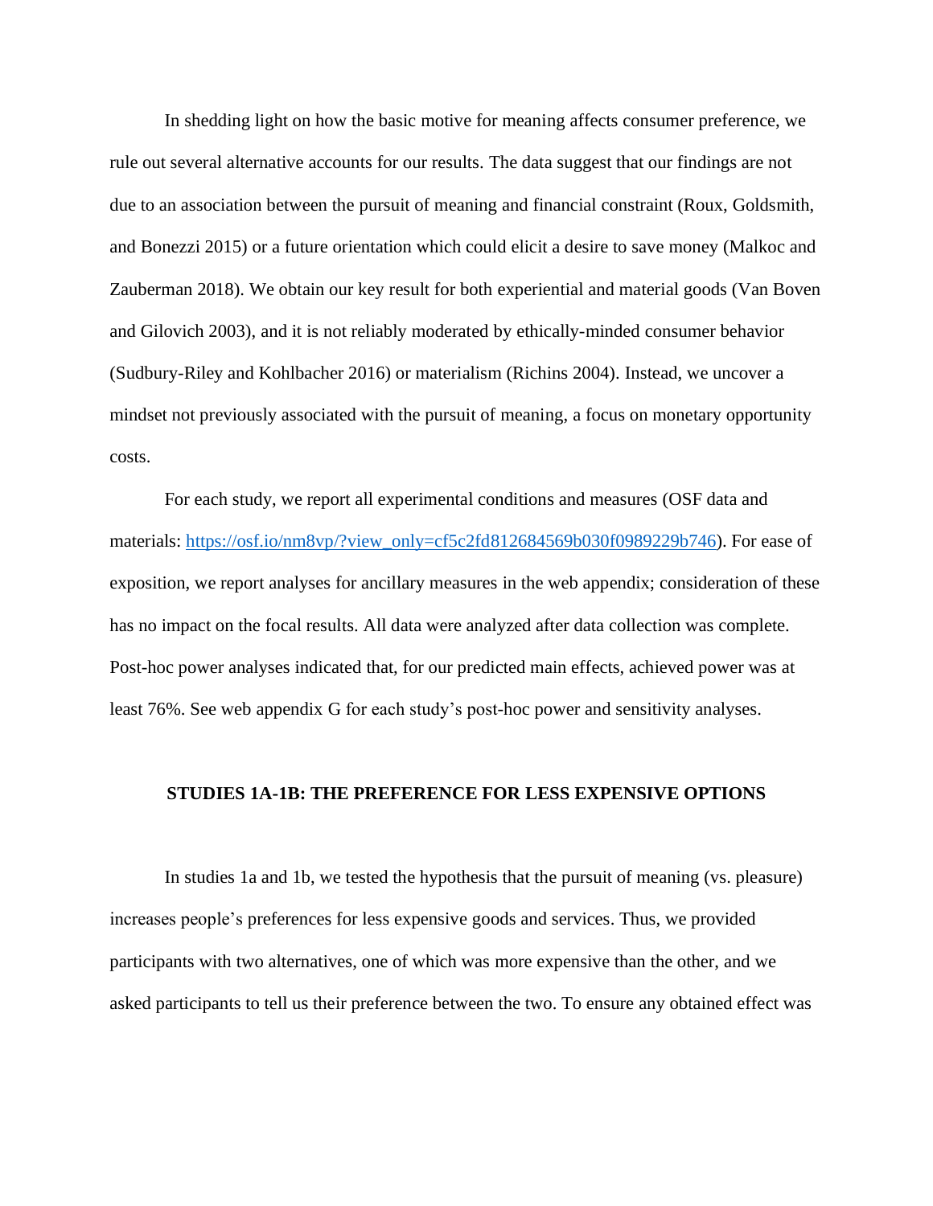In shedding light on how the basic motive for meaning affects consumer preference, we rule out several alternative accounts for our results. The data suggest that our findings are not due to an association between the pursuit of meaning and financial constraint (Roux, Goldsmith, and Bonezzi 2015) or a future orientation which could elicit a desire to save money (Malkoc and Zauberman 2018). We obtain our key result for both experiential and material goods (Van Boven and Gilovich 2003), and it is not reliably moderated by ethically-minded consumer behavior (Sudbury-Riley and Kohlbacher 2016) or materialism (Richins 2004). Instead, we uncover a mindset not previously associated with the pursuit of meaning, a focus on monetary opportunity costs.

For each study, we report all experimental conditions and measures (OSF data and materials: [https://osf.io/nm8vp/?view_only=cf5c2fd812684569b030f0989229b746](https://osf.io/nm8vp/?view_only=cf5c2fd812684569b030f0989229b746)). For ease of exposition, we report analyses for ancillary measures in the web appendix; consideration of these has no impact on the focal results. All data were analyzed after data collection was complete. Post-hoc power analyses indicated that, for our predicted main effects, achieved power was at least 76%. See web appendix G for each study's post-hoc power and sensitivity analyses.

## STUDIES 1A-1B: THE PREFERENCE FOR LESS EXPENSIVE OPTIONS

In studies 1a and 1b, we tested the hypothesis that the pursuit of meaning (vs. pleasure) increases people's preferences for less expensive goods and services. Thus, we provided participants with two alternatives, one of which was more expensive than the other, and we asked participants to tell us their preference between the two. To ensure any obtained effect was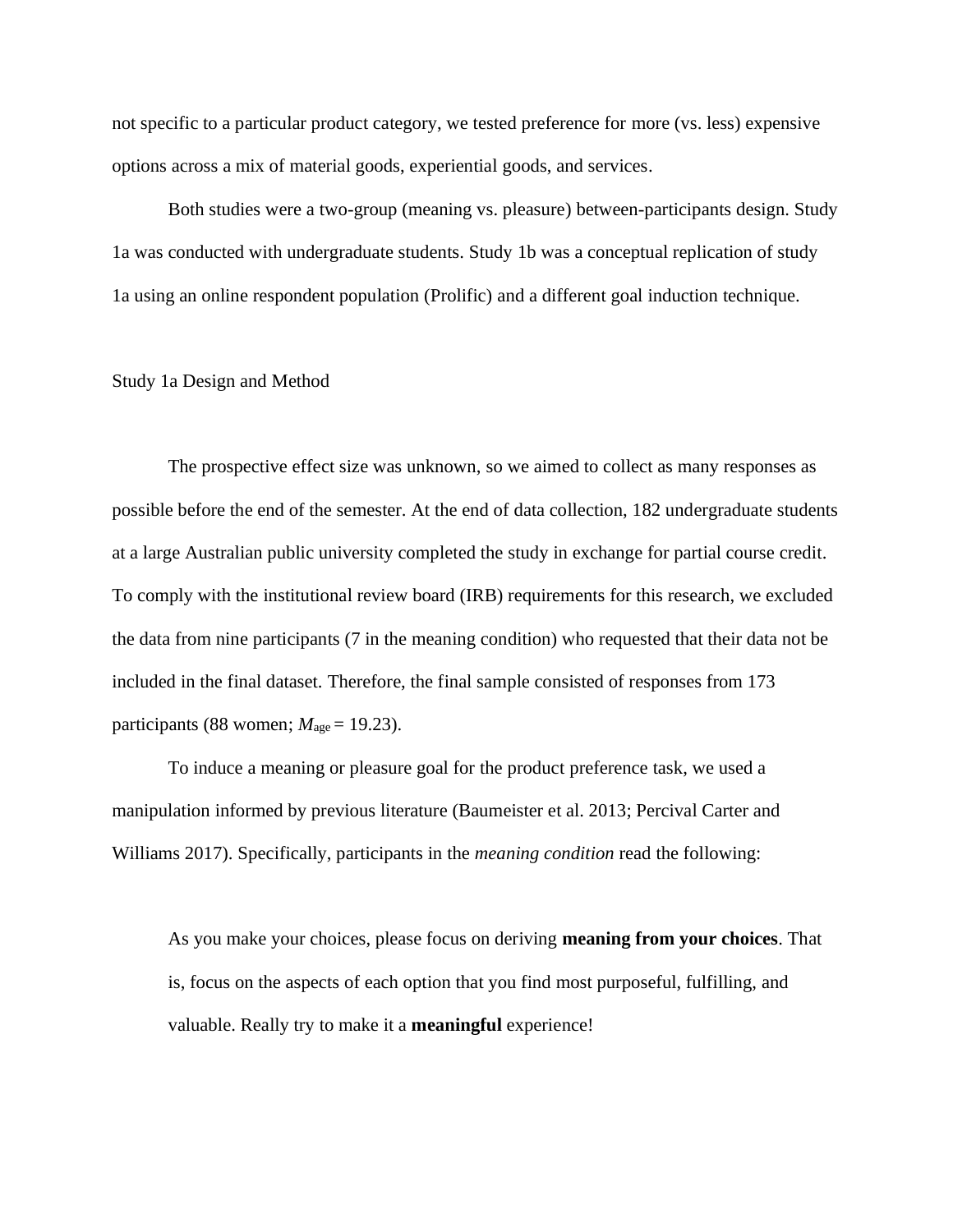not specific to a particular product category, we tested preference for more (vs. less) expensive options across a mix of material goods, experiential goods, and services.

Both studies were a two-group (meaning vs. pleasure) between-participants design. Study 1a was conducted with undergraduate students. Study 1b was a conceptual replication of study 1a using an online respondent population (Prolific) and a different goal induction technique.

### Study 1a Design and Method

The prospective effect size was unknown, so we aimed to collect as many responses as possible before the end of the semester. At the end of data collection, 182 undergraduate students at a large Australian public university completed the study in exchange for partial course credit. To comply with the institutional review board (IRB) requirements for this research, we excluded the data from nine participants (7 in the meaning condition) who requested that their data not be included in the final dataset. Therefore, the final sample consisted of responses from 173 participants (88 women; $M_{age} = 19.23$).

To induce a meaning or pleasure goal for the product preference task, we used a manipulation informed by previous literature (Baumeister et al. 2013; Percival Carter and Williams 2017). Specifically, participants in the *meaning condition* read the following:

> As you make your choices, please focus on deriving **meaning from your choices**. That is, focus on the aspects of each option that you find most purposeful, fulfilling, and valuable. Really try to make it a **meaningful** experience!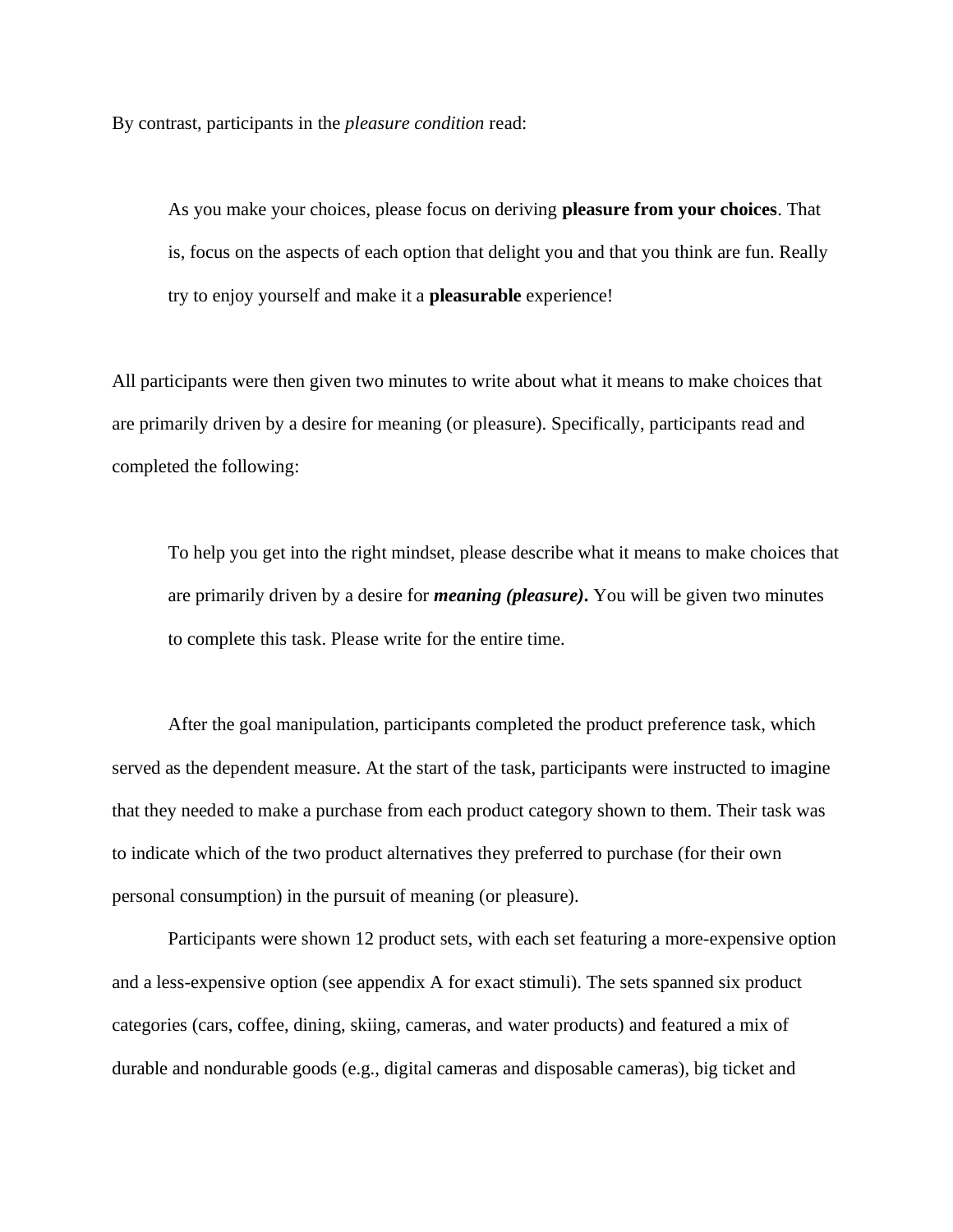By contrast, participants in the *pleasure condition* read:

> As you make your choices, please focus on deriving **pleasure from your choices**. That is, focus on the aspects of each option that delight you and that you think are fun. Really try to enjoy yourself and make it a **pleasurable** experience!

All participants were then given two minutes to write about what it means to make choices that are primarily driven by a desire for meaning (or pleasure). Specifically, participants read and completed the following:

> To help you get into the right mindset, please describe what it means to make choices that are primarily driven by a desire for ***meaning (pleasure)*.** You will be given two minutes to complete this task. Please write for the entire time.

After the goal manipulation, participants completed the product preference task, which served as the dependent measure. At the start of the task, participants were instructed to imagine that they needed to make a purchase from each product category shown to them. Their task was to indicate which of the two product alternatives they preferred to purchase (for their own personal consumption) in the pursuit of meaning (or pleasure).

Participants were shown 12 product sets, with each set featuring a more-expensive option and a less-expensive option (see appendix A for exact stimuli). The sets spanned six product categories (cars, coffee, dining, skiing, cameras, and water products) and featured a mix of durable and nondurable goods (e.g., digital cameras and disposable cameras), big ticket and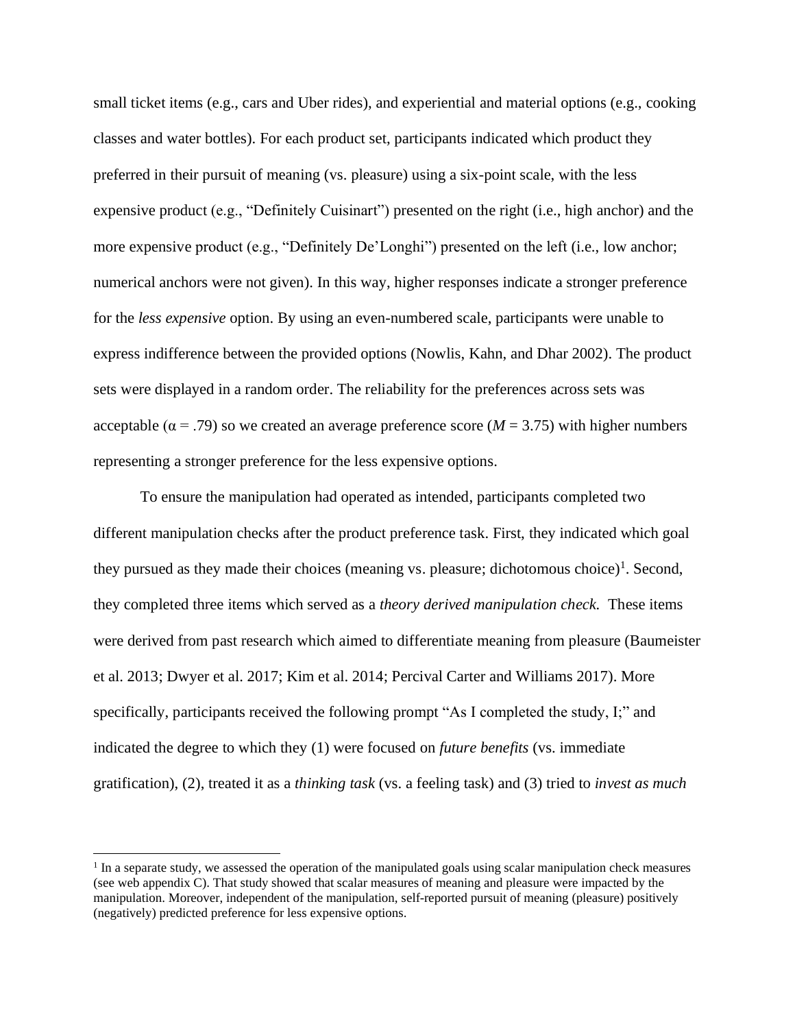small ticket items (e.g., cars and Uber rides), and experiential and material options (e.g., cooking classes and water bottles). For each product set, participants indicated which product they preferred in their pursuit of meaning (vs. pleasure) using a six-point scale, with the less expensive product (e.g., "Definitely Cuisinart") presented on the right (i.e., high anchor) and the more expensive product (e.g., "Definitely De'Longhi") presented on the left (i.e., low anchor; numerical anchors were not given). In this way, higher responses indicate a stronger preference for the *less expensive* option. By using an even-numbered scale, participants were unable to express indifference between the provided options (Nowlis, Kahn, and Dhar 2002). The product sets were displayed in a random order. The reliability for the preferences across sets was acceptable ($\alpha = .79$) so we created an average preference score ($M = 3.75$) with higher numbers representing a stronger preference for the less expensive options.

To ensure the manipulation had operated as intended, participants completed two different manipulation checks after the product preference task. First, they indicated which goal they pursued as they made their choices (meaning vs. pleasure; dichotomous choice)[1]. Second, they completed three items which served as a *theory derived manipulation check.* These items were derived from past research which aimed to differentiate meaning from pleasure (Baumeister et al. 2013; Dwyer et al. 2017; Kim et al. 2014; Percival Carter and Williams 2017). More specifically, participants received the following prompt "As I completed the study, I;" and indicated the degree to which they (1) were focused on *future benefits* (vs. immediate gratification), (2), treated it as a *thinking task* (vs. a feeling task) and (3) tried to *invest as much*

[1] In a separate study, we assessed the operation of the manipulated goals using scalar manipulation check measures (see web appendix C). That study showed that scalar measures of meaning and pleasure were impacted by the manipulation. Moreover, independent of the manipulation, self-reported pursuit of meaning (pleasure) positively (negatively) predicted preference for less expensive options.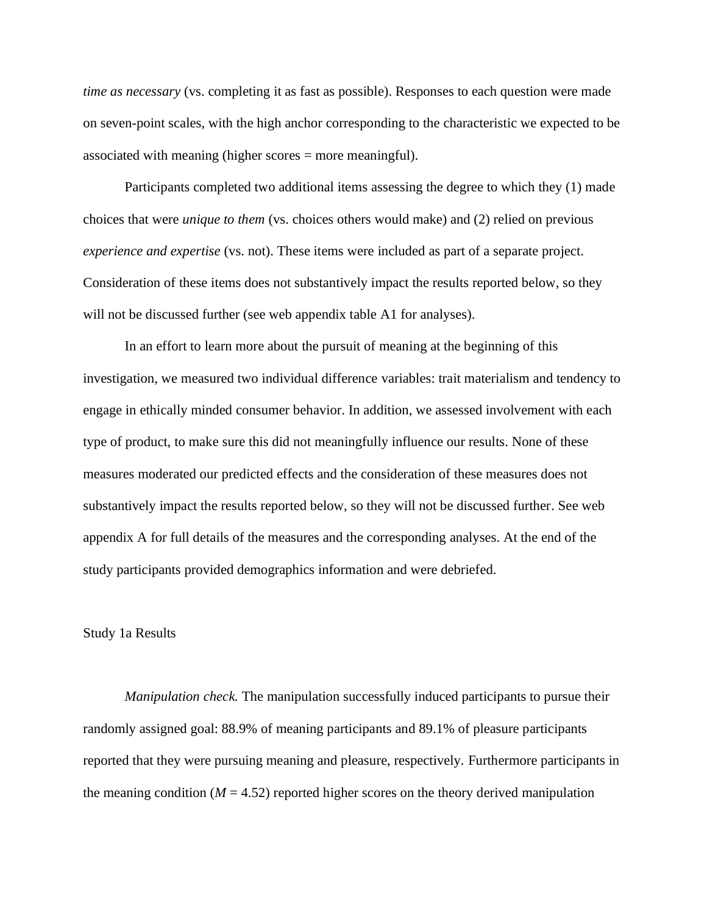*time as necessary* (vs. completing it as fast as possible). Responses to each question were made on seven-point scales, with the high anchor corresponding to the characteristic we expected to be associated with meaning (higher scores = more meaningful).

Participants completed two additional items assessing the degree to which they (1) made choices that were *unique to them* (vs. choices others would make) and (2) relied on previous *experience and expertise* (vs. not). These items were included as part of a separate project. Consideration of these items does not substantively impact the results reported below, so they will not be discussed further (see web appendix table A1 for analyses).

In an effort to learn more about the pursuit of meaning at the beginning of this investigation, we measured two individual difference variables: trait materialism and tendency to engage in ethically minded consumer behavior. In addition, we assessed involvement with each type of product, to make sure this did not meaningfully influence our results. None of these measures moderated our predicted effects and the consideration of these measures does not substantively impact the results reported below, so they will not be discussed further. See web appendix A for full details of the measures and the corresponding analyses. At the end of the study participants provided demographics information and were debriefed.

## Study 1a Results

*Manipulation check.* The manipulation successfully induced participants to pursue their randomly assigned goal: 88.9% of meaning participants and 89.1% of pleasure participants reported that they were pursuing meaning and pleasure, respectively. Furthermore participants in the meaning condition ($M$ = 4.52) reported higher scores on the theory derived manipulation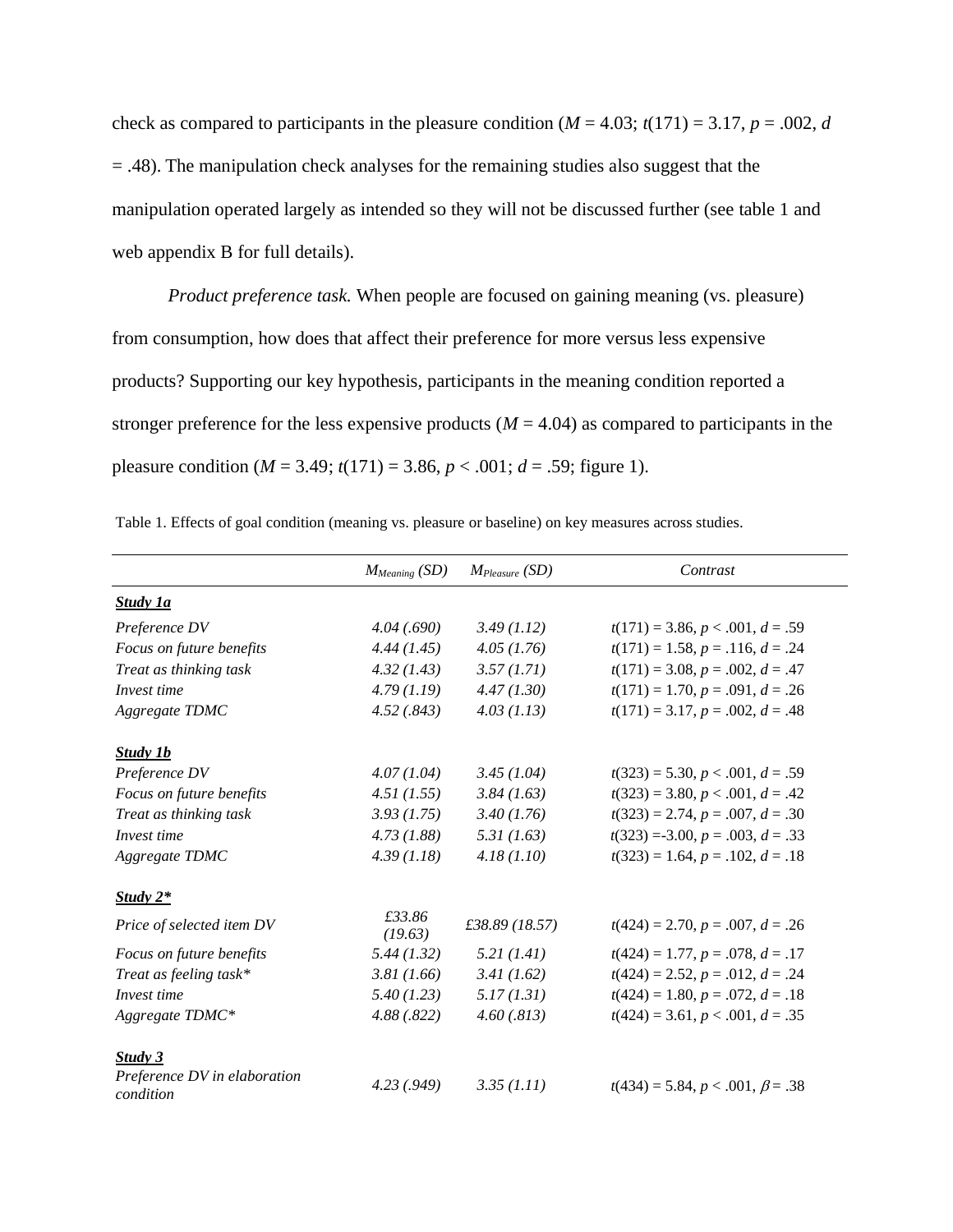check as compared to participants in the pleasure condition ($M$ = 4.03; $t(171) = 3.17$, $p = .002$, $d = .48$). The manipulation check analyses for the remaining studies also suggest that the manipulation operated largely as intended so they will not be discussed further (see table 1 and web appendix B for full details).

*Product preference task.* When people are focused on gaining meaning (vs. pleasure) from consumption, how does that affect their preference for more versus less expensive products? Supporting our key hypothesis, participants in the meaning condition reported a stronger preference for the less expensive products ($M$ = 4.04) as compared to participants in the pleasure condition ($M$ = 3.49; $t(171) = 3.86$, $p < .001$; $d = .59$; figure 1).

Table 1. Effects of goal condition (meaning vs. pleasure or baseline) on key measures across studies.

| | $M_{Meaning}$ *(SD)* | $M_{Pleasure}$ *(SD)* | *Contrast* |
|---|---|---|---|
| ***Study 1a*** | | | |
| *Preference DV* | *4.04 (.690)* | *3.49 (1.12)* | $t(171) = 3.86$, $p < .001$, $d = .59$ |
| *Focus on future benefits* | *4.44 (1.45)* | *4.05 (1.76)* | $t(171) = 1.58$, $p = .116$, $d = .24$ |
| *Treat as thinking task* | *4.32 (1.43)* | *3.57 (1.71)* | $t(171) = 3.08$, $p = .002$, $d = .47$ |
| *Invest time* | *4.79 (1.19)* | *4.47 (1.30)* | $t(171) = 1.70$, $p = .091$, $d = .26$ |
| *Aggregate TDMC* | *4.52 (.843)* | *4.03 (1.13)* | $t(171) = 3.17$, $p = .002$, $d = .48$ |
| ***Study 1b*** | | | |
| *Preference DV* | *4.07 (1.04)* | *3.45 (1.04)* | $t(323) = 5.30$, $p < .001$, $d = .59$ |
| *Focus on future benefits* | *4.51 (1.55)* | *3.84 (1.63)* | $t(323) = 3.80$, $p < .001$, $d = .42$ |
| *Treat as thinking task* | *3.93 (1.75)* | *3.40 (1.76)* | $t(323) = 2.74$, $p = .007$, $d = .30$ |
| *Invest time* | *4.73 (1.88)* | *5.31 (1.63)* | $t(323) = -3.00$, $p = .003$, $d = .33$ |
| *Aggregate TDMC* | *4.39 (1.18)* | *4.18 (1.10)* | $t(323) = 1.64$, $p = .102$, $d = .18$ |
| ***Study 2**** | | | |
| *Price of selected item DV* | *£33.86 (19.63)* | *£38.89 (18.57)* | $t(424) = 2.70$, $p = .007$, $d = .26$ |
| *Focus on future benefits* | *5.44 (1.32)* | *5.21 (1.41)* | $t(424) = 1.77$, $p = .078$, $d = .17$ |
| *Treat as feeling task** | *3.81 (1.66)* | *3.41 (1.62)* | $t(424) = 2.52$, $p = .012$, $d = .24$ |
| *Invest time* | *5.40 (1.23)* | *5.17 (1.31)* | $t(424) = 1.80$, $p = .072$, $d = .18$ |
| *Aggregate TDMC** | *4.88 (.822)* | *4.60 (.813)* | $t(424) = 3.61$, $p < .001$, $d = .35$ |
| ***Study 3*** | | | |
| *Preference DV in elaboration condition* | *4.23 (.949)* | *3.35 (1.11)* | $t(434) = 5.84$, $p < .001$, $\beta = .38$ |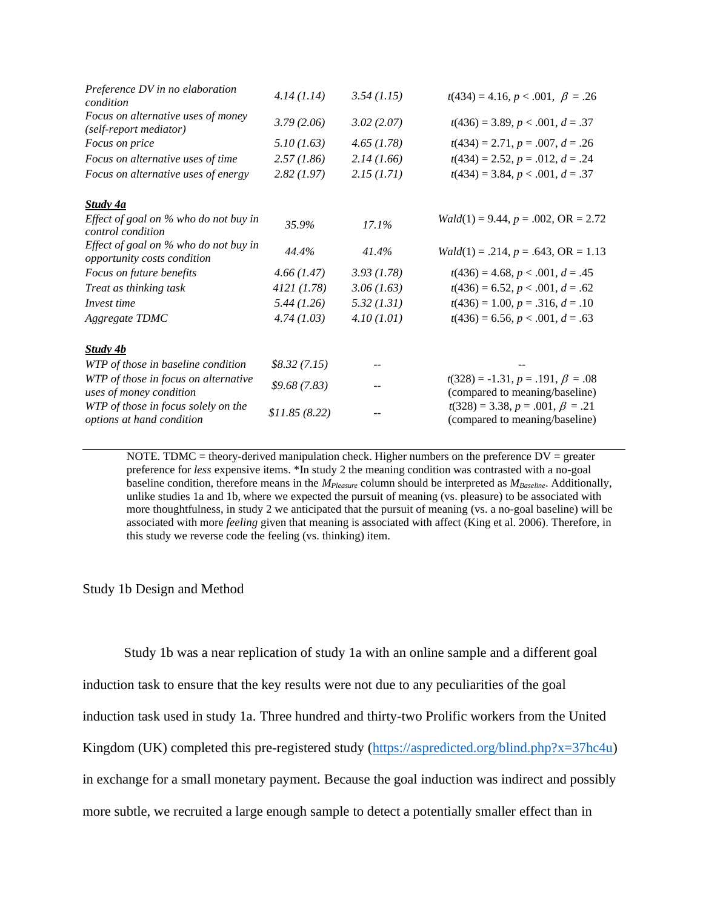| | | | |
|---|---|---|---|
| *Preference DV in no elaboration condition* | *4.14 (1.14)* | *3.54 (1.15)* | $t(434) = 4.16, p < .001, \beta = .26$ |
| *Focus on alternative uses of money (self-report mediator)* | *3.79 (2.06)* | *3.02 (2.07)* | $t(436) = 3.89, p < .001, d = .37$ |
| *Focus on price* | *5.10 (1.63)* | *4.65 (1.78)* | $t(434) = 2.71, p = .007, d = .26$ |
| *Focus on alternative uses of time* | *2.57 (1.86)* | *2.14 (1.66)* | $t(434) = 2.52, p = .012, d = .24$ |
| *Focus on alternative uses of energy* | *2.82 (1.97)* | *2.15 (1.71)* | $t(434) = 3.84, p < .001, d = .37$ |
| | | | |
| ***Study 4a*** | | | |
| *Effect of goal on % who do not buy in control condition* | *35.9%* | *17.1%* | $Wald(1) = 9.44, p = .002$, OR = 2.72 |
| *Effect of goal on % who do not buy in opportunity costs condition* | *44.4%* | *41.4%* | $Wald(1) = .214, p = .643$, OR = 1.13 |
| *Focus on future benefits* | *4.66 (1.47)* | *3.93 (1.78)* | $t(436) = 4.68, p < .001, d = .45$ |
| *Treat as thinking task* | *4121 (1.78)* | *3.06 (1.63)* | $t(436) = 6.52, p < .001, d = .62$ |
| *Invest time* | *5.44 (1.26)* | *5.32 (1.31)* | $t(436) = 1.00, p = .316, d = .10$ |
| *Aggregate TDMC* | *4.74 (1.03)* | *4.10 (1.01)* | $t(436) = 6.56, p < .001, d = .63$ |
| | | | |
| ***Study 4b*** | | | |
| *WTP of those in baseline condition* | *$8.32 (7.15)* | -- | -- |
| *WTP of those in focus on alternative uses of money condition* | *$9.68 (7.83)* | -- | $t(328) = -1.31, p = .191, \beta = .08$ (compared to meaning/baseline) |
| *WTP of those in focus solely on the options at hand condition* | *$11.85 (8.22)* | -- | $t(328) = 3.38, p = .001, \beta = .21$ (compared to meaning/baseline) |

NOTE. TDMC = theory-derived manipulation check. Higher numbers on the preference DV = greater preference for *less* expensive items. *In study 2 the meaning condition was contrasted with a no-goal baseline condition, therefore means in the $M_{Pleasure}$ column should be interpreted as $M_{Baseline}$. Additionally, unlike studies 1a and 1b, where we expected the pursuit of meaning (vs. pleasure) to be associated with more thoughtfulness, in study 2 we anticipated that the pursuit of meaning (vs. a no-goal baseline) will be associated with more *feeling* given that meaning is associated with affect (King et al. 2006). Therefore, in this study we reverse code the feeling (vs. thinking) item.

## Study 1b Design and Method

Study 1b was a near replication of study 1a with an online sample and a different goal induction task to ensure that the key results were not due to any peculiarities of the goal induction task used in study 1a. Three hundred and thirty-two Prolific workers from the United Kingdom (UK) completed this pre-registered study (https://aspredicted.org/blind.php?x=37hc4u) in exchange for a small monetary payment. Because the goal induction was indirect and possibly more subtle, we recruited a large enough sample to detect a potentially smaller effect than in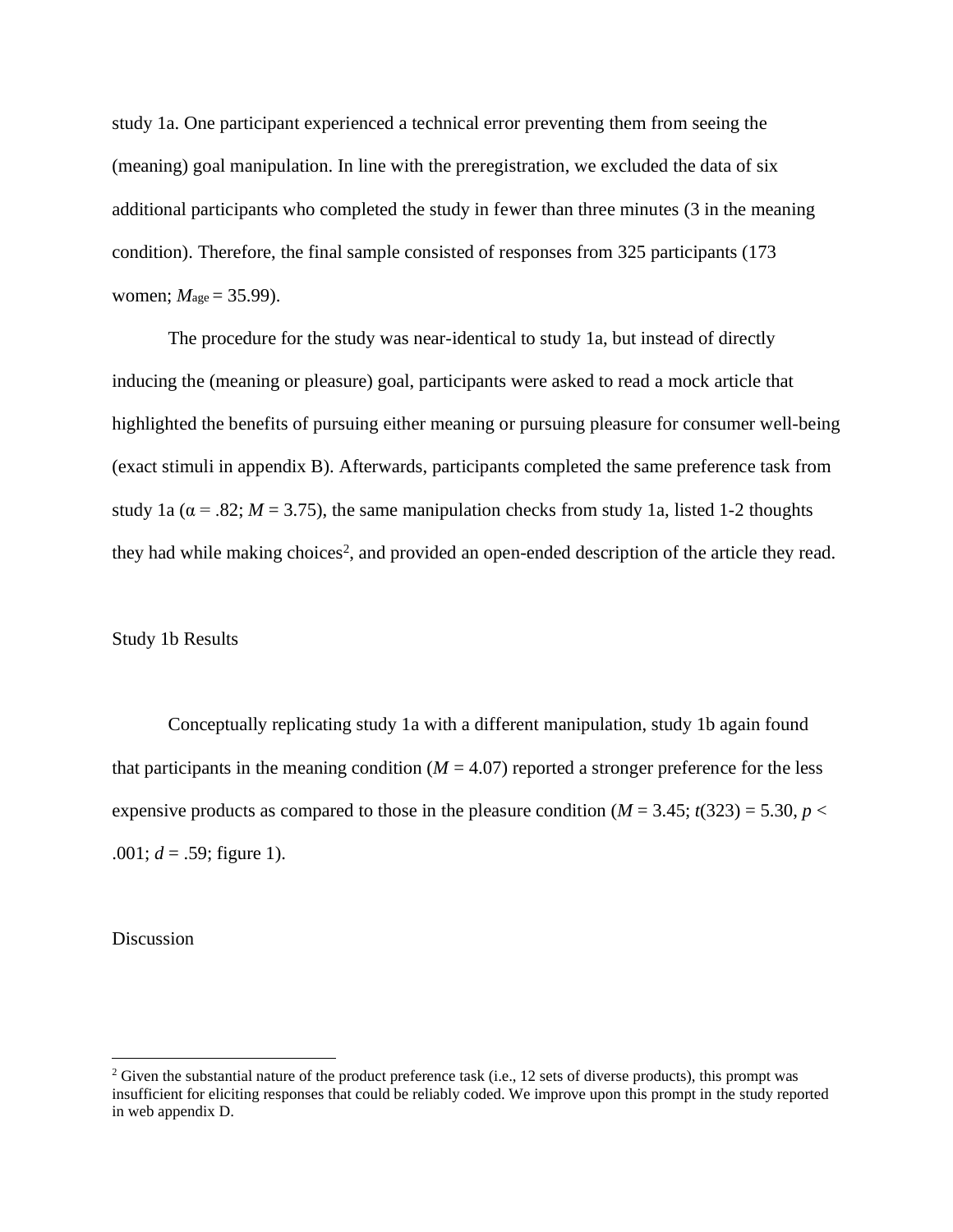study 1a. One participant experienced a technical error preventing them from seeing the (meaning) goal manipulation. In line with the preregistration, we excluded the data of six additional participants who completed the study in fewer than three minutes (3 in the meaning condition). Therefore, the final sample consisted of responses from 325 participants (173 women; $M_{age} = 35.99$).

The procedure for the study was near-identical to study 1a, but instead of directly inducing the (meaning or pleasure) goal, participants were asked to read a mock article that highlighted the benefits of pursuing either meaning or pursuing pleasure for consumer well-being (exact stimuli in appendix B). Afterwards, participants completed the same preference task from study 1a ($\alpha = .82$; $M = 3.75$), the same manipulation checks from study 1a, listed 1-2 thoughts they had while making choices[2], and provided an open-ended description of the article they read.

## Study 1b Results

Conceptually replicating study 1a with a different manipulation, study 1b again found that participants in the meaning condition ($M = 4.07$) reported a stronger preference for the less expensive products as compared to those in the pleasure condition ($M = 3.45$; $t(323) = 5.30$, $p < .001$; $d = .59$; figure 1).

## Discussion

[2] Given the substantial nature of the product preference task (i.e., 12 sets of diverse products), this prompt was insufficient for eliciting responses that could be reliably coded. We improve upon this prompt in the study reported in web appendix D.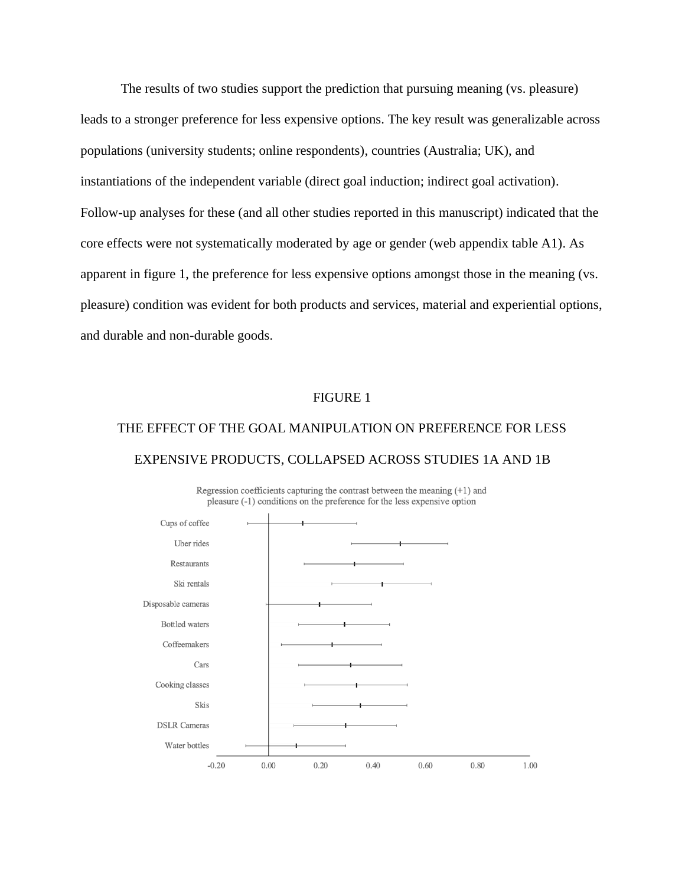The results of two studies support the prediction that pursuing meaning (vs. pleasure) leads to a stronger preference for less expensive options. The key result was generalizable across populations (university students; online respondents), countries (Australia; UK), and instantiations of the independent variable (direct goal induction; indirect goal activation). Follow-up analyses for these (and all other studies reported in this manuscript) indicated that the core effects were not systematically moderated by age or gender (web appendix table A1). As apparent in figure 1, the preference for less expensive options amongst those in the meaning (vs. pleasure) condition was evident for both products and services, material and experiential options, and durable and non-durable goods.

FIGURE 1

THE EFFECT OF THE GOAL MANIPULATION ON PREFERENCE FOR LESS EXPENSIVE PRODUCTS, COLLAPSED ACROSS STUDIES 1A AND 1B

Regression coefficients capturing the contrast between the meaning (+1) and pleasure (-1) conditions on the preference for the less expensive option

Cups of coffee
Uber rides
Restaurants
Ski rentals
Disposable cameras
Bottled waters
Coffeemakers
Cars
Cooking classes
Skis
DSLR Cameras
Water bottles

-0.20 0.00 0.20 0.40 0.60 0.80 1.00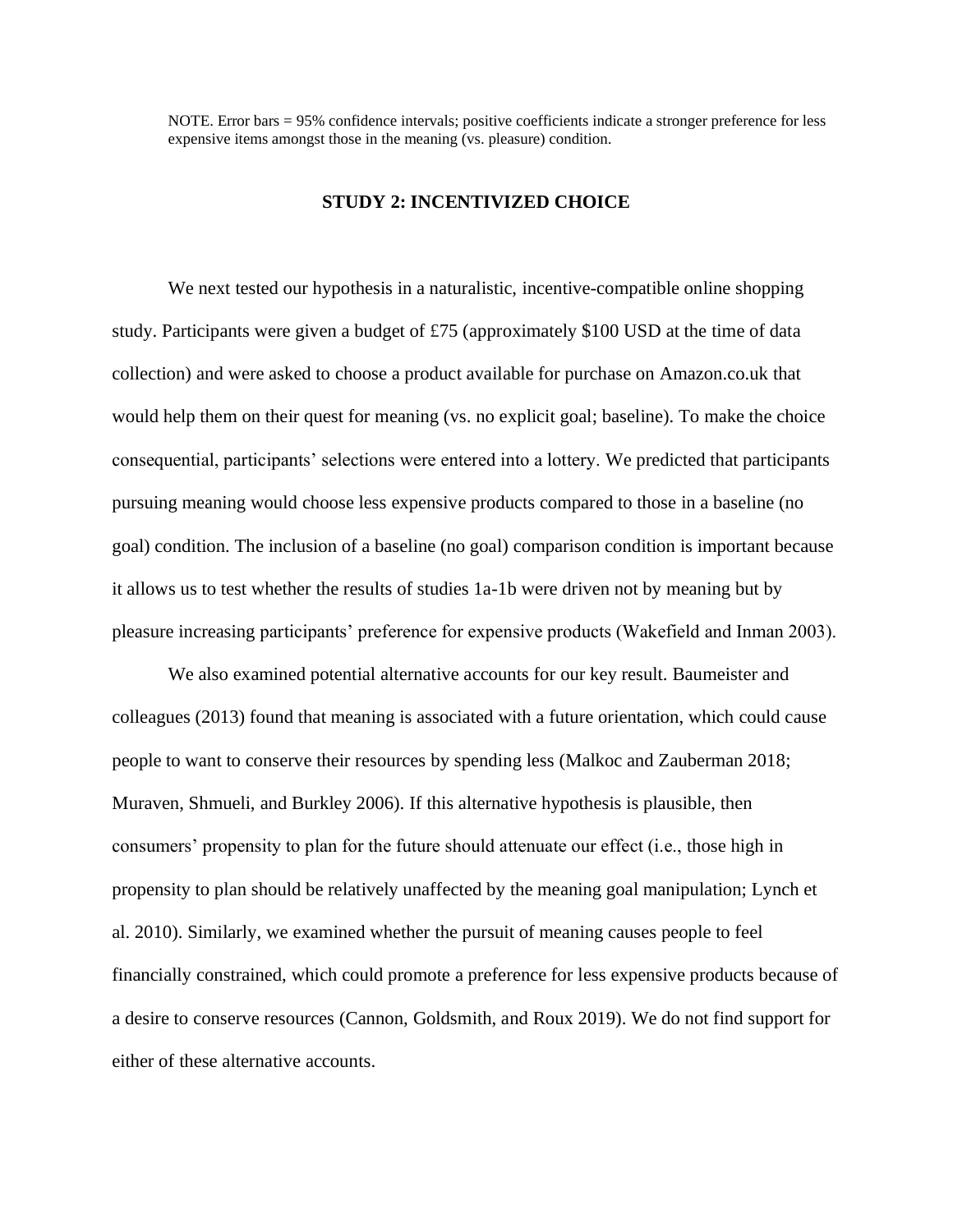NOTE. Error bars = 95% confidence intervals; positive coefficients indicate a stronger preference for less expensive items amongst those in the meaning (vs. pleasure) condition.

## STUDY 2: INCENTIVIZED CHOICE

We next tested our hypothesis in a naturalistic, incentive-compatible online shopping study. Participants were given a budget of £75 (approximately $100 USD at the time of data collection) and were asked to choose a product available for purchase on Amazon.co.uk that would help them on their quest for meaning (vs. no explicit goal; baseline). To make the choice consequential, participants' selections were entered into a lottery. We predicted that participants pursuing meaning would choose less expensive products compared to those in a baseline (no goal) condition. The inclusion of a baseline (no goal) comparison condition is important because it allows us to test whether the results of studies 1a-1b were driven not by meaning but by pleasure increasing participants' preference for expensive products (Wakefield and Inman 2003).

We also examined potential alternative accounts for our key result. Baumeister and colleagues (2013) found that meaning is associated with a future orientation, which could cause people to want to conserve their resources by spending less (Malkoc and Zauberman 2018; Muraven, Shmueli, and Burkley 2006). If this alternative hypothesis is plausible, then consumers' propensity to plan for the future should attenuate our effect (i.e., those high in propensity to plan should be relatively unaffected by the meaning goal manipulation; Lynch et al. 2010). Similarly, we examined whether the pursuit of meaning causes people to feel financially constrained, which could promote a preference for less expensive products because of a desire to conserve resources (Cannon, Goldsmith, and Roux 2019). We do not find support for either of these alternative accounts.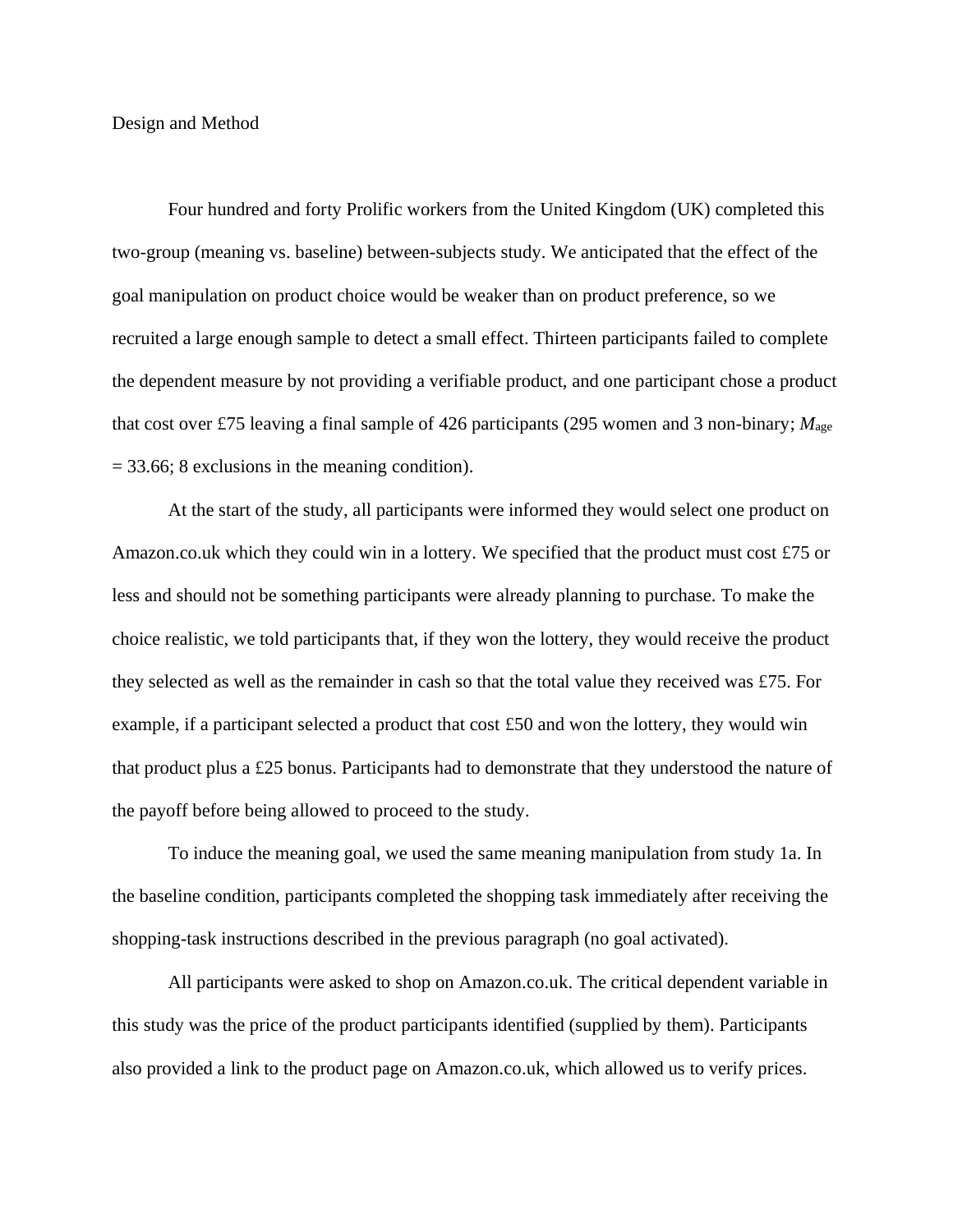Design and Method

Four hundred and forty Prolific workers from the United Kingdom (UK) completed this two-group (meaning vs. baseline) between-subjects study. We anticipated that the effect of the goal manipulation on product choice would be weaker than on product preference, so we recruited a large enough sample to detect a small effect. Thirteen participants failed to complete the dependent measure by not providing a verifiable product, and one participant chose a product that cost over £75 leaving a final sample of 426 participants (295 women and 3 non-binary; $M_{age}$ = 33.66; 8 exclusions in the meaning condition).

At the start of the study, all participants were informed they would select one product on Amazon.co.uk which they could win in a lottery. We specified that the product must cost £75 or less and should not be something participants were already planning to purchase. To make the choice realistic, we told participants that, if they won the lottery, they would receive the product they selected as well as the remainder in cash so that the total value they received was £75. For example, if a participant selected a product that cost £50 and won the lottery, they would win that product plus a £25 bonus. Participants had to demonstrate that they understood the nature of the payoff before being allowed to proceed to the study.

To induce the meaning goal, we used the same meaning manipulation from study 1a. In the baseline condition, participants completed the shopping task immediately after receiving the shopping-task instructions described in the previous paragraph (no goal activated).

All participants were asked to shop on Amazon.co.uk. The critical dependent variable in this study was the price of the product participants identified (supplied by them). Participants also provided a link to the product page on Amazon.co.uk, which allowed us to verify prices.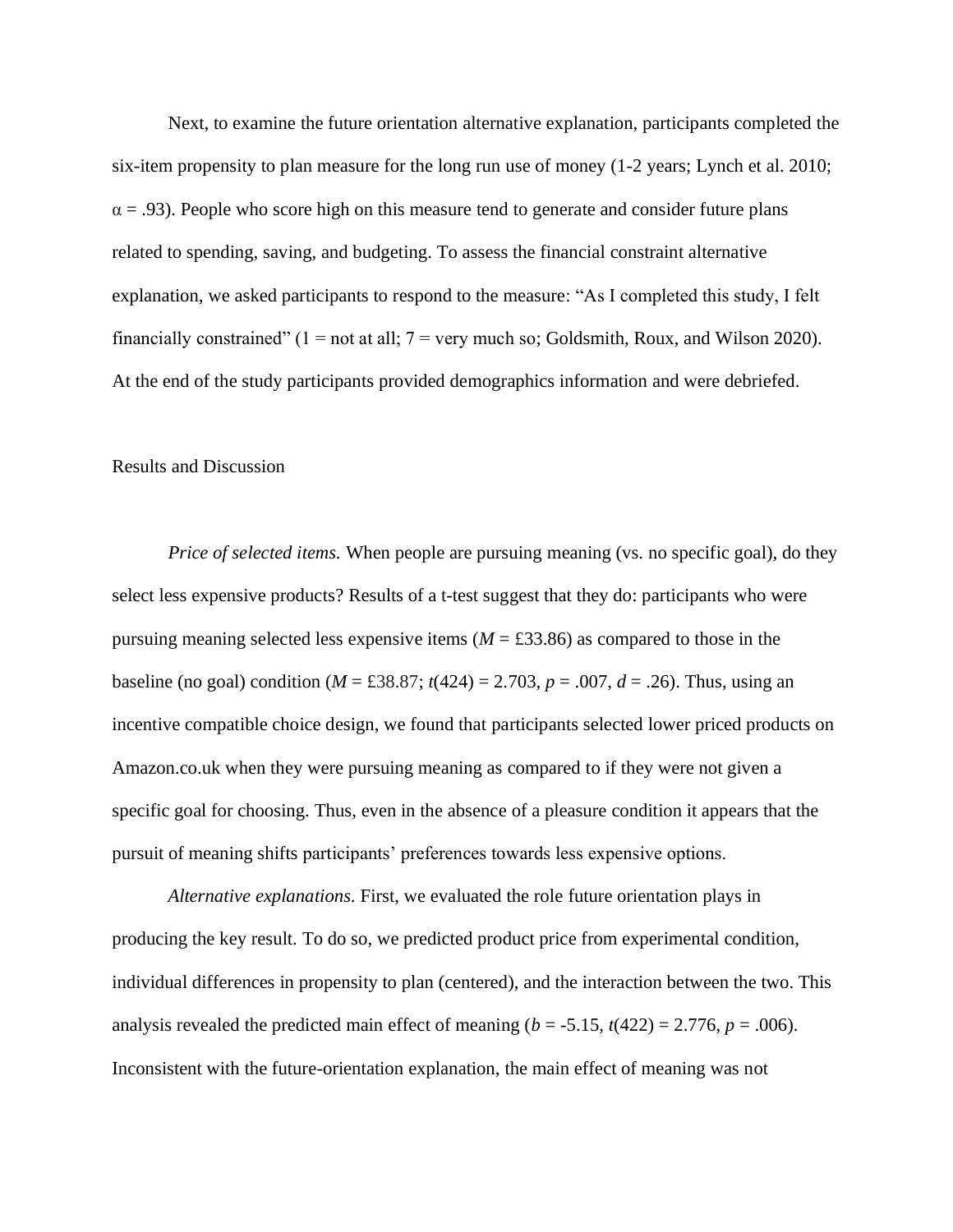Next, to examine the future orientation alternative explanation, participants completed the six-item propensity to plan measure for the long run use of money (1-2 years; Lynch et al. 2010; $\alpha = .93$). People who score high on this measure tend to generate and consider future plans related to spending, saving, and budgeting. To assess the financial constraint alternative explanation, we asked participants to respond to the measure: "As I completed this study, I felt financially constrained" (1 = not at all; 7 = very much so; Goldsmith, Roux, and Wilson 2020). At the end of the study participants provided demographics information and were debriefed.

Results and Discussion

*Price of selected items.* When people are pursuing meaning (vs. no specific goal), do they select less expensive products? Results of a t-test suggest that they do: participants who were pursuing meaning selected less expensive items ($M$ = £33.86) as compared to those in the baseline (no goal) condition ($M$ = £38.87; $t(424) = 2.703$, $p = .007$, $d = .26$). Thus, using an incentive compatible choice design, we found that participants selected lower priced products on Amazon.co.uk when they were pursuing meaning as compared to if they were not given a specific goal for choosing. Thus, even in the absence of a pleasure condition it appears that the pursuit of meaning shifts participants' preferences towards less expensive options.

*Alternative explanations.* First, we evaluated the role future orientation plays in producing the key result. To do so, we predicted product price from experimental condition, individual differences in propensity to plan (centered), and the interaction between the two. This analysis revealed the predicted main effect of meaning ($b = -5.15$, $t(422) = 2.776$, $p = .006$). Inconsistent with the future-orientation explanation, the main effect of meaning was not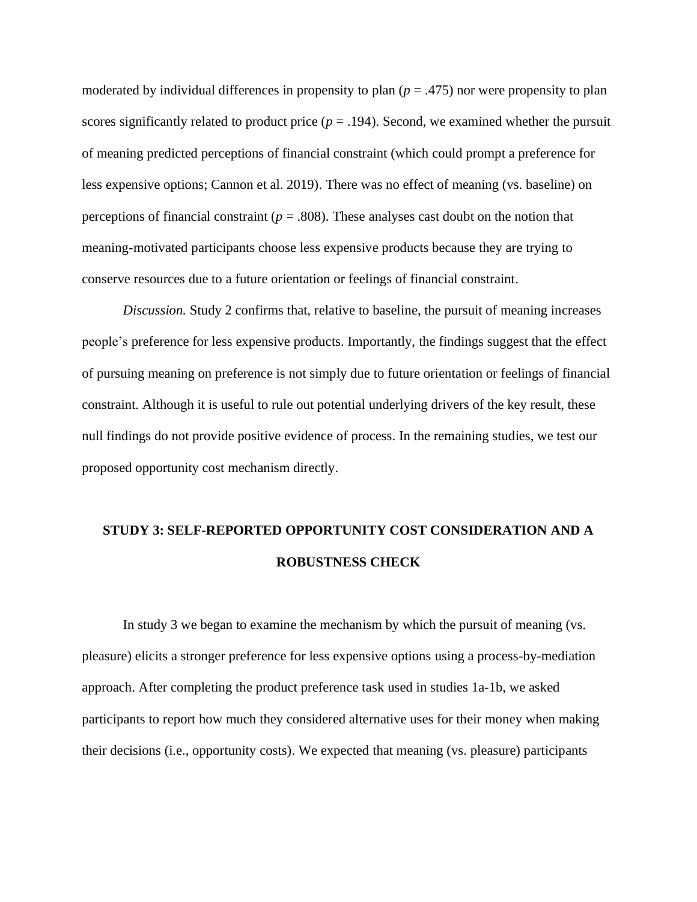moderated by individual differences in propensity to plan ($p = .475$) nor were propensity to plan scores significantly related to product price ($p = .194$). Second, we examined whether the pursuit of meaning predicted perceptions of financial constraint (which could prompt a preference for less expensive options; Cannon et al. 2019). There was no effect of meaning (vs. baseline) on perceptions of financial constraint ($p = .808$). These analyses cast doubt on the notion that meaning-motivated participants choose less expensive products because they are trying to conserve resources due to a future orientation or feelings of financial constraint.

*Discussion.* Study 2 confirms that, relative to baseline, the pursuit of meaning increases people's preference for less expensive products. Importantly, the findings suggest that the effect of pursuing meaning on preference is not simply due to future orientation or feelings of financial constraint. Although it is useful to rule out potential underlying drivers of the key result, these null findings do not provide positive evidence of process. In the remaining studies, we test our proposed opportunity cost mechanism directly.

## STUDY 3: SELF-REPORTED OPPORTUNITY COST CONSIDERATION AND A ROBUSTNESS CHECK

In study 3 we began to examine the mechanism by which the pursuit of meaning (vs. pleasure) elicits a stronger preference for less expensive options using a process-by-mediation approach. After completing the product preference task used in studies 1a-1b, we asked participants to report how much they considered alternative uses for their money when making their decisions (i.e., opportunity costs). We expected that meaning (vs. pleasure) participants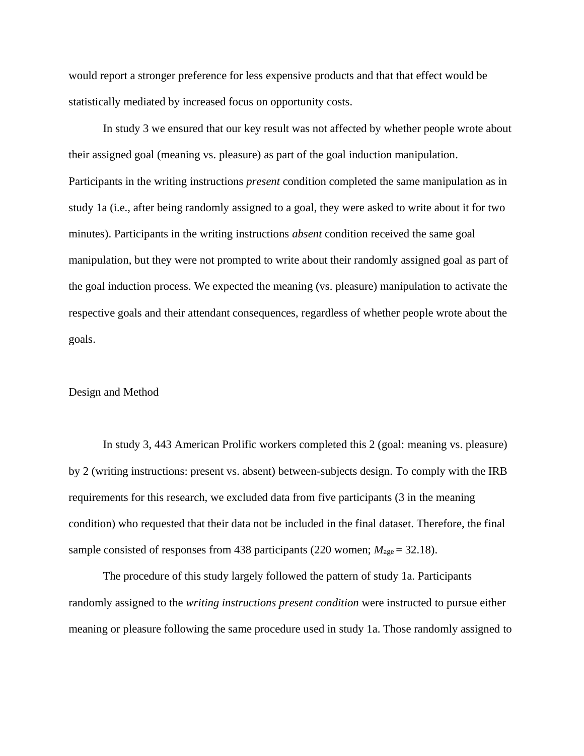would report a stronger preference for less expensive products and that that effect would be statistically mediated by increased focus on opportunity costs.

In study 3 we ensured that our key result was not affected by whether people wrote about their assigned goal (meaning vs. pleasure) as part of the goal induction manipulation. Participants in the writing instructions *present* condition completed the same manipulation as in study 1a (i.e., after being randomly assigned to a goal, they were asked to write about it for two minutes). Participants in the writing instructions *absent* condition received the same goal manipulation, but they were not prompted to write about their randomly assigned goal as part of the goal induction process. We expected the meaning (vs. pleasure) manipulation to activate the respective goals and their attendant consequences, regardless of whether people wrote about the goals.

## Design and Method

In study 3, 443 American Prolific workers completed this 2 (goal: meaning vs. pleasure) by 2 (writing instructions: present vs. absent) between-subjects design. To comply with the IRB requirements for this research, we excluded data from five participants (3 in the meaning condition) who requested that their data not be included in the final dataset. Therefore, the final sample consisted of responses from 438 participants (220 women; $M_{age}$ = 32.18).

The procedure of this study largely followed the pattern of study 1a. Participants randomly assigned to the *writing instructions present condition* were instructed to pursue either meaning or pleasure following the same procedure used in study 1a. Those randomly assigned to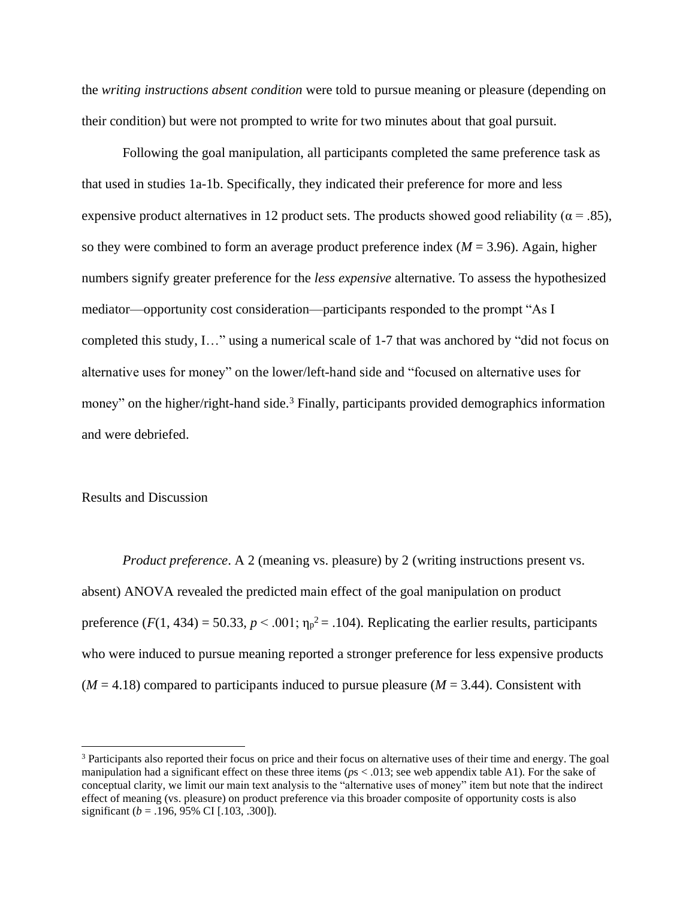the *writing instructions absent condition* were told to pursue meaning or pleasure (depending on their condition) but were not prompted to write for two minutes about that goal pursuit.

Following the goal manipulation, all participants completed the same preference task as that used in studies 1a-1b. Specifically, they indicated their preference for more and less expensive product alternatives in 12 product sets. The products showed good reliability ($\alpha = .85$), so they were combined to form an average product preference index ($M = 3.96$). Again, higher numbers signify greater preference for the *less expensive* alternative. To assess the hypothesized mediator—opportunity cost consideration—participants responded to the prompt "As I completed this study, I…" using a numerical scale of 1-7 that was anchored by "did not focus on alternative uses for money" on the lower/left-hand side and "focused on alternative uses for money" on the higher/right-hand side.[3] Finally, participants provided demographics information and were debriefed.

## Results and Discussion

*Product preference*. A 2 (meaning vs. pleasure) by 2 (writing instructions present vs. absent) ANOVA revealed the predicted main effect of the goal manipulation on product preference ($F(1, 434) = 50.33$, $p < .001$; $\eta_p^2 = .104$). Replicating the earlier results, participants who were induced to pursue meaning reported a stronger preference for less expensive products ($M = 4.18$) compared to participants induced to pursue pleasure ($M = 3.44$). Consistent with

[3] Participants also reported their focus on price and their focus on alternative uses of their time and energy. The goal manipulation had a significant effect on these three items (*p*s < .013; see web appendix table A1). For the sake of conceptual clarity, we limit our main text analysis to the "alternative uses of money" item but note that the indirect effect of meaning (vs. pleasure) on product preference via this broader composite of opportunity costs is also significant ($b = .196$, 95% CI [.103, .300]).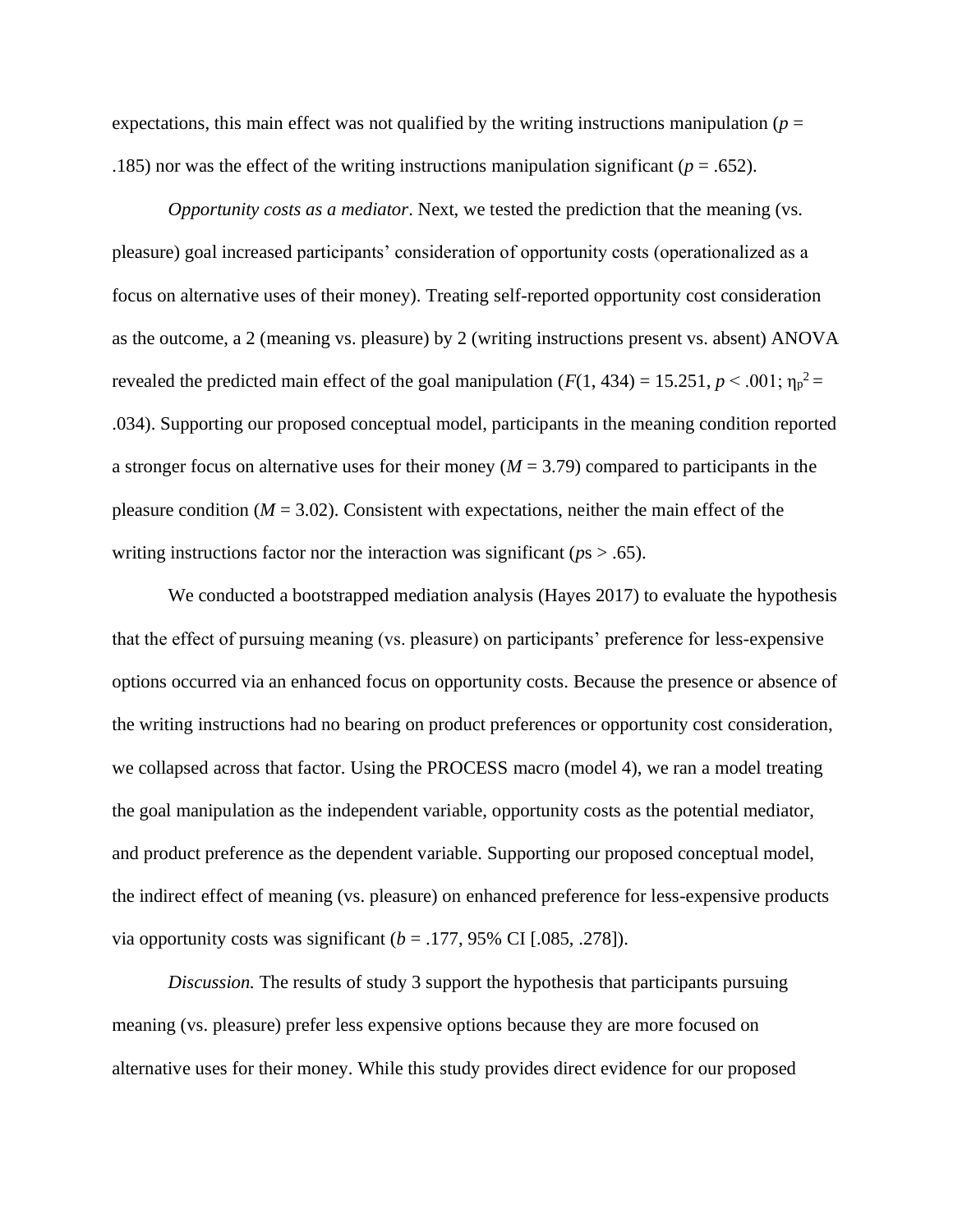expectations, this main effect was not qualified by the writing instructions manipulation ($p$ = .185) nor was the effect of the writing instructions manipulation significant ($p$ = .652).

*Opportunity costs as a mediator*. Next, we tested the prediction that the meaning (vs. pleasure) goal increased participants' consideration of opportunity costs (operationalized as a focus on alternative uses of their money). Treating self-reported opportunity cost consideration as the outcome, a 2 (meaning vs. pleasure) by 2 (writing instructions present vs. absent) ANOVA revealed the predicted main effect of the goal manipulation ($F(1, 434) = 15.251$, $p < .001$; $\eta_p^2 = .034$). Supporting our proposed conceptual model, participants in the meaning condition reported a stronger focus on alternative uses for their money ($M$ = 3.79) compared to participants in the pleasure condition ($M$ = 3.02). Consistent with expectations, neither the main effect of the writing instructions factor nor the interaction was significant ($p$s > .65).

We conducted a bootstrapped mediation analysis (Hayes 2017) to evaluate the hypothesis that the effect of pursuing meaning (vs. pleasure) on participants' preference for less-expensive options occurred via an enhanced focus on opportunity costs. Because the presence or absence of the writing instructions had no bearing on product preferences or opportunity cost consideration, we collapsed across that factor. Using the PROCESS macro (model 4), we ran a model treating the goal manipulation as the independent variable, opportunity costs as the potential mediator, and product preference as the dependent variable. Supporting our proposed conceptual model, the indirect effect of meaning (vs. pleasure) on enhanced preference for less-expensive products via opportunity costs was significant ($b$ = .177, 95% CI [.085, .278]).

*Discussion.* The results of study 3 support the hypothesis that participants pursuing meaning (vs. pleasure) prefer less expensive options because they are more focused on alternative uses for their money. While this study provides direct evidence for our proposed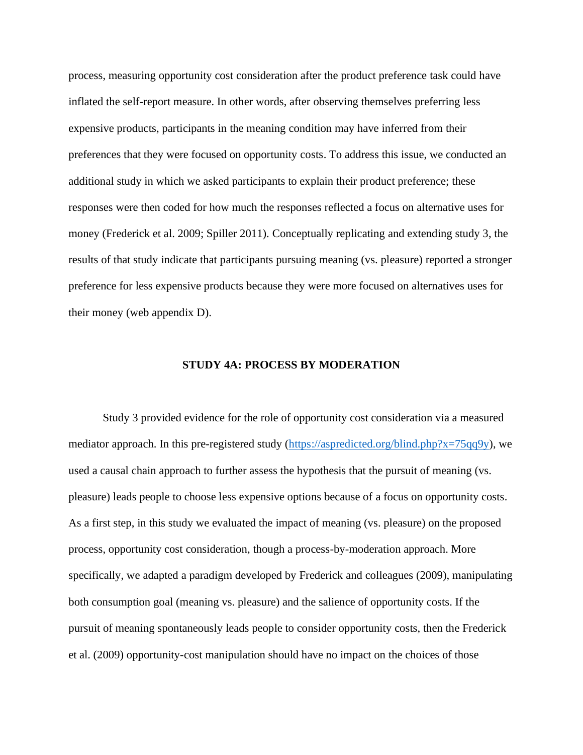process, measuring opportunity cost consideration after the product preference task could have inflated the self-report measure. In other words, after observing themselves preferring less expensive products, participants in the meaning condition may have inferred from their preferences that they were focused on opportunity costs. To address this issue, we conducted an additional study in which we asked participants to explain their product preference; these responses were then coded for how much the responses reflected a focus on alternative uses for money (Frederick et al. 2009; Spiller 2011). Conceptually replicating and extending study 3, the results of that study indicate that participants pursuing meaning (vs. pleasure) reported a stronger preference for less expensive products because they were more focused on alternatives uses for their money (web appendix D).

## STUDY 4A: PROCESS BY MODERATION

Study 3 provided evidence for the role of opportunity cost consideration via a measured mediator approach. In this pre-registered study (https://aspredicted.org/blind.php?x=75qq9y), we used a causal chain approach to further assess the hypothesis that the pursuit of meaning (vs. pleasure) leads people to choose less expensive options because of a focus on opportunity costs. As a first step, in this study we evaluated the impact of meaning (vs. pleasure) on the proposed process, opportunity cost consideration, though a process-by-moderation approach. More specifically, we adapted a paradigm developed by Frederick and colleagues (2009), manipulating both consumption goal (meaning vs. pleasure) and the salience of opportunity costs. If the pursuit of meaning spontaneously leads people to consider opportunity costs, then the Frederick et al. (2009) opportunity-cost manipulation should have no impact on the choices of those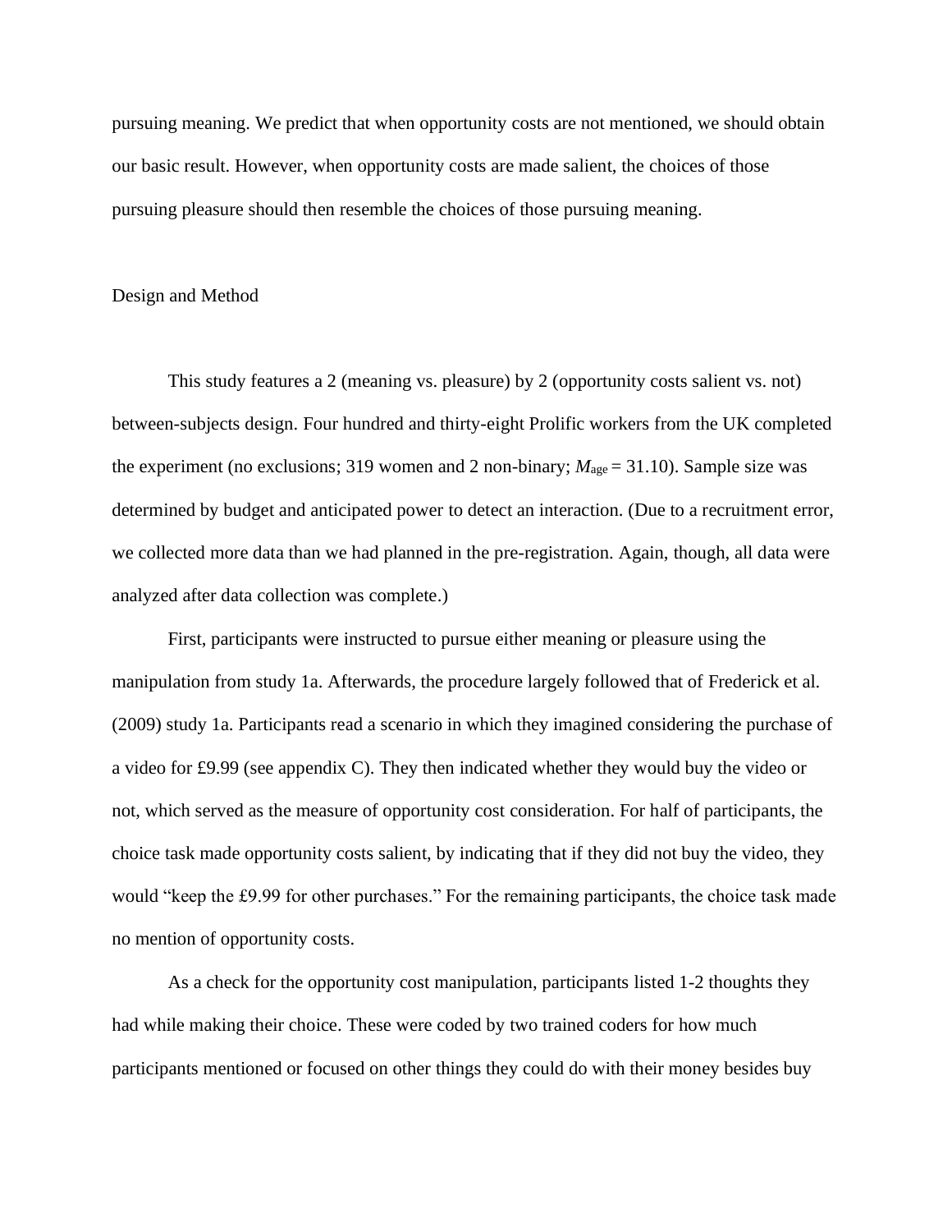pursuing meaning. We predict that when opportunity costs are not mentioned, we should obtain our basic result. However, when opportunity costs are made salient, the choices of those pursuing pleasure should then resemble the choices of those pursuing meaning.

## Design and Method

This study features a 2 (meaning vs. pleasure) by 2 (opportunity costs salient vs. not) between-subjects design. Four hundred and thirty-eight Prolific workers from the UK completed the experiment (no exclusions; 319 women and 2 non-binary; $M_{\text{age}} = 31.10$). Sample size was determined by budget and anticipated power to detect an interaction. (Due to a recruitment error, we collected more data than we had planned in the pre-registration. Again, though, all data were analyzed after data collection was complete.)

First, participants were instructed to pursue either meaning or pleasure using the manipulation from study 1a. Afterwards, the procedure largely followed that of Frederick et al. (2009) study 1a. Participants read a scenario in which they imagined considering the purchase of a video for £9.99 (see appendix C). They then indicated whether they would buy the video or not, which served as the measure of opportunity cost consideration. For half of participants, the choice task made opportunity costs salient, by indicating that if they did not buy the video, they would "keep the £9.99 for other purchases." For the remaining participants, the choice task made no mention of opportunity costs.

As a check for the opportunity cost manipulation, participants listed 1-2 thoughts they had while making their choice. These were coded by two trained coders for how much participants mentioned or focused on other things they could do with their money besides buy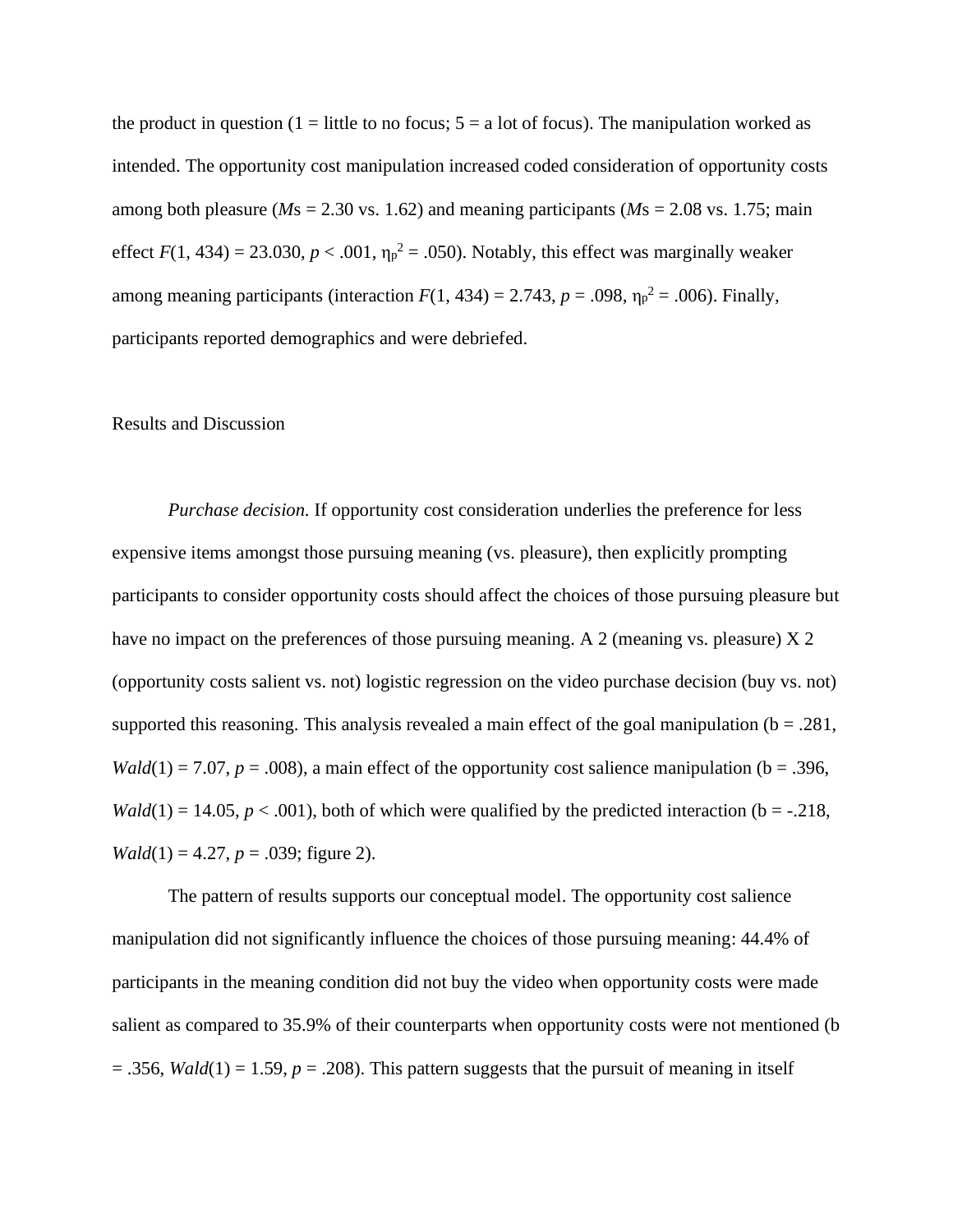the product in question (1 = little to no focus; 5 = a lot of focus). The manipulation worked as intended. The opportunity cost manipulation increased coded consideration of opportunity costs among both pleasure (*M*s = 2.30 vs. 1.62) and meaning participants (*M*s = 2.08 vs. 1.75; main effect $F(1, 434) = 23.030$, $p < .001$, $\eta_p^2 = .050$). Notably, this effect was marginally weaker among meaning participants (interaction $F(1, 434) = 2.743$, $p = .098$, $\eta_p^2 = .006$). Finally, participants reported demographics and were debriefed.

## Results and Discussion

*Purchase decision.* If opportunity cost consideration underlies the preference for less expensive items amongst those pursuing meaning (vs. pleasure), then explicitly prompting participants to consider opportunity costs should affect the choices of those pursuing pleasure but have no impact on the preferences of those pursuing meaning. A 2 (meaning vs. pleasure) X 2 (opportunity costs salient vs. not) logistic regression on the video purchase decision (buy vs. not) supported this reasoning. This analysis revealed a main effect of the goal manipulation (b = .281, $Wald(1) = 7.07$, $p = .008$), a main effect of the opportunity cost salience manipulation (b = .396, $Wald(1) = 14.05$, $p < .001$), both of which were qualified by the predicted interaction (b = -.218, $Wald(1) = 4.27$, $p = .039$; figure 2).

The pattern of results supports our conceptual model. The opportunity cost salience manipulation did not significantly influence the choices of those pursuing meaning: 44.4% of participants in the meaning condition did not buy the video when opportunity costs were made salient as compared to 35.9% of their counterparts when opportunity costs were not mentioned (b = .356, $Wald(1) = 1.59$, $p = .208$). This pattern suggests that the pursuit of meaning in itself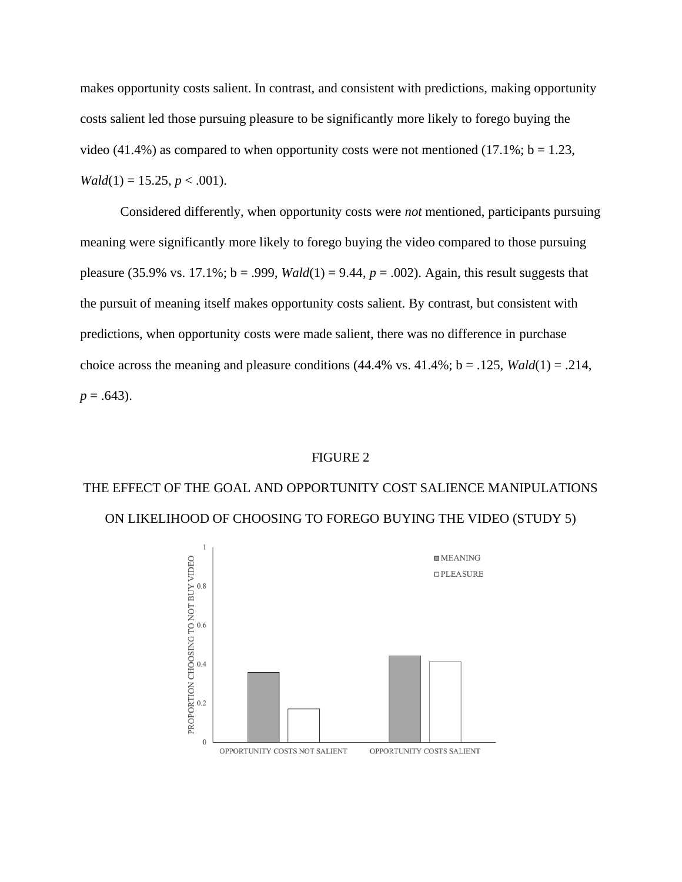makes opportunity costs salient. In contrast, and consistent with predictions, making opportunity costs salient led those pursuing pleasure to be significantly more likely to forego buying the video (41.4%) as compared to when opportunity costs were not mentioned (17.1%; b = 1.23, *Wald*(1) = 15.25, *p* < .001).

Considered differently, when opportunity costs were *not* mentioned, participants pursuing meaning were significantly more likely to forego buying the video compared to those pursuing pleasure (35.9% vs. 17.1%; b = .999, *Wald*(1) = 9.44, *p* = .002). Again, this result suggests that the pursuit of meaning itself makes opportunity costs salient. By contrast, but consistent with predictions, when opportunity costs were made salient, there was no difference in purchase choice across the meaning and pleasure conditions (44.4% vs. 41.4%; b = .125, *Wald*(1) = .214, *p* = .643).

FIGURE 2

THE EFFECT OF THE GOAL AND OPPORTUNITY COST SALIENCE MANIPULATIONS ON LIKELIHOOD OF CHOOSING TO FOREGO BUYING THE VIDEO (STUDY 5)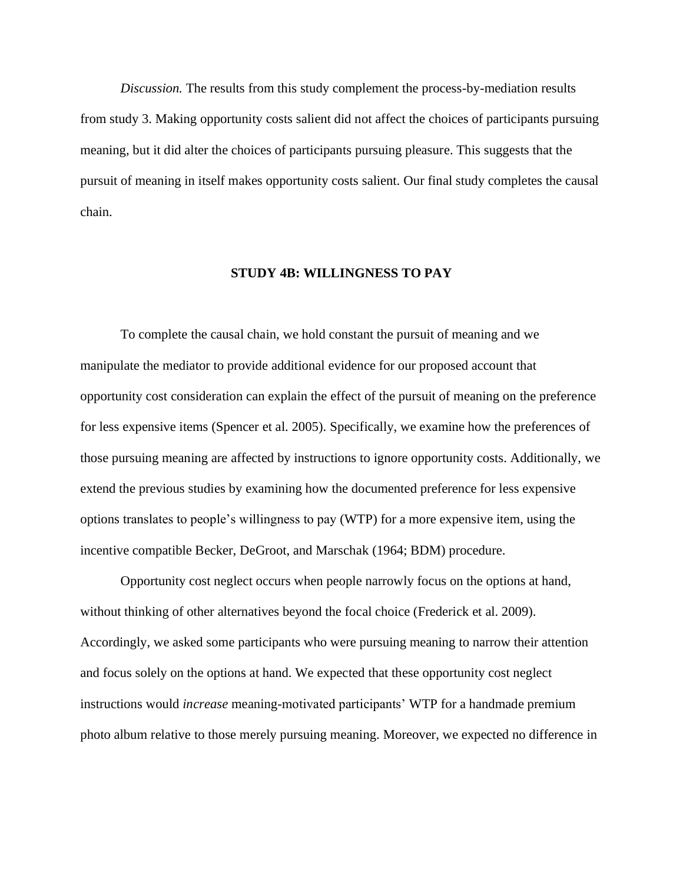*Discussion.* The results from this study complement the process-by-mediation results from study 3. Making opportunity costs salient did not affect the choices of participants pursuing meaning, but it did alter the choices of participants pursuing pleasure. This suggests that the pursuit of meaning in itself makes opportunity costs salient. Our final study completes the causal chain.

## STUDY 4B: WILLINGNESS TO PAY

To complete the causal chain, we hold constant the pursuit of meaning and we manipulate the mediator to provide additional evidence for our proposed account that opportunity cost consideration can explain the effect of the pursuit of meaning on the preference for less expensive items (Spencer et al. 2005). Specifically, we examine how the preferences of those pursuing meaning are affected by instructions to ignore opportunity costs. Additionally, we extend the previous studies by examining how the documented preference for less expensive options translates to people's willingness to pay (WTP) for a more expensive item, using the incentive compatible Becker, DeGroot, and Marschak (1964; BDM) procedure.

Opportunity cost neglect occurs when people narrowly focus on the options at hand, without thinking of other alternatives beyond the focal choice (Frederick et al. 2009). Accordingly, we asked some participants who were pursuing meaning to narrow their attention and focus solely on the options at hand. We expected that these opportunity cost neglect instructions would *increase* meaning-motivated participants' WTP for a handmade premium photo album relative to those merely pursuing meaning. Moreover, we expected no difference in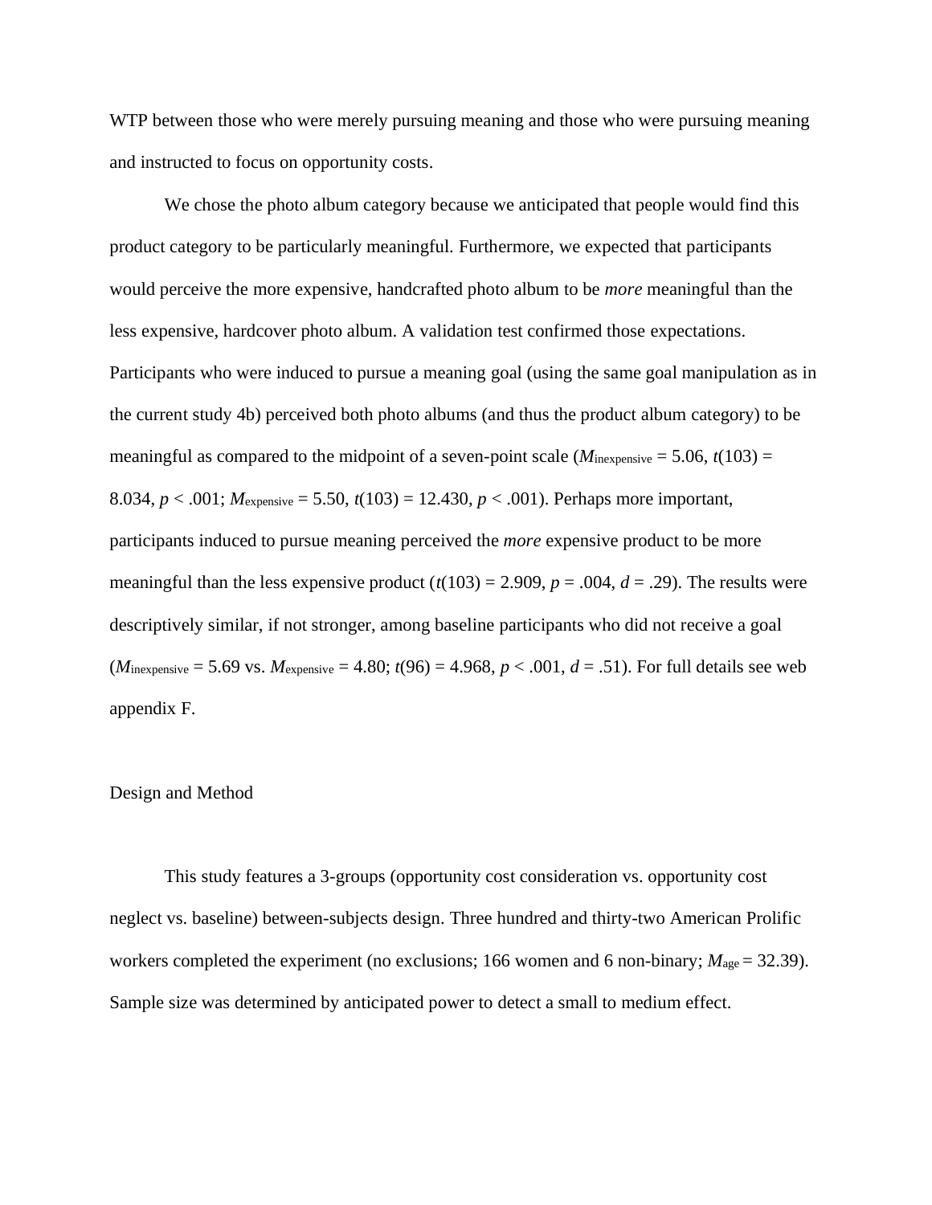WTP between those who were merely pursuing meaning and those who were pursuing meaning and instructed to focus on opportunity costs.

We chose the photo album category because we anticipated that people would find this product category to be particularly meaningful. Furthermore, we expected that participants would perceive the more expensive, handcrafted photo album to be *more* meaningful than the less expensive, hardcover photo album. A validation test confirmed those expectations. Participants who were induced to pursue a meaning goal (using the same goal manipulation as in the current study 4b) perceived both photo albums (and thus the product album category) to be meaningful as compared to the midpoint of a seven-point scale ($M_{\text{inexpensive}} = 5.06$, $t(103) = 8.034$, $p < .001$; $M_{\text{expensive}} = 5.50$, $t(103) = 12.430$, $p < .001$). Perhaps more important, participants induced to pursue meaning perceived the *more* expensive product to be more meaningful than the less expensive product ($t(103) = 2.909$, $p = .004$, $d = .29$). The results were descriptively similar, if not stronger, among baseline participants who did not receive a goal ($M_{\text{inexpensive}} = 5.69$ vs. $M_{\text{expensive}} = 4.80$; $t(96) = 4.968$, $p < .001$, $d = .51$). For full details see web appendix F.

## Design and Method

This study features a 3-groups (opportunity cost consideration vs. opportunity cost neglect vs. baseline) between-subjects design. Three hundred and thirty-two American Prolific workers completed the experiment (no exclusions; 166 women and 6 non-binary; $M_{\text{age}} = 32.39$). Sample size was determined by anticipated power to detect a small to medium effect.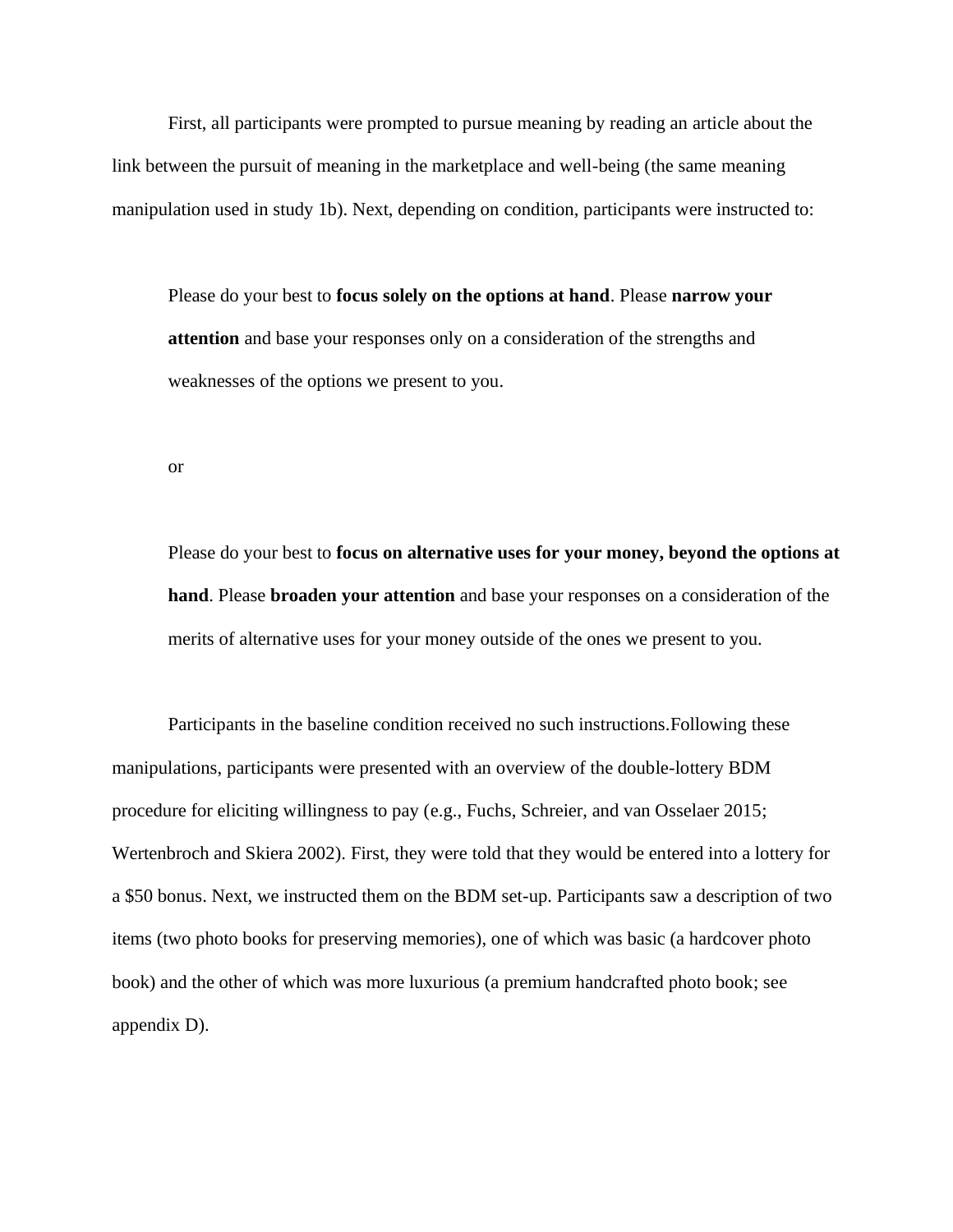First, all participants were prompted to pursue meaning by reading an article about the link between the pursuit of meaning in the marketplace and well-being (the same meaning manipulation used in study 1b). Next, depending on condition, participants were instructed to:

> Please do your best to **focus solely on the options at hand**. Please **narrow your attention** and base your responses only on a consideration of the strengths and weaknesses of the options we present to you.
>
> or
>
> Please do your best to **focus on alternative uses for your money, beyond the options at hand**. Please **broaden your attention** and base your responses on a consideration of the merits of alternative uses for your money outside of the ones we present to you.

Participants in the baseline condition received no such instructions.Following these manipulations, participants were presented with an overview of the double-lottery BDM procedure for eliciting willingness to pay (e.g., Fuchs, Schreier, and van Osselaer 2015; Wertenbroch and Skiera 2002). First, they were told that they would be entered into a lottery for a $50 bonus. Next, we instructed them on the BDM set-up. Participants saw a description of two items (two photo books for preserving memories), one of which was basic (a hardcover photo book) and the other of which was more luxurious (a premium handcrafted photo book; see appendix D).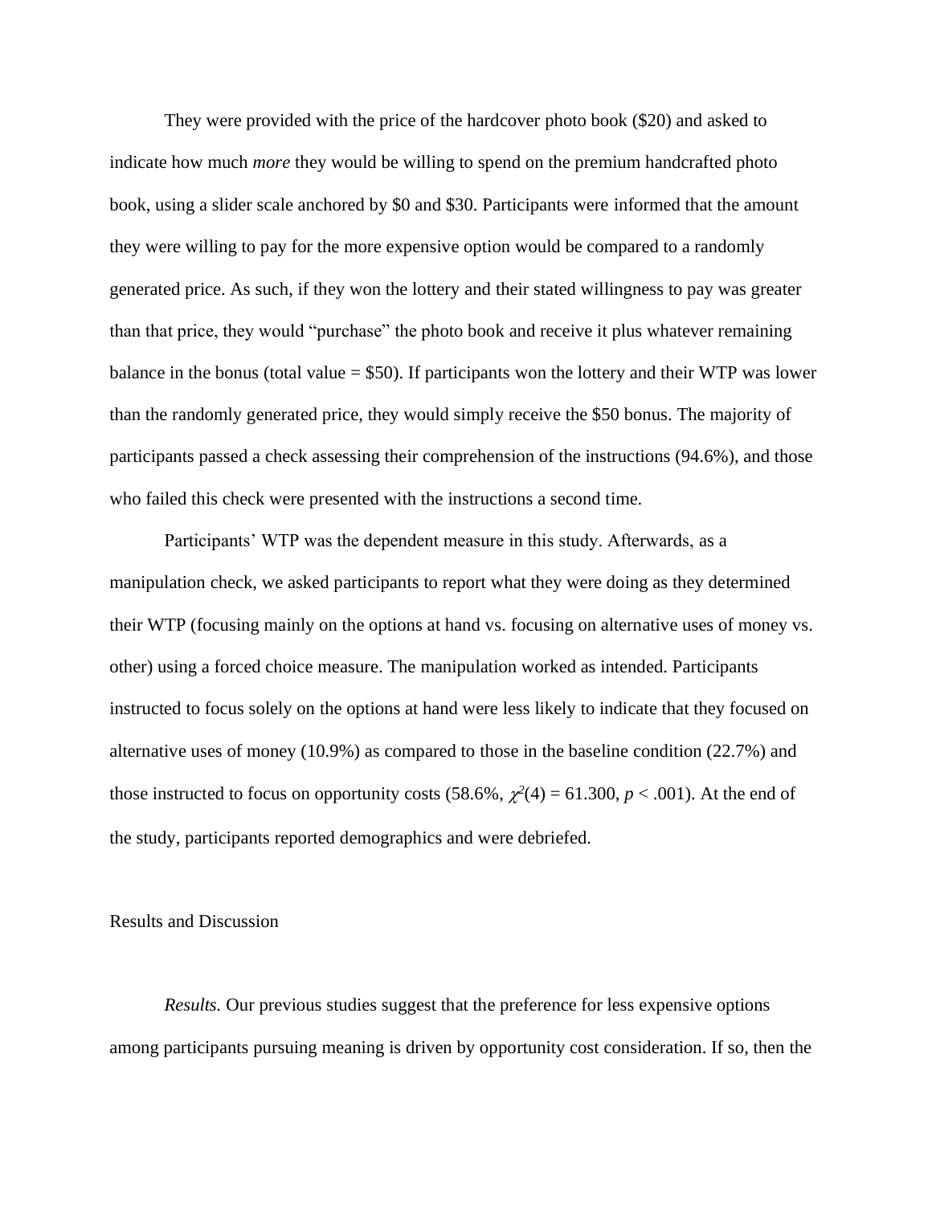They were provided with the price of the hardcover photo book ($20) and asked to indicate how much *more* they would be willing to spend on the premium handcrafted photo book, using a slider scale anchored by $0 and $30. Participants were informed that the amount they were willing to pay for the more expensive option would be compared to a randomly generated price. As such, if they won the lottery and their stated willingness to pay was greater than that price, they would "purchase" the photo book and receive it plus whatever remaining balance in the bonus (total value = $50). If participants won the lottery and their WTP was lower than the randomly generated price, they would simply receive the $50 bonus. The majority of participants passed a check assessing their comprehension of the instructions (94.6%), and those who failed this check were presented with the instructions a second time.

Participants' WTP was the dependent measure in this study. Afterwards, as a manipulation check, we asked participants to report what they were doing as they determined their WTP (focusing mainly on the options at hand vs. focusing on alternative uses of money vs. other) using a forced choice measure. The manipulation worked as intended. Participants instructed to focus solely on the options at hand were less likely to indicate that they focused on alternative uses of money (10.9%) as compared to those in the baseline condition (22.7%) and those instructed to focus on opportunity costs (58.6%, $\chi^2(4) = 61.300$, $p < .001$). At the end of the study, participants reported demographics and were debriefed.

## Results and Discussion

*Results.* Our previous studies suggest that the preference for less expensive options among participants pursuing meaning is driven by opportunity cost consideration. If so, then the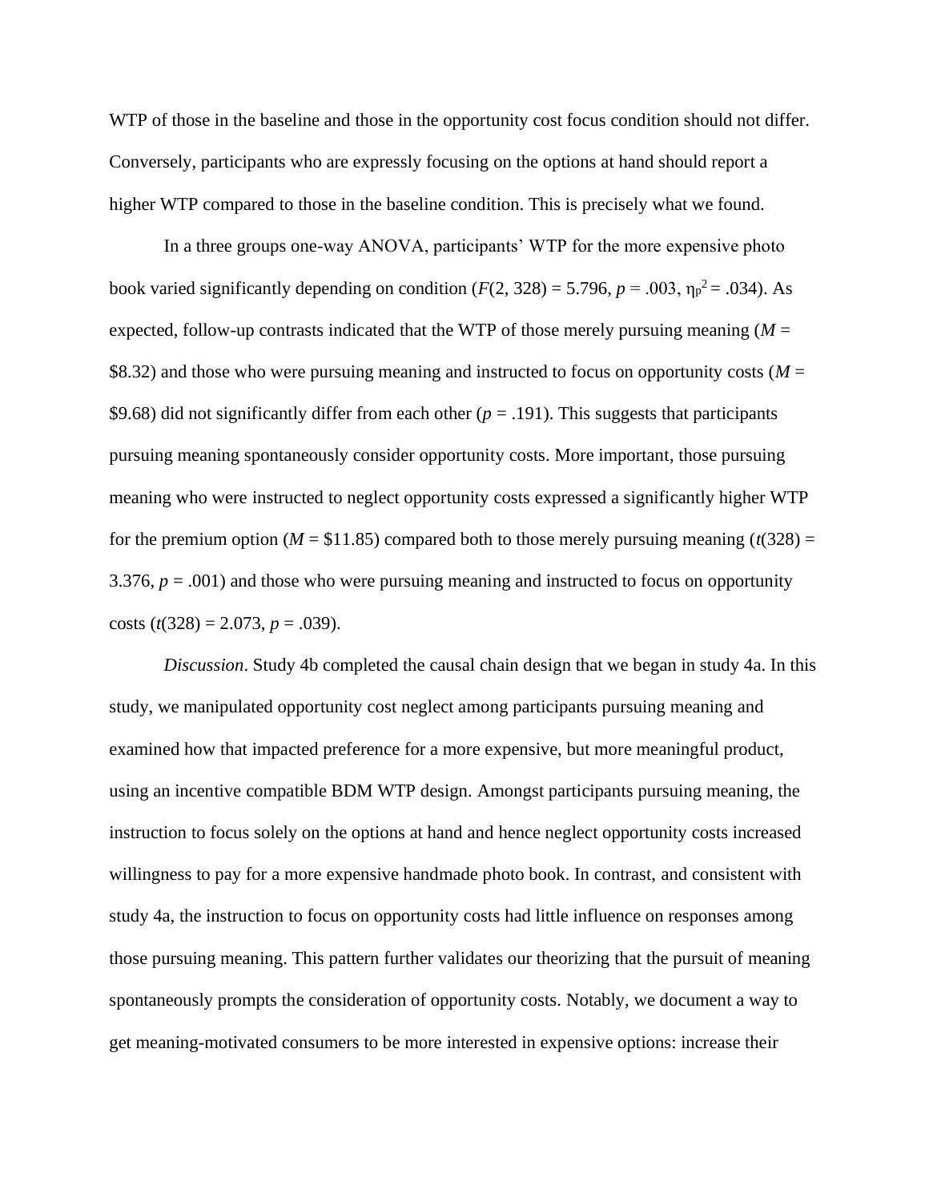WTP of those in the baseline and those in the opportunity cost focus condition should not differ. Conversely, participants who are expressly focusing on the options at hand should report a higher WTP compared to those in the baseline condition. This is precisely what we found.

In a three groups one-way ANOVA, participants' WTP for the more expensive photo book varied significantly depending on condition ($F(2, 328) = 5.796$, $p = .003$, $\eta_p^2 = .034$). As expected, follow-up contrasts indicated that the WTP of those merely pursuing meaning ($M =$ \$8.32) and those who were pursuing meaning and instructed to focus on opportunity costs ($M =$ \$9.68) did not significantly differ from each other ($p = .191$). This suggests that participants pursuing meaning spontaneously consider opportunity costs. More important, those pursuing meaning who were instructed to neglect opportunity costs expressed a significantly higher WTP for the premium option ($M =$ \$11.85) compared both to those merely pursuing meaning ($t(328) = 3.376$, $p = .001$) and those who were pursuing meaning and instructed to focus on opportunity costs ($t(328) = 2.073$, $p = .039$).

*Discussion*. Study 4b completed the causal chain design that we began in study 4a. In this study, we manipulated opportunity cost neglect among participants pursuing meaning and examined how that impacted preference for a more expensive, but more meaningful product, using an incentive compatible BDM WTP design. Amongst participants pursuing meaning, the instruction to focus solely on the options at hand and hence neglect opportunity costs increased willingness to pay for a more expensive handmade photo book. In contrast, and consistent with study 4a, the instruction to focus on opportunity costs had little influence on responses among those pursuing meaning. This pattern further validates our theorizing that the pursuit of meaning spontaneously prompts the consideration of opportunity costs. Notably, we document a way to get meaning-motivated consumers to be more interested in expensive options: increase their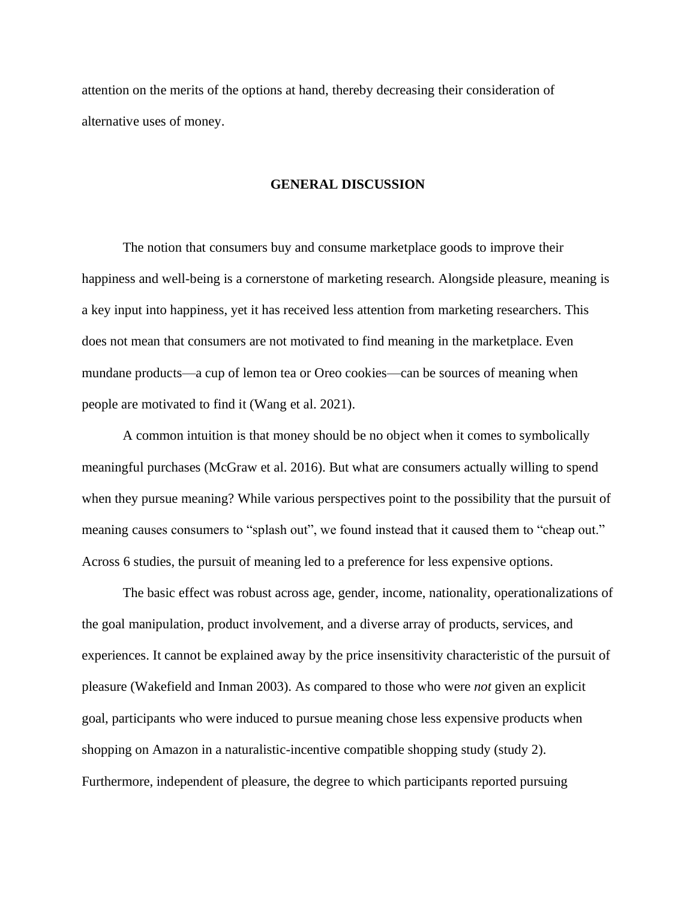attention on the merits of the options at hand, thereby decreasing their consideration of alternative uses of money.

## GENERAL DISCUSSION

The notion that consumers buy and consume marketplace goods to improve their happiness and well-being is a cornerstone of marketing research. Alongside pleasure, meaning is a key input into happiness, yet it has received less attention from marketing researchers. This does not mean that consumers are not motivated to find meaning in the marketplace. Even mundane products—a cup of lemon tea or Oreo cookies—can be sources of meaning when people are motivated to find it (Wang et al. 2021).

A common intuition is that money should be no object when it comes to symbolically meaningful purchases (McGraw et al. 2016). But what are consumers actually willing to spend when they pursue meaning? While various perspectives point to the possibility that the pursuit of meaning causes consumers to "splash out", we found instead that it caused them to "cheap out." Across 6 studies, the pursuit of meaning led to a preference for less expensive options.

The basic effect was robust across age, gender, income, nationality, operationalizations of the goal manipulation, product involvement, and a diverse array of products, services, and experiences. It cannot be explained away by the price insensitivity characteristic of the pursuit of pleasure (Wakefield and Inman 2003). As compared to those who were *not* given an explicit goal, participants who were induced to pursue meaning chose less expensive products when shopping on Amazon in a naturalistic-incentive compatible shopping study (study 2). Furthermore, independent of pleasure, the degree to which participants reported pursuing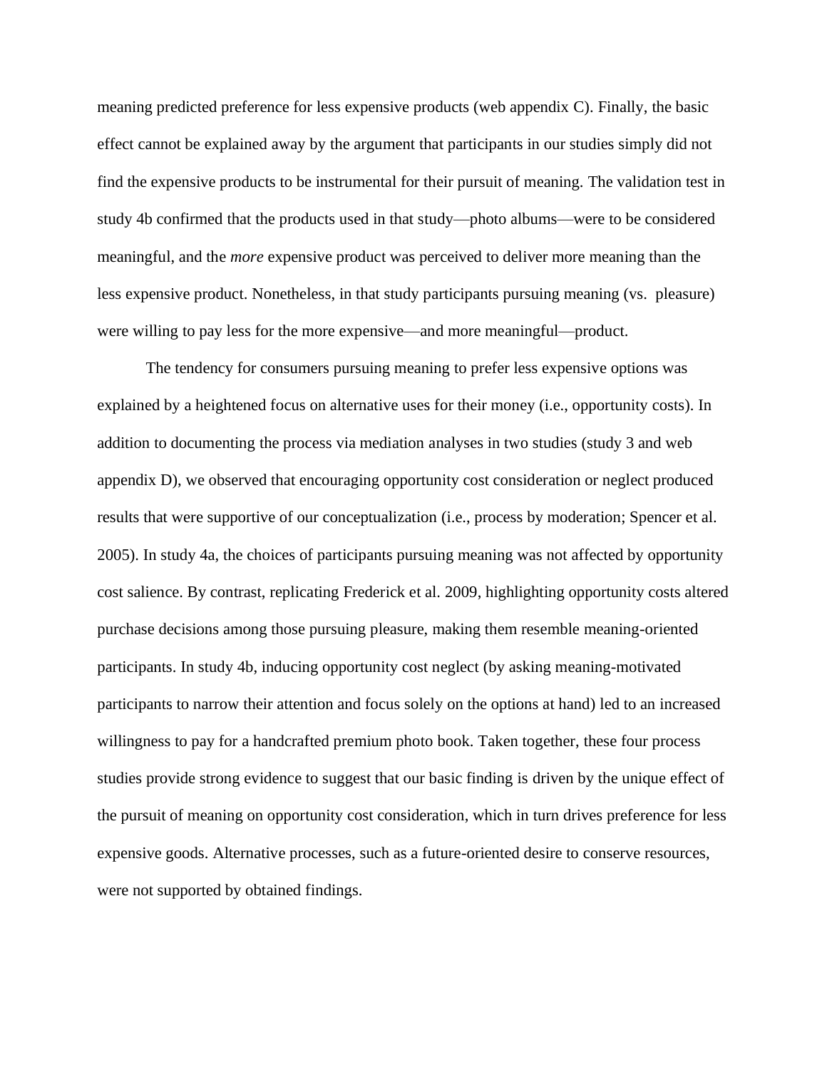meaning predicted preference for less expensive products (web appendix C). Finally, the basic effect cannot be explained away by the argument that participants in our studies simply did not find the expensive products to be instrumental for their pursuit of meaning. The validation test in study 4b confirmed that the products used in that study—photo albums—were to be considered meaningful, and the *more* expensive product was perceived to deliver more meaning than the less expensive product. Nonetheless, in that study participants pursuing meaning (vs. pleasure) were willing to pay less for the more expensive—and more meaningful—product.

The tendency for consumers pursuing meaning to prefer less expensive options was explained by a heightened focus on alternative uses for their money (i.e., opportunity costs). In addition to documenting the process via mediation analyses in two studies (study 3 and web appendix D), we observed that encouraging opportunity cost consideration or neglect produced results that were supportive of our conceptualization (i.e., process by moderation; Spencer et al. 2005). In study 4a, the choices of participants pursuing meaning was not affected by opportunity cost salience. By contrast, replicating Frederick et al. 2009, highlighting opportunity costs altered purchase decisions among those pursuing pleasure, making them resemble meaning-oriented participants. In study 4b, inducing opportunity cost neglect (by asking meaning-motivated participants to narrow their attention and focus solely on the options at hand) led to an increased willingness to pay for a handcrafted premium photo book. Taken together, these four process studies provide strong evidence to suggest that our basic finding is driven by the unique effect of the pursuit of meaning on opportunity cost consideration, which in turn drives preference for less expensive goods. Alternative processes, such as a future-oriented desire to conserve resources, were not supported by obtained findings.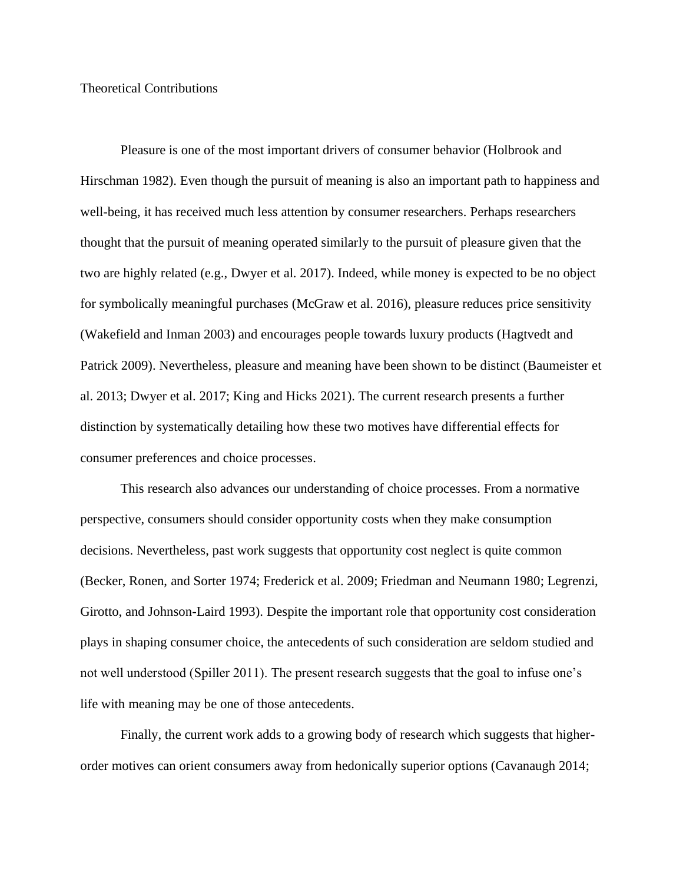## Theoretical Contributions

Pleasure is one of the most important drivers of consumer behavior (Holbrook and Hirschman 1982). Even though the pursuit of meaning is also an important path to happiness and well-being, it has received much less attention by consumer researchers. Perhaps researchers thought that the pursuit of meaning operated similarly to the pursuit of pleasure given that the two are highly related (e.g., Dwyer et al. 2017). Indeed, while money is expected to be no object for symbolically meaningful purchases (McGraw et al. 2016), pleasure reduces price sensitivity (Wakefield and Inman 2003) and encourages people towards luxury products (Hagtvedt and Patrick 2009). Nevertheless, pleasure and meaning have been shown to be distinct (Baumeister et al. 2013; Dwyer et al. 2017; King and Hicks 2021). The current research presents a further distinction by systematically detailing how these two motives have differential effects for consumer preferences and choice processes.

This research also advances our understanding of choice processes. From a normative perspective, consumers should consider opportunity costs when they make consumption decisions. Nevertheless, past work suggests that opportunity cost neglect is quite common (Becker, Ronen, and Sorter 1974; Frederick et al. 2009; Friedman and Neumann 1980; Legrenzi, Girotto, and Johnson-Laird 1993). Despite the important role that opportunity cost consideration plays in shaping consumer choice, the antecedents of such consideration are seldom studied and not well understood (Spiller 2011). The present research suggests that the goal to infuse one's life with meaning may be one of those antecedents.

Finally, the current work adds to a growing body of research which suggests that higher-order motives can orient consumers away from hedonically superior options (Cavanaugh 2014;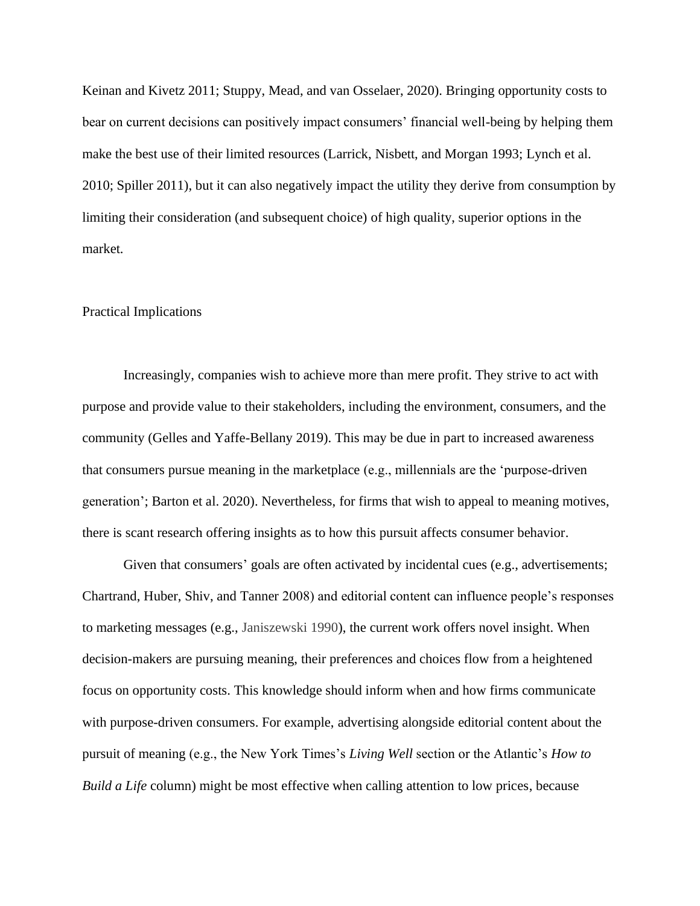Keinan and Kivetz 2011; Stuppy, Mead, and van Osselaer, 2020). Bringing opportunity costs to bear on current decisions can positively impact consumers' financial well-being by helping them make the best use of their limited resources (Larrick, Nisbett, and Morgan 1993; Lynch et al. 2010; Spiller 2011), but it can also negatively impact the utility they derive from consumption by limiting their consideration (and subsequent choice) of high quality, superior options in the market.

## Practical Implications

Increasingly, companies wish to achieve more than mere profit. They strive to act with purpose and provide value to their stakeholders, including the environment, consumers, and the community (Gelles and Yaffe-Bellany 2019). This may be due in part to increased awareness that consumers pursue meaning in the marketplace (e.g., millennials are the 'purpose-driven generation'; Barton et al. 2020). Nevertheless, for firms that wish to appeal to meaning motives, there is scant research offering insights as to how this pursuit affects consumer behavior.

Given that consumers' goals are often activated by incidental cues (e.g., advertisements; Chartrand, Huber, Shiv, and Tanner 2008) and editorial content can influence people's responses to marketing messages (e.g., Janiszewski 1990), the current work offers novel insight. When decision-makers are pursuing meaning, their preferences and choices flow from a heightened focus on opportunity costs. This knowledge should inform when and how firms communicate with purpose-driven consumers. For example, advertising alongside editorial content about the pursuit of meaning (e.g., the New York Times's *Living Well* section or the Atlantic's *How to Build a Life* column) might be most effective when calling attention to low prices, because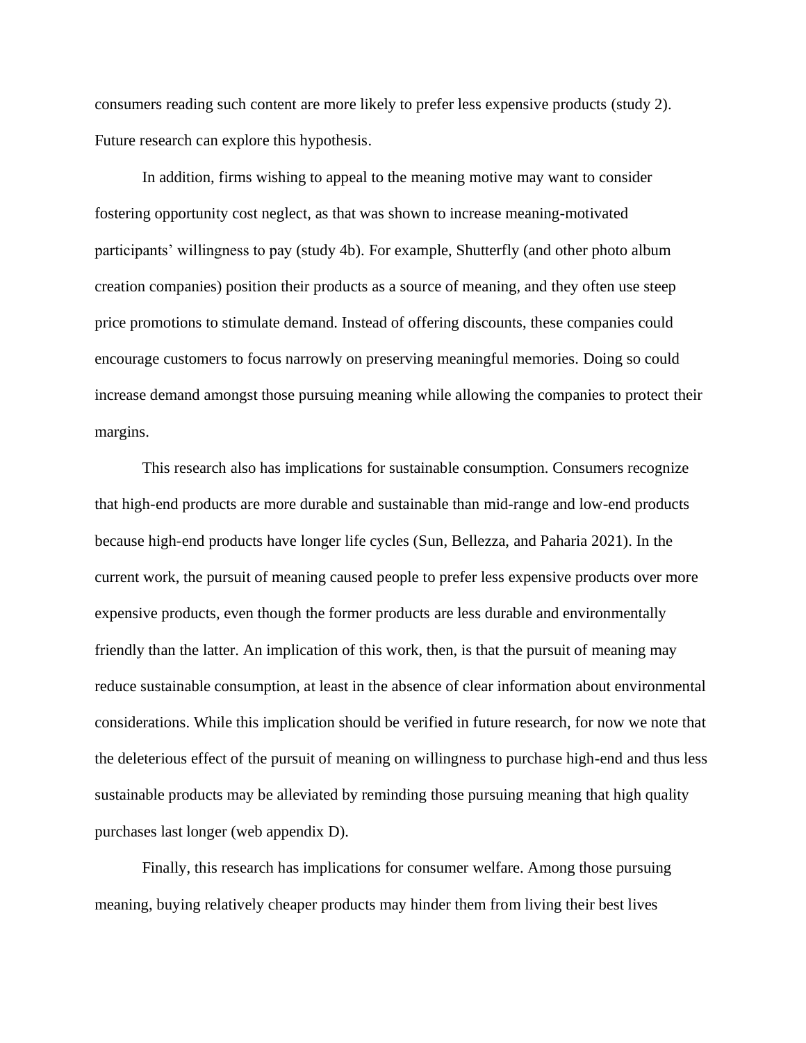consumers reading such content are more likely to prefer less expensive products (study 2). Future research can explore this hypothesis.

In addition, firms wishing to appeal to the meaning motive may want to consider fostering opportunity cost neglect, as that was shown to increase meaning-motivated participants' willingness to pay (study 4b). For example, Shutterfly (and other photo album creation companies) position their products as a source of meaning, and they often use steep price promotions to stimulate demand. Instead of offering discounts, these companies could encourage customers to focus narrowly on preserving meaningful memories. Doing so could increase demand amongst those pursuing meaning while allowing the companies to protect their margins.

This research also has implications for sustainable consumption. Consumers recognize that high-end products are more durable and sustainable than mid-range and low-end products because high-end products have longer life cycles (Sun, Bellezza, and Paharia 2021). In the current work, the pursuit of meaning caused people to prefer less expensive products over more expensive products, even though the former products are less durable and environmentally friendly than the latter. An implication of this work, then, is that the pursuit of meaning may reduce sustainable consumption, at least in the absence of clear information about environmental considerations. While this implication should be verified in future research, for now we note that the deleterious effect of the pursuit of meaning on willingness to purchase high-end and thus less sustainable products may be alleviated by reminding those pursuing meaning that high quality purchases last longer (web appendix D).

Finally, this research has implications for consumer welfare. Among those pursuing meaning, buying relatively cheaper products may hinder them from living their best lives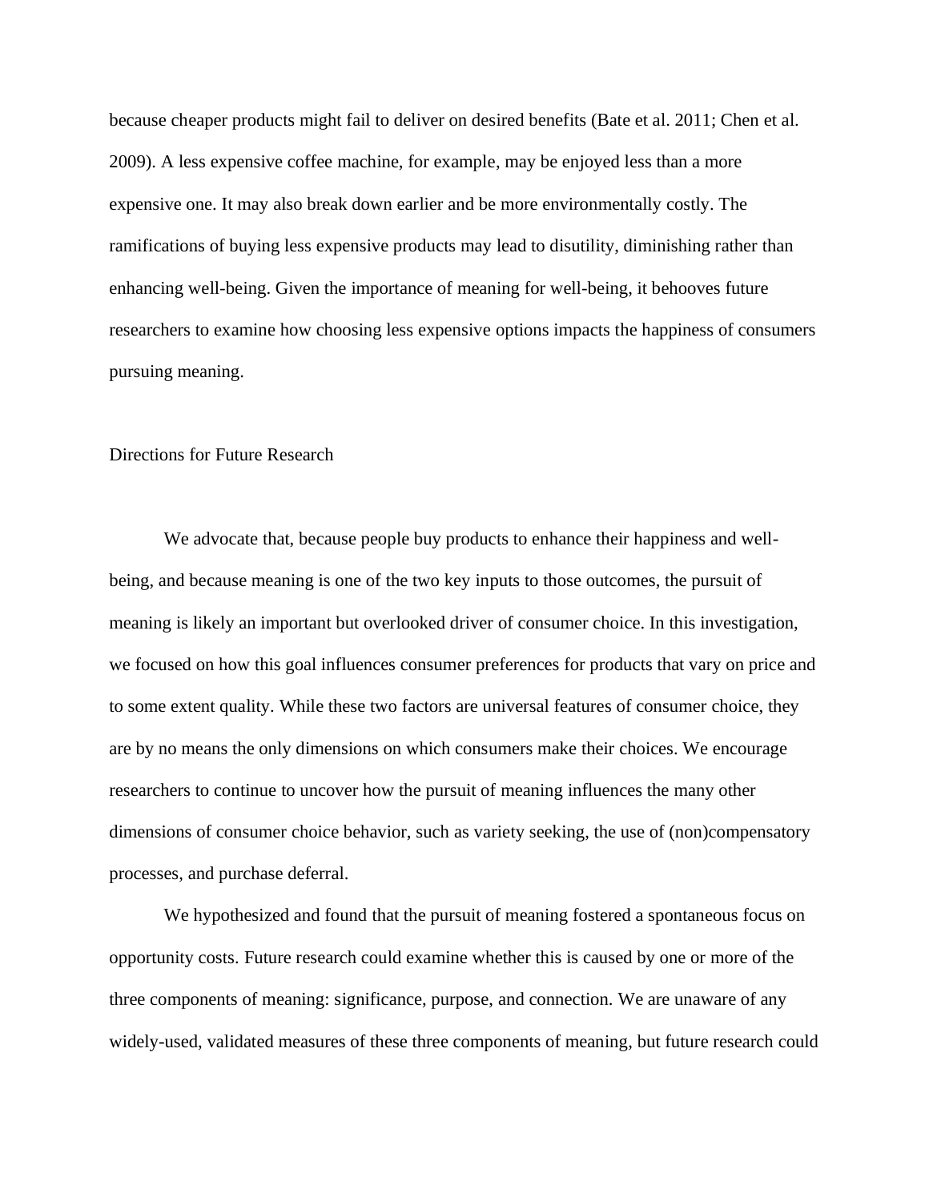because cheaper products might fail to deliver on desired benefits (Bate et al. 2011; Chen et al. 2009). A less expensive coffee machine, for example, may be enjoyed less than a more expensive one. It may also break down earlier and be more environmentally costly. The ramifications of buying less expensive products may lead to disutility, diminishing rather than enhancing well-being. Given the importance of meaning for well-being, it behooves future researchers to examine how choosing less expensive options impacts the happiness of consumers pursuing meaning.

## Directions for Future Research

We advocate that, because people buy products to enhance their happiness and well-being, and because meaning is one of the two key inputs to those outcomes, the pursuit of meaning is likely an important but overlooked driver of consumer choice. In this investigation, we focused on how this goal influences consumer preferences for products that vary on price and to some extent quality. While these two factors are universal features of consumer choice, they are by no means the only dimensions on which consumers make their choices. We encourage researchers to continue to uncover how the pursuit of meaning influences the many other dimensions of consumer choice behavior, such as variety seeking, the use of (non)compensatory processes, and purchase deferral.

We hypothesized and found that the pursuit of meaning fostered a spontaneous focus on opportunity costs. Future research could examine whether this is caused by one or more of the three components of meaning: significance, purpose, and connection. We are unaware of any widely-used, validated measures of these three components of meaning, but future research could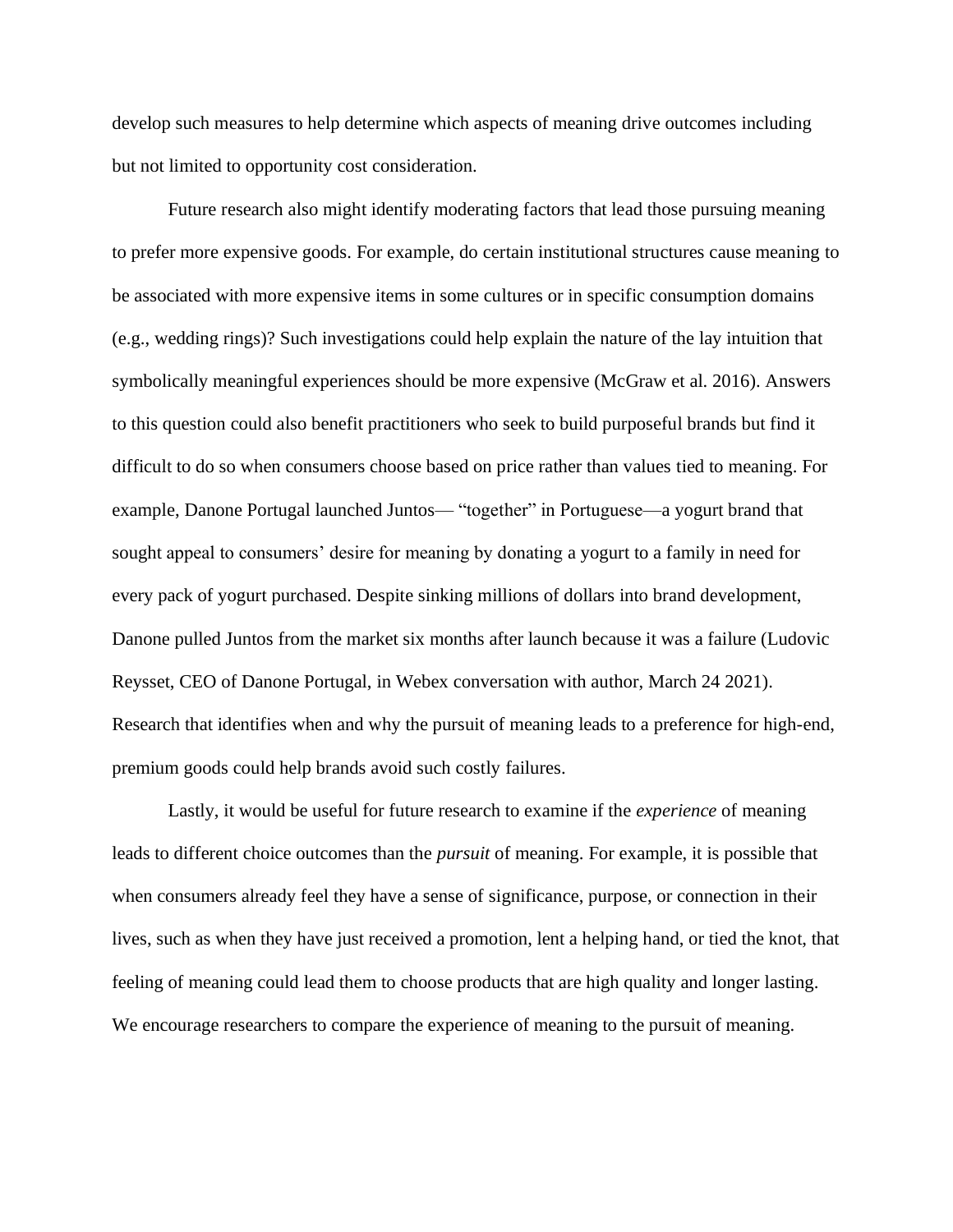develop such measures to help determine which aspects of meaning drive outcomes including but not limited to opportunity cost consideration.

Future research also might identify moderating factors that lead those pursuing meaning to prefer more expensive goods. For example, do certain institutional structures cause meaning to be associated with more expensive items in some cultures or in specific consumption domains (e.g., wedding rings)? Such investigations could help explain the nature of the lay intuition that symbolically meaningful experiences should be more expensive (McGraw et al. 2016). Answers to this question could also benefit practitioners who seek to build purposeful brands but find it difficult to do so when consumers choose based on price rather than values tied to meaning. For example, Danone Portugal launched Juntos— "together" in Portuguese—a yogurt brand that sought appeal to consumers' desire for meaning by donating a yogurt to a family in need for every pack of yogurt purchased. Despite sinking millions of dollars into brand development, Danone pulled Juntos from the market six months after launch because it was a failure (Ludovic Reysset, CEO of Danone Portugal, in Webex conversation with author, March 24 2021). Research that identifies when and why the pursuit of meaning leads to a preference for high-end, premium goods could help brands avoid such costly failures.

Lastly, it would be useful for future research to examine if the *experience* of meaning leads to different choice outcomes than the *pursuit* of meaning. For example, it is possible that when consumers already feel they have a sense of significance, purpose, or connection in their lives, such as when they have just received a promotion, lent a helping hand, or tied the knot, that feeling of meaning could lead them to choose products that are high quality and longer lasting. We encourage researchers to compare the experience of meaning to the pursuit of meaning.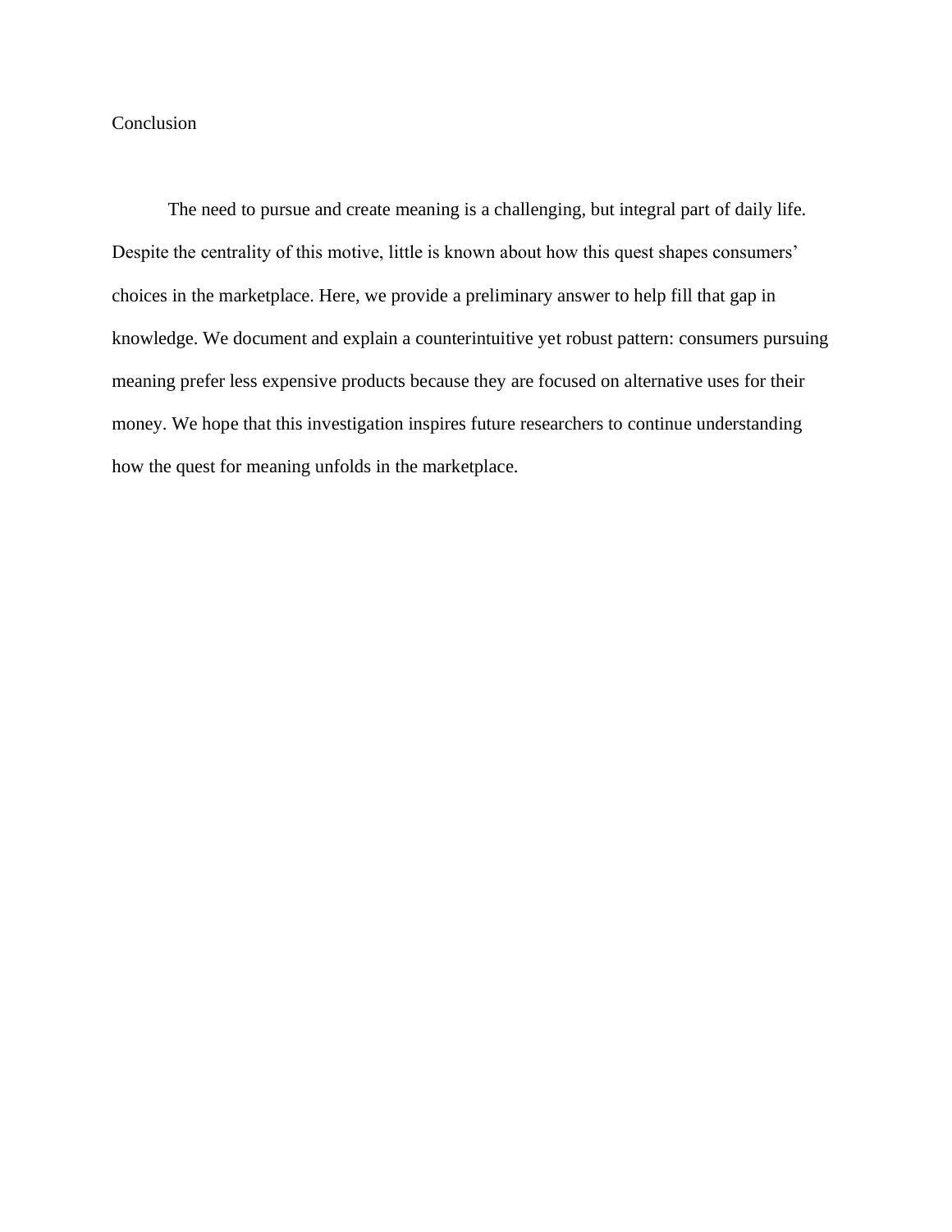# Conclusion

The need to pursue and create meaning is a challenging, but integral part of daily life. Despite the centrality of this motive, little is known about how this quest shapes consumers' choices in the marketplace. Here, we provide a preliminary answer to help fill that gap in knowledge. We document and explain a counterintuitive yet robust pattern: consumers pursuing meaning prefer less expensive products because they are focused on alternative uses for their money. We hope that this investigation inspires future researchers to continue understanding how the quest for meaning unfolds in the marketplace.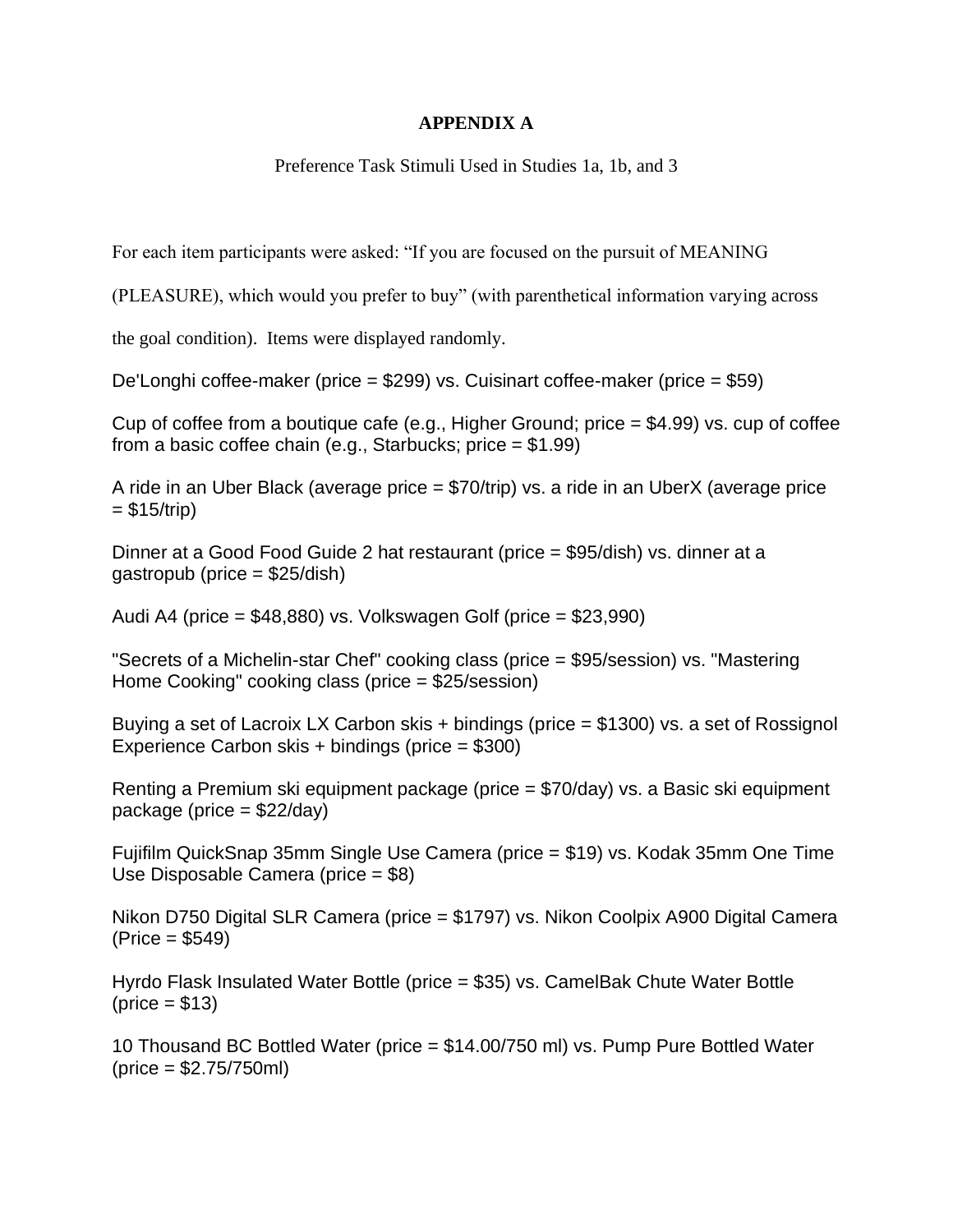# APPENDIX A

Preference Task Stimuli Used in Studies 1a, 1b, and 3

For each item participants were asked: "If you are focused on the pursuit of MEANING (PLEASURE), which would you prefer to buy" (with parenthetical information varying across the goal condition). Items were displayed randomly.

De'Longhi coffee-maker (price = $299) vs. Cuisinart coffee-maker (price = $59)

Cup of coffee from a boutique cafe (e.g., Higher Ground; price = $4.99) vs. cup of coffee from a basic coffee chain (e.g., Starbucks; price = $1.99)

A ride in an Uber Black (average price = $70/trip) vs. a ride in an UberX (average price = $15/trip)

Dinner at a Good Food Guide 2 hat restaurant (price = $95/dish) vs. dinner at a gastropub (price = $25/dish)

Audi A4 (price = $48,880) vs. Volkswagen Golf (price = $23,990)

"Secrets of a Michelin-star Chef" cooking class (price = $95/session) vs. "Mastering Home Cooking" cooking class (price = $25/session)

Buying a set of Lacroix LX Carbon skis + bindings (price = $1300) vs. a set of Rossignol Experience Carbon skis + bindings (price = $300)

Renting a Premium ski equipment package (price = $70/day) vs. a Basic ski equipment package (price = $22/day)

Fujifilm QuickSnap 35mm Single Use Camera (price = $19) vs. Kodak 35mm One Time Use Disposable Camera (price = $8)

Nikon D750 Digital SLR Camera (price = $1797) vs. Nikon Coolpix A900 Digital Camera (Price = $549)

Hyrdo Flask Insulated Water Bottle (price = $35) vs. CamelBak Chute Water Bottle (price = $13)

10 Thousand BC Bottled Water (price = $14.00/750 ml) vs. Pump Pure Bottled Water (price = $2.75/750ml)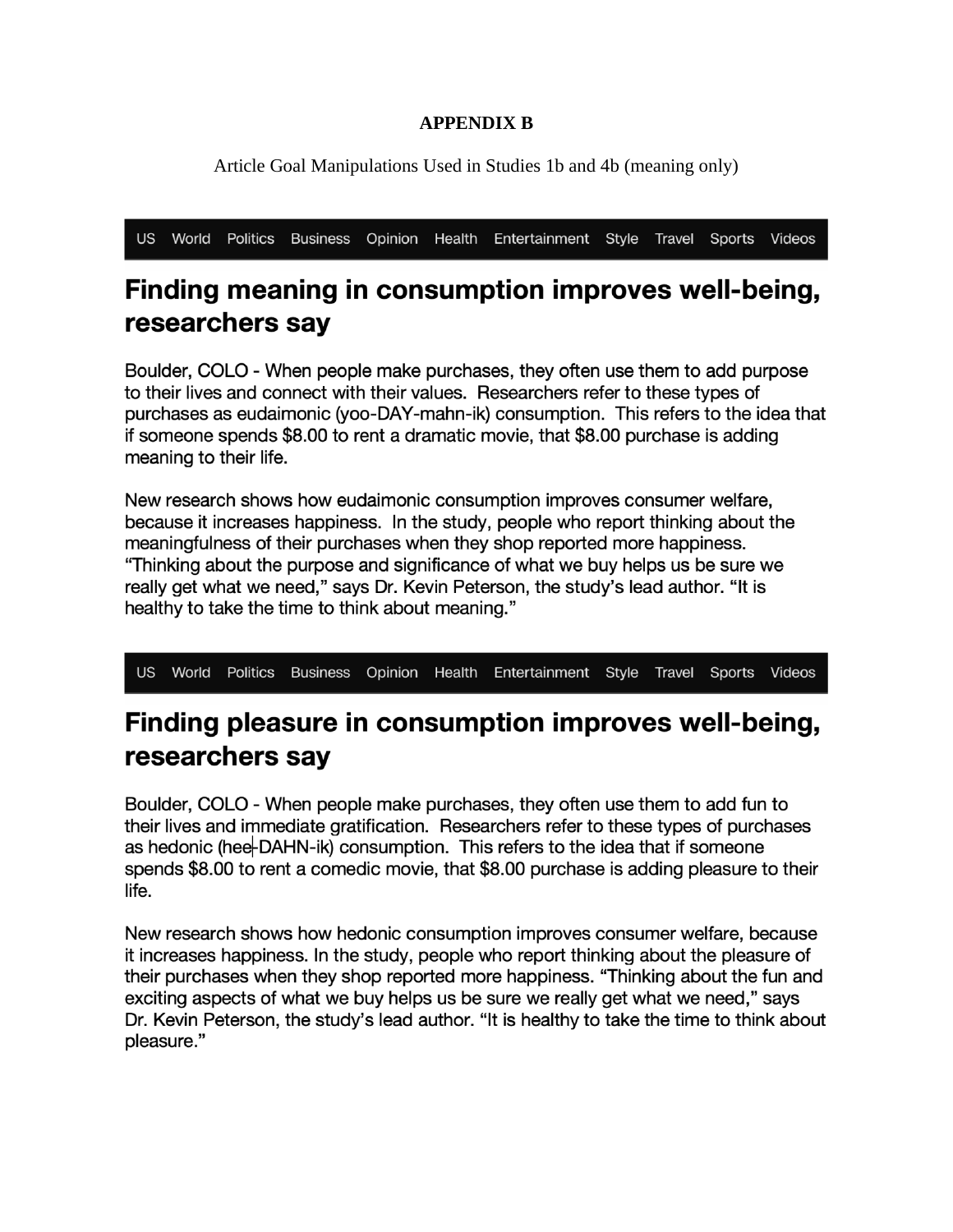**APPENDIX B**

Article Goal Manipulations Used in Studies 1b and 4b (meaning only)

US World Politics Business Opinion Health Entertainment Style Travel Sports Videos

# Finding meaning in consumption improves well-being, researchers say

Boulder, COLO - When people make purchases, they often use them to add purpose to their lives and connect with their values. Researchers refer to these types of purchases as eudaimonic (yoo-DAY-mahn-ik) consumption. This refers to the idea that if someone spends $8.00 to rent a dramatic movie, that $8.00 purchase is adding meaning to their life.

New research shows how eudaimonic consumption improves consumer welfare, because it increases happiness. In the study, people who report thinking about the meaningfulness of their purchases when they shop reported more happiness. "Thinking about the purpose and significance of what we buy helps us be sure we really get what we need," says Dr. Kevin Peterson, the study's lead author. "It is healthy to take the time to think about meaning."

US World Politics Business Opinion Health Entertainment Style Travel Sports Videos

# Finding pleasure in consumption improves well-being, researchers say

Boulder, COLO - When people make purchases, they often use them to add fun to their lives and immediate gratification. Researchers refer to these types of purchases as hedonic (hee-DAHN-ik) consumption. This refers to the idea that if someone spends $8.00 to rent a comedic movie, that $8.00 purchase is adding pleasure to their life.

New research shows how hedonic consumption improves consumer welfare, because it increases happiness. In the study, people who report thinking about the pleasure of their purchases when they shop reported more happiness. "Thinking about the fun and exciting aspects of what we buy helps us be sure we really get what we need," says Dr. Kevin Peterson, the study's lead author. "It is healthy to take the time to think about pleasure."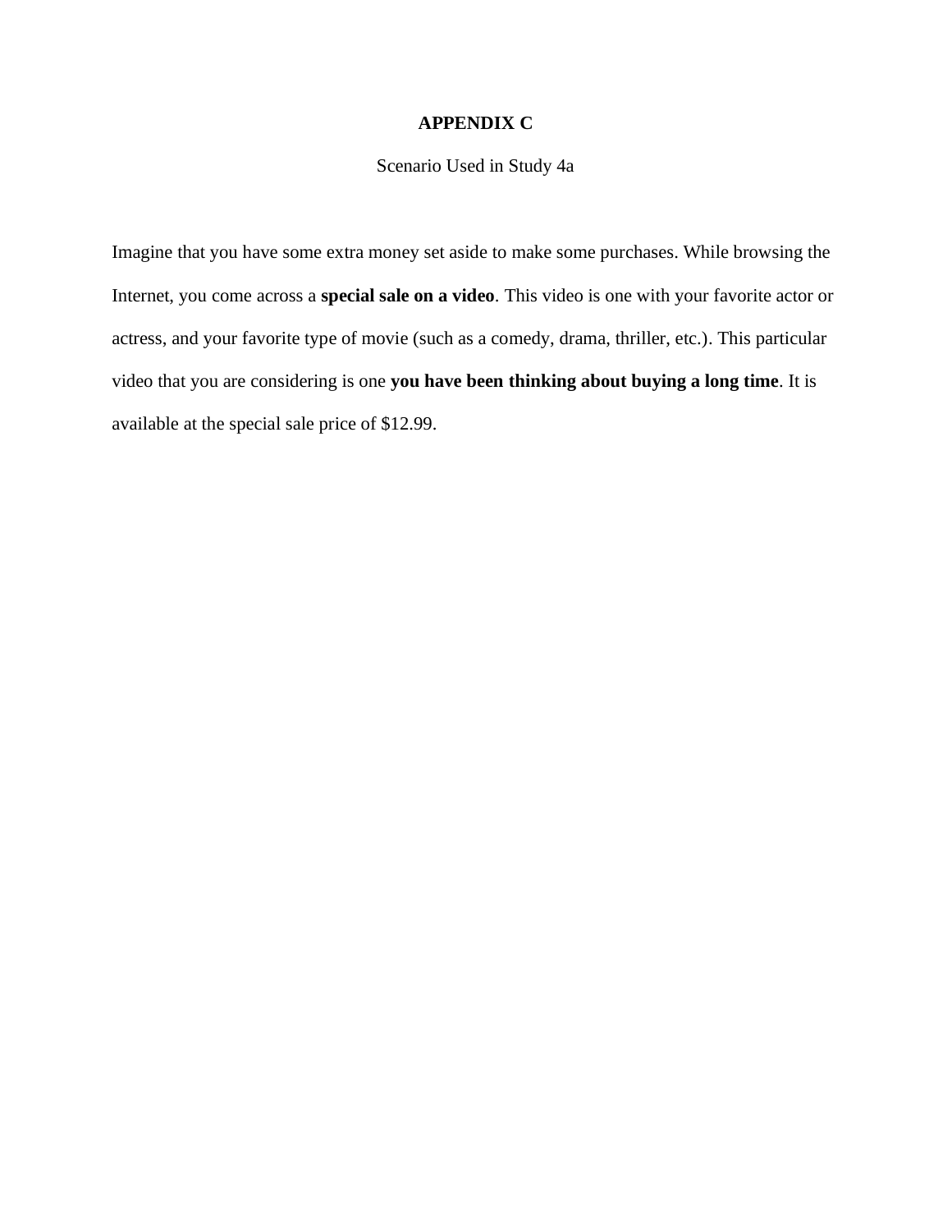# APPENDIX C

Scenario Used in Study 4a

Imagine that you have some extra money set aside to make some purchases. While browsing the Internet, you come across a **special sale on a video**. This video is one with your favorite actor or actress, and your favorite type of movie (such as a comedy, drama, thriller, etc.). This particular video that you are considering is one **you have been thinking about buying a long time**. It is available at the special sale price of $12.99.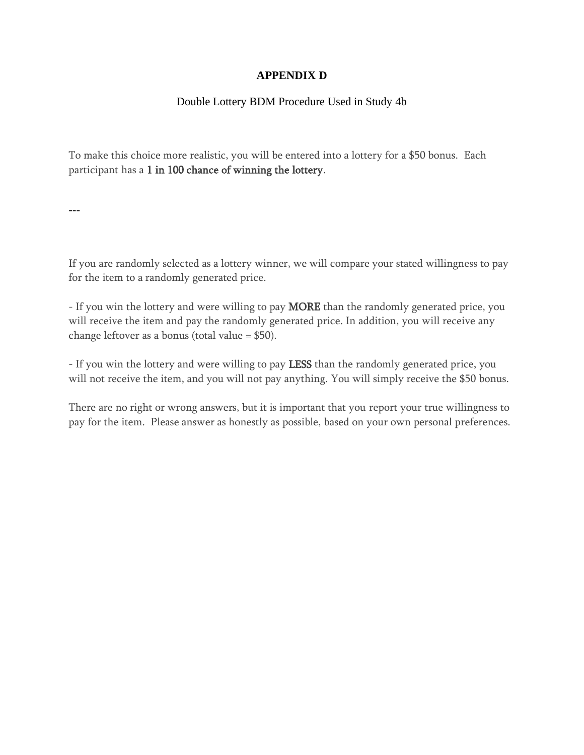**APPENDIX D**

Double Lottery BDM Procedure Used in Study 4b

To make this choice more realistic, you will be entered into a lottery for a $50 bonus. Each participant has a 1 in 100 chance of winning the lottery.

---

If you are randomly selected as a lottery winner, we will compare your stated willingness to pay for the item to a randomly generated price.

- If you win the lottery and were willing to pay MORE than the randomly generated price, you will receive the item and pay the randomly generated price. In addition, you will receive any change leftover as a bonus (total value = $50).

- If you win the lottery and were willing to pay LESS than the randomly generated price, you will not receive the item, and you will not pay anything. You will simply receive the $50 bonus.

There are no right or wrong answers, but it is important that you report your true willingness to pay for the item. Please answer as honestly as possible, based on your own personal preferences.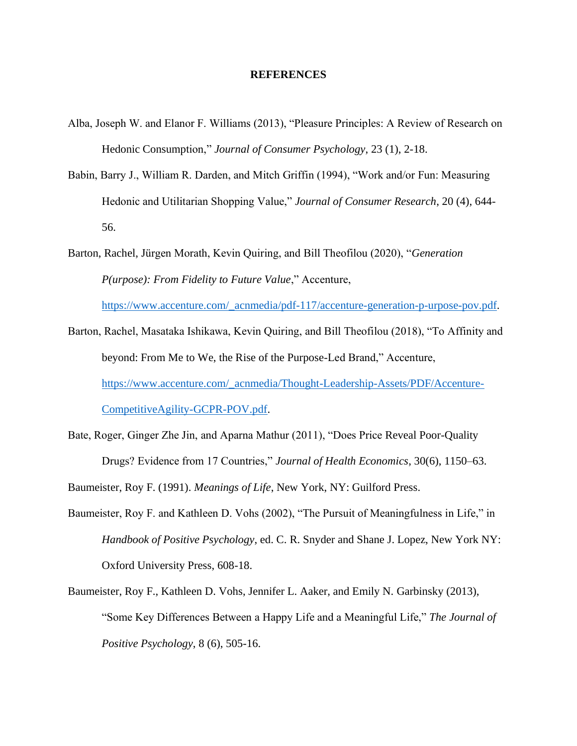## REFERENCES

Alba, Joseph W. and Elanor F. Williams (2013), "Pleasure Principles: A Review of Research on Hedonic Consumption," *Journal of Consumer Psychology*, 23 (1), 2-18.

Babin, Barry J., William R. Darden, and Mitch Griffin (1994), "Work and/or Fun: Measuring Hedonic and Utilitarian Shopping Value," *Journal of Consumer Research*, 20 (4), 644-56.

Barton, Rachel, Jürgen Morath, Kevin Quiring, and Bill Theofilou (2020), "*Generation P(urpose): From Fidelity to Future Value*," Accenture, https://www.accenture.com/_acnmedia/pdf-117/accenture-generation-p-urpose-pov.pdf.

Barton, Rachel, Masataka Ishikawa, Kevin Quiring, and Bill Theofilou (2018), "To Affinity and beyond: From Me to We, the Rise of the Purpose-Led Brand," Accenture, https://www.accenture.com/_acnmedia/Thought-Leadership-Assets/PDF/Accenture-CompetitiveAgility-GCPR-POV.pdf.

Bate, Roger, Ginger Zhe Jin, and Aparna Mathur (2011), "Does Price Reveal Poor-Quality Drugs? Evidence from 17 Countries," *Journal of Health Economics*, 30(6), 1150–63.

Baumeister, Roy F. (1991). *Meanings of Life*, New York, NY: Guilford Press.

Baumeister, Roy F. and Kathleen D. Vohs (2002), "The Pursuit of Meaningfulness in Life," in *Handbook of Positive Psychology*, ed. C. R. Snyder and Shane J. Lopez, New York NY: Oxford University Press, 608-18.

Baumeister, Roy F., Kathleen D. Vohs, Jennifer L. Aaker, and Emily N. Garbinsky (2013), "Some Key Differences Between a Happy Life and a Meaningful Life," *The Journal of Positive Psychology*, 8 (6), 505-16.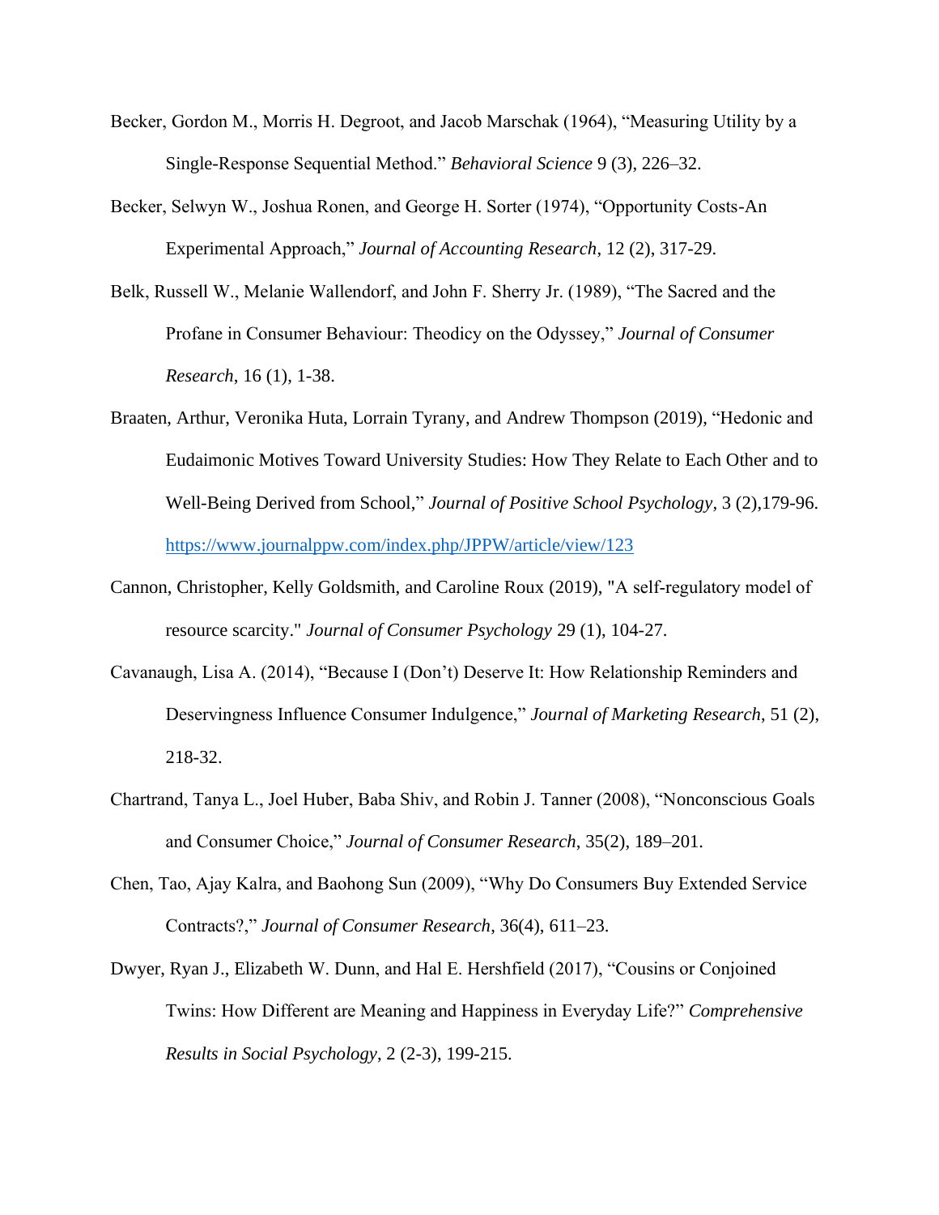Becker, Gordon M., Morris H. Degroot, and Jacob Marschak (1964), "Measuring Utility by a Single-Response Sequential Method." *Behavioral Science* 9 (3), 226–32.

Becker, Selwyn W., Joshua Ronen, and George H. Sorter (1974), "Opportunity Costs-An Experimental Approach," *Journal of Accounting Research*, 12 (2), 317-29.

Belk, Russell W., Melanie Wallendorf, and John F. Sherry Jr. (1989), "The Sacred and the Profane in Consumer Behaviour: Theodicy on the Odyssey," *Journal of Consumer Research*, 16 (1), 1-38.

Braaten, Arthur, Veronika Huta, Lorrain Tyrany, and Andrew Thompson (2019), "Hedonic and Eudaimonic Motives Toward University Studies: How They Relate to Each Other and to Well-Being Derived from School," *Journal of Positive School Psychology*, 3 (2),179-96. https://www.journalppw.com/index.php/JPPW/article/view/123

Cannon, Christopher, Kelly Goldsmith, and Caroline Roux (2019), "A self-regulatory model of resource scarcity." *Journal of Consumer Psychology* 29 (1), 104-27.

Cavanaugh, Lisa A. (2014), "Because I (Don't) Deserve It: How Relationship Reminders and Deservingness Influence Consumer Indulgence," *Journal of Marketing Research*, 51 (2), 218-32.

Chartrand, Tanya L., Joel Huber, Baba Shiv, and Robin J. Tanner (2008), "Nonconscious Goals and Consumer Choice," *Journal of Consumer Research*, 35(2), 189–201.

Chen, Tao, Ajay Kalra, and Baohong Sun (2009), "Why Do Consumers Buy Extended Service Contracts?," *Journal of Consumer Research*, 36(4), 611–23.

Dwyer, Ryan J., Elizabeth W. Dunn, and Hal E. Hershfield (2017), "Cousins or Conjoined Twins: How Different are Meaning and Happiness in Everyday Life?" *Comprehensive Results in Social Psychology*, 2 (2-3), 199-215.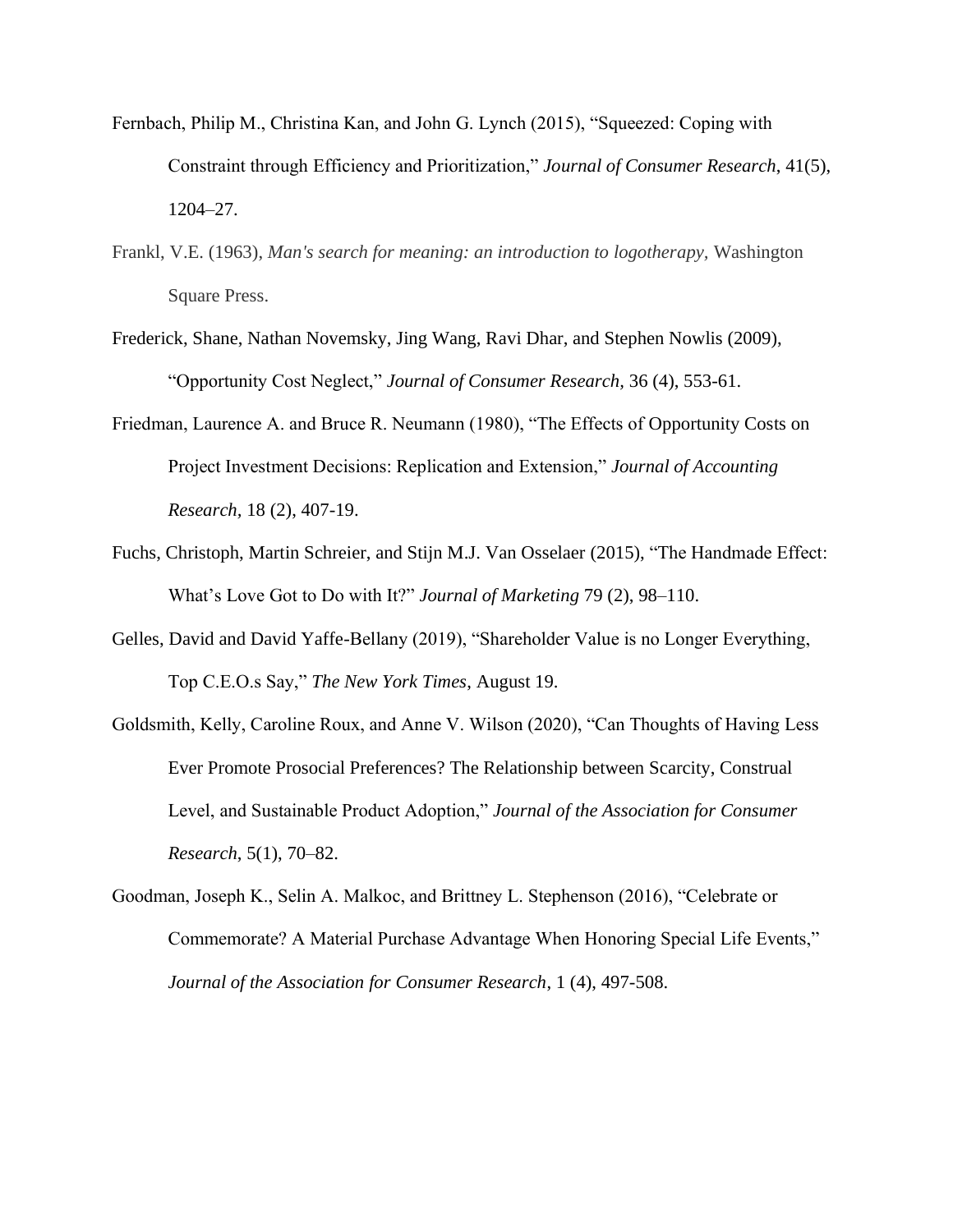Fernbach, Philip M., Christina Kan, and John G. Lynch (2015), "Squeezed: Coping with Constraint through Efficiency and Prioritization," *Journal of Consumer Research*, 41(5), 1204–27.

Frankl, V.E. (1963), *Man's search for meaning: an introduction to logotherapy*, Washington Square Press.

Frederick, Shane, Nathan Novemsky, Jing Wang, Ravi Dhar, and Stephen Nowlis (2009), "Opportunity Cost Neglect," *Journal of Consumer Research*, 36 (4), 553-61.

Friedman, Laurence A. and Bruce R. Neumann (1980), "The Effects of Opportunity Costs on Project Investment Decisions: Replication and Extension," *Journal of Accounting Research*, 18 (2), 407-19.

Fuchs, Christoph, Martin Schreier, and Stijn M.J. Van Osselaer (2015), "The Handmade Effect: What's Love Got to Do with It?" *Journal of Marketing* 79 (2), 98–110.

Gelles, David and David Yaffe-Bellany (2019), "Shareholder Value is no Longer Everything, Top C.E.O.s Say," *The New York Times*, August 19.

Goldsmith, Kelly, Caroline Roux, and Anne V. Wilson (2020), "Can Thoughts of Having Less Ever Promote Prosocial Preferences? The Relationship between Scarcity, Construal Level, and Sustainable Product Adoption," *Journal of the Association for Consumer Research*, 5(1), 70–82.

Goodman, Joseph K., Selin A. Malkoc, and Brittney L. Stephenson (2016), "Celebrate or Commemorate? A Material Purchase Advantage When Honoring Special Life Events," *Journal of the Association for Consumer Research*, 1 (4), 497-508.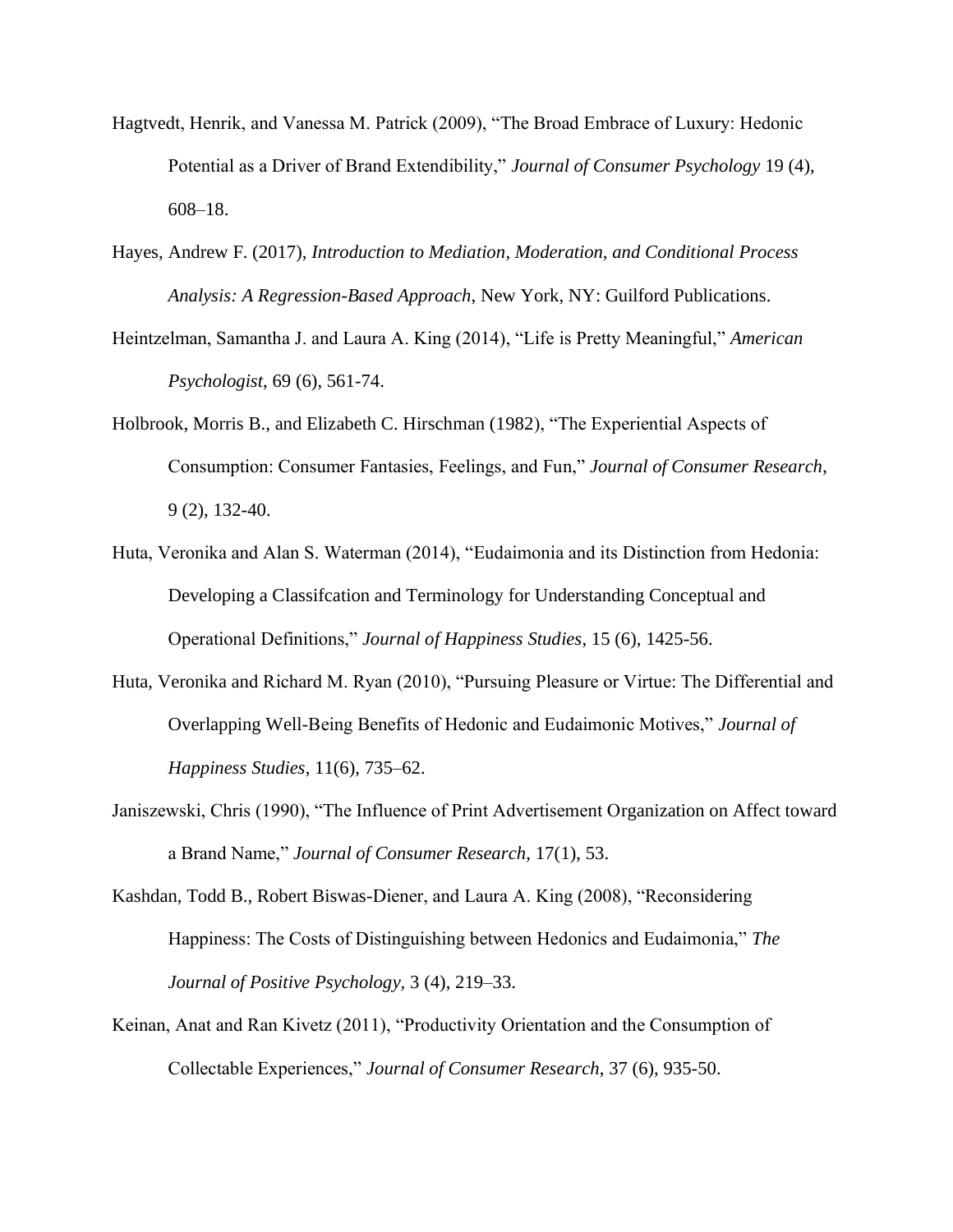Hagtvedt, Henrik, and Vanessa M. Patrick (2009), "The Broad Embrace of Luxury: Hedonic Potential as a Driver of Brand Extendibility," *Journal of Consumer Psychology* 19 (4), 608–18.

Hayes, Andrew F. (2017), *Introduction to Mediation, Moderation, and Conditional Process Analysis: A Regression-Based Approach*, New York, NY: Guilford Publications.

Heintzelman, Samantha J. and Laura A. King (2014), "Life is Pretty Meaningful," *American Psychologist*, 69 (6), 561-74.

Holbrook, Morris B., and Elizabeth C. Hirschman (1982), "The Experiential Aspects of Consumption: Consumer Fantasies, Feelings, and Fun," *Journal of Consumer Research*, 9 (2), 132-40.

Huta, Veronika and Alan S. Waterman (2014), "Eudaimonia and its Distinction from Hedonia: Developing a Classifcation and Terminology for Understanding Conceptual and Operational Definitions," *Journal of Happiness Studies*, 15 (6), 1425-56.

Huta, Veronika and Richard M. Ryan (2010), "Pursuing Pleasure or Virtue: The Differential and Overlapping Well-Being Benefits of Hedonic and Eudaimonic Motives," *Journal of Happiness Studies*, 11(6), 735–62.

Janiszewski, Chris (1990), "The Influence of Print Advertisement Organization on Affect toward a Brand Name," *Journal of Consumer Research*, 17(1), 53.

Kashdan, Todd B., Robert Biswas-Diener, and Laura A. King (2008), "Reconsidering Happiness: The Costs of Distinguishing between Hedonics and Eudaimonia," *The Journal of Positive Psychology*, 3 (4), 219–33.

Keinan, Anat and Ran Kivetz (2011), "Productivity Orientation and the Consumption of Collectable Experiences," *Journal of Consumer Research*, 37 (6), 935-50.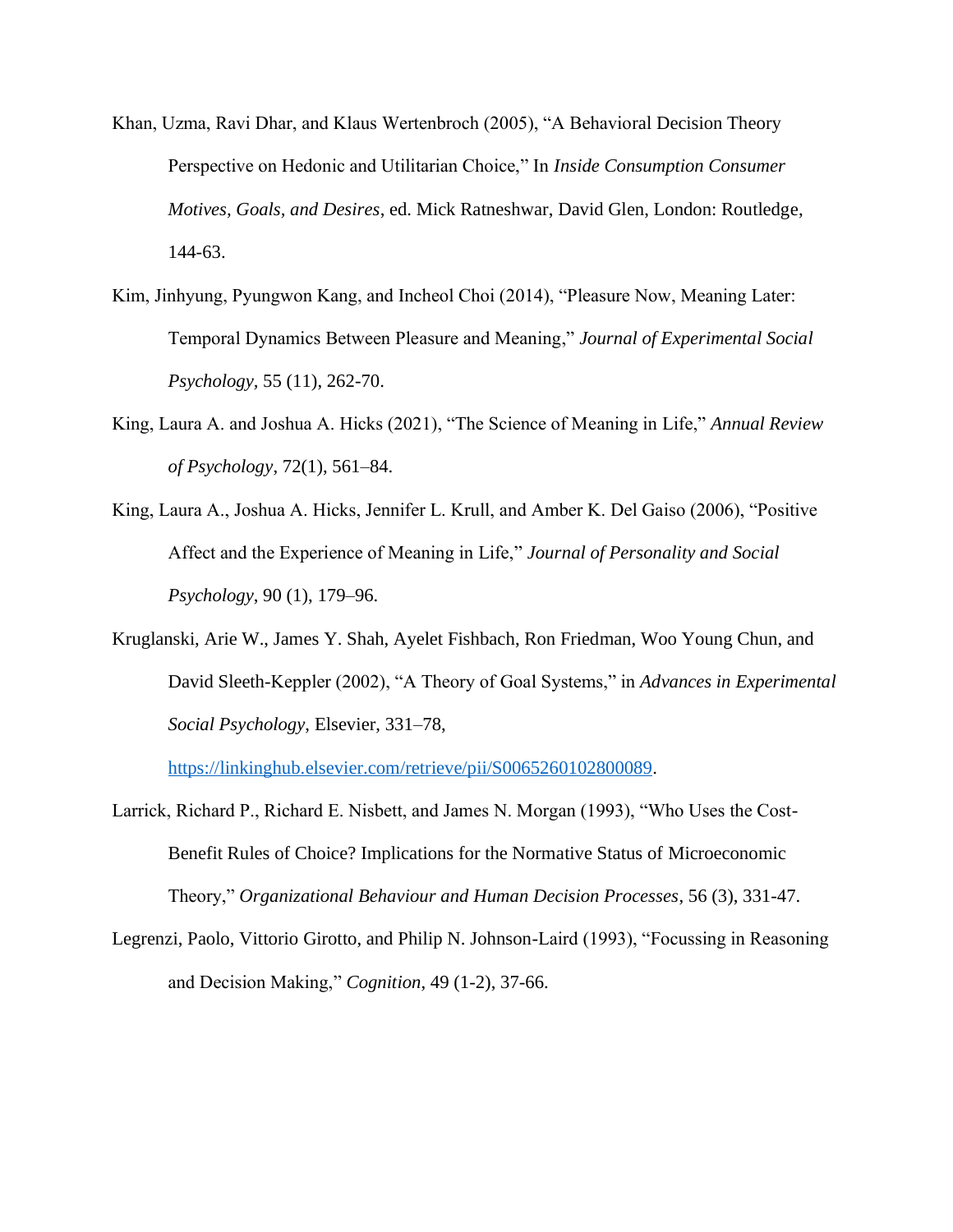Khan, Uzma, Ravi Dhar, and Klaus Wertenbroch (2005), "A Behavioral Decision Theory Perspective on Hedonic and Utilitarian Choice," In *Inside Consumption Consumer Motives, Goals, and Desires*, ed. Mick Ratneshwar, David Glen, London: Routledge, 144-63.

Kim, Jinhyung, Pyungwon Kang, and Incheol Choi (2014), "Pleasure Now, Meaning Later: Temporal Dynamics Between Pleasure and Meaning," *Journal of Experimental Social Psychology*, 55 (11), 262-70.

King, Laura A. and Joshua A. Hicks (2021), "The Science of Meaning in Life," *Annual Review of Psychology*, 72(1), 561–84.

King, Laura A., Joshua A. Hicks, Jennifer L. Krull, and Amber K. Del Gaiso (2006), "Positive Affect and the Experience of Meaning in Life," *Journal of Personality and Social Psychology*, 90 (1), 179–96.

Kruglanski, Arie W., James Y. Shah, Ayelet Fishbach, Ron Friedman, Woo Young Chun, and David Sleeth-Keppler (2002), "A Theory of Goal Systems," in *Advances in Experimental Social Psychology*, Elsevier, 331–78, https://linkinghub.elsevier.com/retrieve/pii/S0065260102800089.

Larrick, Richard P., Richard E. Nisbett, and James N. Morgan (1993), "Who Uses the Cost-Benefit Rules of Choice? Implications for the Normative Status of Microeconomic Theory," *Organizational Behaviour and Human Decision Processes*, 56 (3), 331-47.

Legrenzi, Paolo, Vittorio Girotto, and Philip N. Johnson-Laird (1993), "Focussing in Reasoning and Decision Making," *Cognition*, 49 (1-2), 37-66.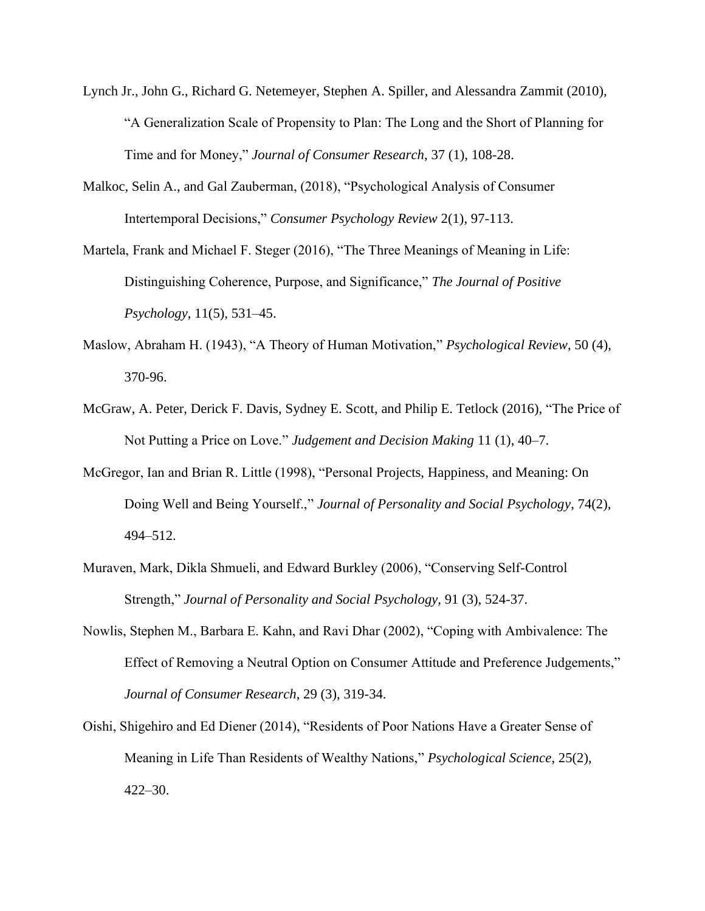Lynch Jr., John G., Richard G. Netemeyer, Stephen A. Spiller, and Alessandra Zammit (2010), "A Generalization Scale of Propensity to Plan: The Long and the Short of Planning for Time and for Money," *Journal of Consumer Research*, 37 (1), 108-28.

Malkoc, Selin A., and Gal Zauberman, (2018), "Psychological Analysis of Consumer Intertemporal Decisions," *Consumer Psychology Review* 2(1), 97-113.

Martela, Frank and Michael F. Steger (2016), "The Three Meanings of Meaning in Life: Distinguishing Coherence, Purpose, and Significance," *The Journal of Positive Psychology*, 11(5), 531–45.

Maslow, Abraham H. (1943), "A Theory of Human Motivation," *Psychological Review*, 50 (4), 370-96.

McGraw, A. Peter, Derick F. Davis, Sydney E. Scott, and Philip E. Tetlock (2016), "The Price of Not Putting a Price on Love." *Judgement and Decision Making* 11 (1), 40–7.

McGregor, Ian and Brian R. Little (1998), "Personal Projects, Happiness, and Meaning: On Doing Well and Being Yourself.," *Journal of Personality and Social Psychology*, 74(2), 494–512.

Muraven, Mark, Dikla Shmueli, and Edward Burkley (2006), "Conserving Self-Control Strength," *Journal of Personality and Social Psychology,* 91 (3), 524-37.

Nowlis, Stephen M., Barbara E. Kahn, and Ravi Dhar (2002), "Coping with Ambivalence: The Effect of Removing a Neutral Option on Consumer Attitude and Preference Judgements," *Journal of Consumer Research*, 29 (3), 319-34.

Oishi, Shigehiro and Ed Diener (2014), "Residents of Poor Nations Have a Greater Sense of Meaning in Life Than Residents of Wealthy Nations," *Psychological Science*, 25(2), 422–30.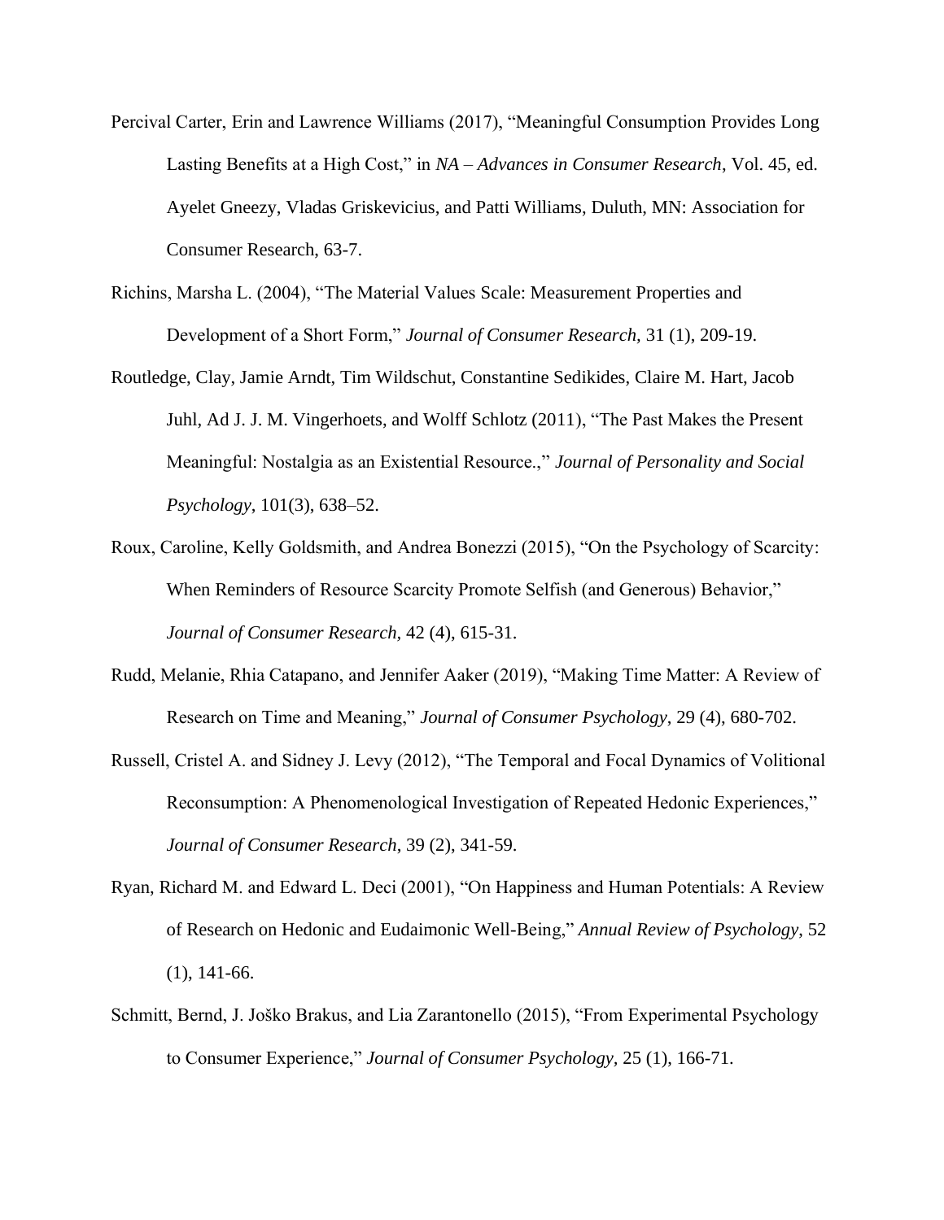Percival Carter, Erin and Lawrence Williams (2017), "Meaningful Consumption Provides Long Lasting Benefits at a High Cost," in *NA – Advances in Consumer Research*, Vol. 45, ed. Ayelet Gneezy, Vladas Griskevicius, and Patti Williams, Duluth, MN: Association for Consumer Research, 63-7.

Richins, Marsha L. (2004), "The Material Values Scale: Measurement Properties and Development of a Short Form," *Journal of Consumer Research*, 31 (1), 209-19.

Routledge, Clay, Jamie Arndt, Tim Wildschut, Constantine Sedikides, Claire M. Hart, Jacob Juhl, Ad J. J. M. Vingerhoets, and Wolff Schlotz (2011), "The Past Makes the Present Meaningful: Nostalgia as an Existential Resource.," *Journal of Personality and Social Psychology*, 101(3), 638–52.

Roux, Caroline, Kelly Goldsmith, and Andrea Bonezzi (2015), "On the Psychology of Scarcity: When Reminders of Resource Scarcity Promote Selfish (and Generous) Behavior," *Journal of Consumer Research*, 42 (4), 615-31.

Rudd, Melanie, Rhia Catapano, and Jennifer Aaker (2019), "Making Time Matter: A Review of Research on Time and Meaning," *Journal of Consumer Psychology*, 29 (4), 680-702.

Russell, Cristel A. and Sidney J. Levy (2012), "The Temporal and Focal Dynamics of Volitional Reconsumption: A Phenomenological Investigation of Repeated Hedonic Experiences," *Journal of Consumer Research*, 39 (2), 341-59.

Ryan, Richard M. and Edward L. Deci (2001), "On Happiness and Human Potentials: A Review of Research on Hedonic and Eudaimonic Well-Being," *Annual Review of Psychology*, 52 (1), 141-66.

Schmitt, Bernd, J. Joško Brakus, and Lia Zarantonello (2015), "From Experimental Psychology to Consumer Experience," *Journal of Consumer Psychology*, 25 (1), 166-71.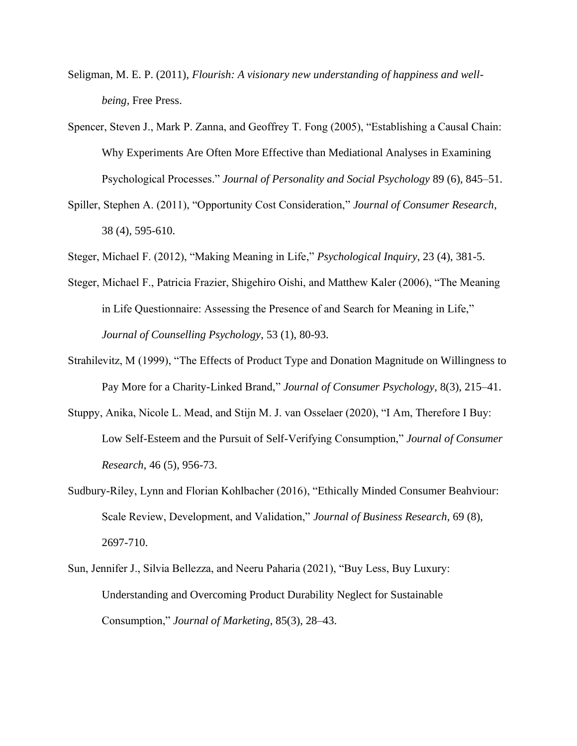Seligman, M. E. P. (2011), *Flourish: A visionary new understanding of happiness and well-being*, Free Press.

Spencer, Steven J., Mark P. Zanna, and Geoffrey T. Fong (2005), "Establishing a Causal Chain: Why Experiments Are Often More Effective than Mediational Analyses in Examining Psychological Processes." *Journal of Personality and Social Psychology* 89 (6), 845–51.

Spiller, Stephen A. (2011), "Opportunity Cost Consideration," *Journal of Consumer Research*, 38 (4), 595-610.

Steger, Michael F. (2012), "Making Meaning in Life," *Psychological Inquiry*, 23 (4), 381-5.

Steger, Michael F., Patricia Frazier, Shigehiro Oishi, and Matthew Kaler (2006), "The Meaning in Life Questionnaire: Assessing the Presence of and Search for Meaning in Life," *Journal of Counselling Psychology*, 53 (1), 80-93.

Strahilevitz, M (1999), "The Effects of Product Type and Donation Magnitude on Willingness to Pay More for a Charity-Linked Brand," *Journal of Consumer Psychology*, 8(3), 215–41.

Stuppy, Anika, Nicole L. Mead, and Stijn M. J. van Osselaer (2020), "I Am, Therefore I Buy: Low Self-Esteem and the Pursuit of Self-Verifying Consumption," *Journal of Consumer Research*, 46 (5), 956-73.

Sudbury-Riley, Lynn and Florian Kohlbacher (2016), "Ethically Minded Consumer Beahviour: Scale Review, Development, and Validation," *Journal of Business Research*, 69 (8), 2697-710.

Sun, Jennifer J., Silvia Bellezza, and Neeru Paharia (2021), "Buy Less, Buy Luxury: Understanding and Overcoming Product Durability Neglect for Sustainable Consumption," *Journal of Marketing*, 85(3), 28–43.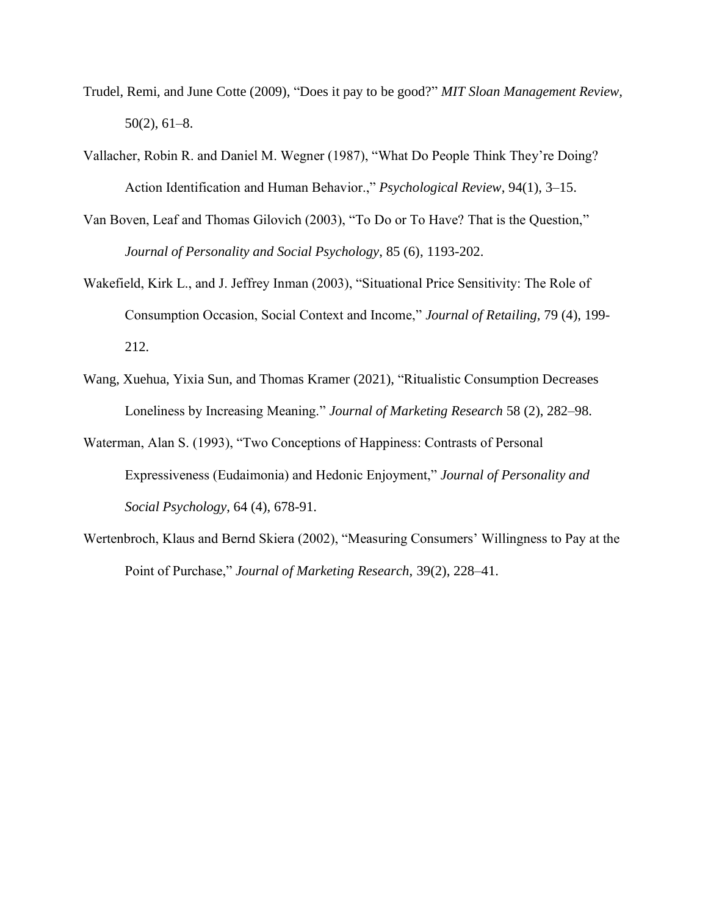Trudel, Remi, and June Cotte (2009), "Does it pay to be good?" *MIT Sloan Management Review*, 50(2), 61–8.

Vallacher, Robin R. and Daniel M. Wegner (1987), "What Do People Think They're Doing? Action Identification and Human Behavior.," *Psychological Review*, 94(1), 3–15.

Van Boven, Leaf and Thomas Gilovich (2003), "To Do or To Have? That is the Question," *Journal of Personality and Social Psychology*, 85 (6), 1193-202.

Wakefield, Kirk L., and J. Jeffrey Inman (2003), "Situational Price Sensitivity: The Role of Consumption Occasion, Social Context and Income," *Journal of Retailing*, 79 (4), 199-212.

Wang, Xuehua, Yixia Sun, and Thomas Kramer (2021), "Ritualistic Consumption Decreases Loneliness by Increasing Meaning." *Journal of Marketing Research* 58 (2), 282–98.

Waterman, Alan S. (1993), "Two Conceptions of Happiness: Contrasts of Personal Expressiveness (Eudaimonia) and Hedonic Enjoyment," *Journal of Personality and Social Psychology*, 64 (4), 678-91.

Wertenbroch, Klaus and Bernd Skiera (2002), "Measuring Consumers' Willingness to Pay at the Point of Purchase," *Journal of Marketing Research*, 39(2), 228–41.